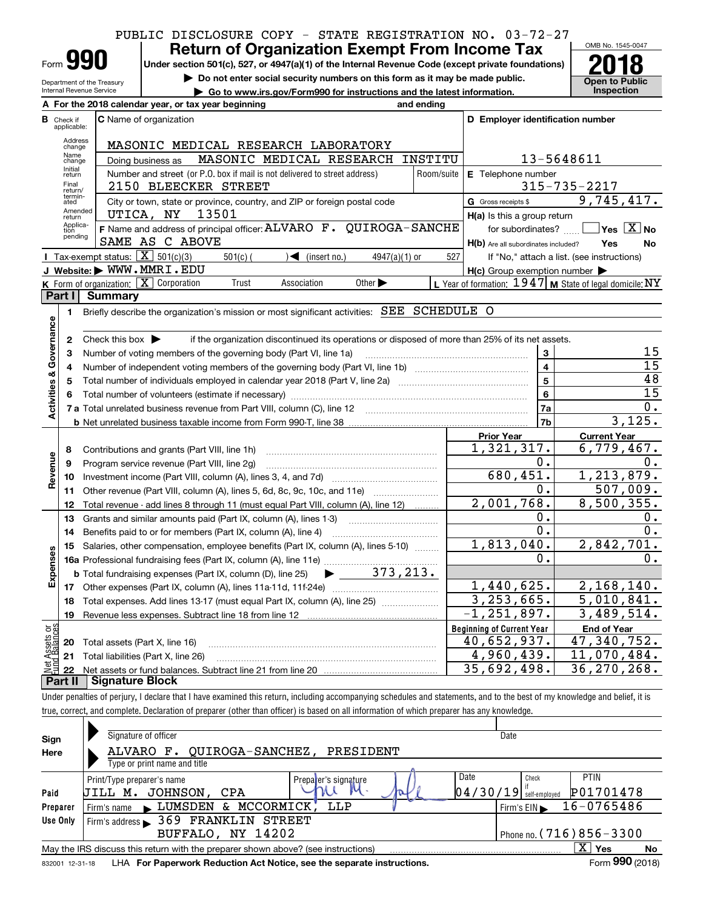PUBLIC DISCLOSURE COPY - STATE REGISTRATION NO. 03-72-27

# Form 990 — Return of Organization Exempt From Income Tax

Under section 501(c), 527, or 4947(a)(1) of the Internal Revenue Code (except private foundations)

▶ Do not enter social security numbers on this form as it may be made public.

▶ Go to www.irs.gov/Form990 for instructions and the latest information.

Department of the Treasury, Internal Revenue Service

OMB No. 1545-0047 — **2018** — Open to Public Inspection

**A** For the 2018 calendar year, or tax year beginning ______ and ending ______

**B** Check if applicable: Address change, Name change, Initial return, Final return/terminated, Amended return, Application pending

**C** Name of organization: MASONIC MEDICAL RESEARCH LABORATORY

Doing business as: MASONIC MEDICAL RESEARCH INSTITU

Number and street (or P.O. box if mail is not delivered to street address): 2150 BLEECKER STREET — Room/suite:

City or town, state or province, country, and ZIP or foreign postal code: UTICA, NY 13501

**D** Employer identification number: 13-5648611

**E** Telephone number: 315-735-2217

**G** Gross receipts $ 9,745,417.

**F** Name and address of principal officer: ALVARO F. QUIROGA-SANCHE, SAME AS C ABOVE

**H(a)** Is this a group return for subordinates? ☐ Yes ☒ No

**H(b)** Are all subordinates included? Yes No — If "No," attach a list. (see instructions)

**H(c)** Group exemption number ▶

**I** Tax-exempt status: ☒ 501(c)(3) ☐ 501(c) ( ) ◀ (insert no.) ☐ 4947(a)(1) or ☐ 527

**J** Website: ▶ WWW.MMRI.EDU

**K** Form of organization: ☒ Corporation ☐ Trust ☐ Association ☐ Other ▶

**L** Year of formation: 1947 **M** State of legal domicile: NY

## Part I Summary

**Activities & Governance**

1. Briefly describe the organization's mission or most significant activities: SEE SCHEDULE O
2. Check this box ▶ ☐ if the organization discontinued its operations or disposed of more than 25% of its net assets.

| | | Line | Value |
|---|---|---|---|
| 3 | Number of voting members of the governing body (Part VI, line 1a) | 3 | 15 |
| 4 | Number of independent voting members of the governing body (Part VI, line 1b) | 4 | 15 |
| 5 | Total number of individuals employed in calendar year 2018 (Part V, line 2a) | 5 | 48 |
| 6 | Total number of volunteers (estimate if necessary) | 6 | 15 |
| 7a | Total unrelated business revenue from Part VIII, column (C), line 12 | 7a | 0. |
| 7b | Net unrelated business taxable income from Form 990-T, line 38 | 7b | 3,125. |

| | | Prior Year | Current Year |
|---|---|---|---|
| **Revenue** | | | |
| 8 | Contributions and grants (Part VIII, line 1h) | 1,321,317. | 6,779,467. |
| 9 | Program service revenue (Part VIII, line 2g) | 0. | 0. |
| 10 | Investment income (Part VIII, column (A), lines 3, 4, and 7d) | 680,451. | 1,213,879. |
| 11 | Other revenue (Part VIII, column (A), lines 5, 6d, 8c, 9c, 10c, and 11e) | 0. | 507,009. |
| 12 | Total revenue - add lines 8 through 11 (must equal Part VIII, column (A), line 12) | 2,001,768. | 8,500,355. |
| **Expenses** | | | |
| 13 | Grants and similar amounts paid (Part IX, column (A), lines 1-3) | 0. | 0. |
| 14 | Benefits paid to or for members (Part IX, column (A), line 4) | 0. | 0. |
| 15 | Salaries, other compensation, employee benefits (Part IX, column (A), lines 5-10) | 1,813,040. | 2,842,701. |
| 16a | Professional fundraising fees (Part IX, column (A), line 11e) | 0. | 0. |
| b | Total fundraising expenses (Part IX, column (D), line 25) ▶ 373,213. | | |
| 17 | Other expenses (Part IX, column (A), lines 11a-11d, 11f-24e) | 1,440,625. | 2,168,140. |
| 18 | Total expenses. Add lines 13-17 (must equal Part IX, column (A), line 25) | 3,253,665. | 5,010,841. |
| 19 | Revenue less expenses. Subtract line 18 from line 12 | -1,251,897. | 3,489,514. |

| **Net Assets or Fund Balances** | | Beginning of Current Year | End of Year |
|---|---|---|---|
| 20 | Total assets (Part X, line 16) | 40,652,937. | 47,340,752. |
| 21 | Total liabilities (Part X, line 26) | 4,960,439. | 11,070,484. |
| 22 | Net assets or fund balances. Subtract line 21 from line 20 | 35,692,498. | 36,270,268. |

## Part II Signature Block

Under penalties of perjury, I declare that I have examined this return, including accompanying schedules and statements, and to the best of my knowledge and belief, it is true, correct, and complete. Declaration of preparer (other than officer) is based on all information of which preparer has any knowledge.

**Sign Here**

Signature of officer — Date

ALVARO F. QUIROGA-SANCHEZ, PRESIDENT

Type or print name and title

**Paid Preparer Use Only**

| Print/Type preparer's name | Preparer's signature | Date | Check if self-employed | PTIN |
|---|---|---|---|---|
| JILL M. JOHNSON, CPA | | 04/30/19 | | P01701478 |

Firm's name ▶ LUMSDEN & MCCORMICK, LLP — Firm's EIN ▶ 16-0765486

Firm's address ▶ 369 FRANKLIN STREET, BUFFALO, NY 14202 — Phone no. (716)856-3300

May the IRS discuss this return with the preparer shown above? (see instructions) ☒ Yes ☐ No

832001 12-31-18 LHA For Paperwork Reduction Act Notice, see the separate instructions. Form **990** (2018)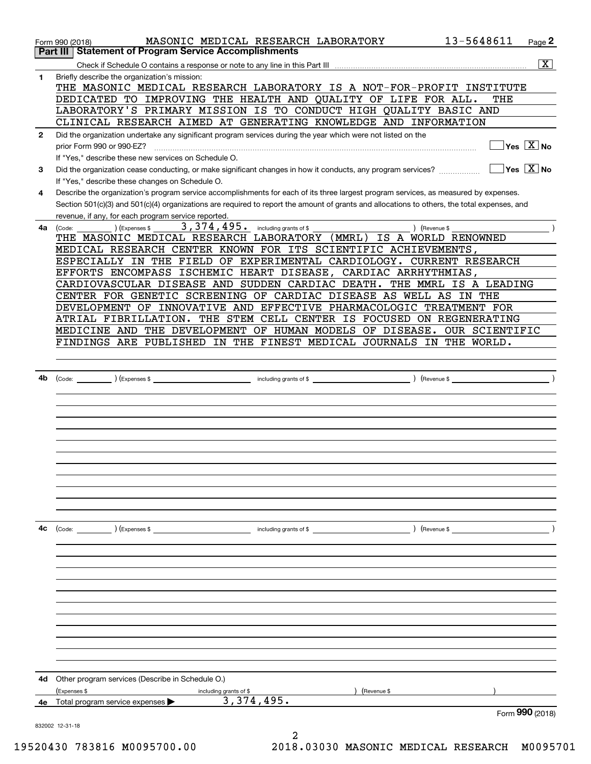Form 990 (2018) MASONIC MEDICAL RESEARCH LABORATORY 13-5648611 Page 2

## Part III Statement of Program Service Accomplishments

Check if Schedule O contains a response or note to any line in this Part III ..... [X]

**1** Briefly describe the organization's mission:

THE MASONIC MEDICAL RESEARCH LABORATORY IS A NOT-FOR-PROFIT INSTITUTE DEDICATED TO IMPROVING THE HEALTH AND QUALITY OF LIFE FOR ALL. THE LABORATORY'S PRIMARY MISSION IS TO CONDUCT HIGH QUALITY BASIC AND CLINICAL RESEARCH AIMED AT GENERATING KNOWLEDGE AND INFORMATION

**2** Did the organization undertake any significant program services during the year which were not listed on the prior Form 990 or 990-EZ? ..... [ ] Yes [X] No

If "Yes," describe these new services on Schedule O.

**3** Did the organization cease conducting, or make significant changes in how it conducts, any program services? ..... [ ] Yes [X] No

If "Yes," describe these changes on Schedule O.

**4** Describe the organization's program service accomplishments for each of its three largest program services, as measured by expenses. Section 501(c)(3) and 501(c)(4) organizations are required to report the amount of grants and allocations to others, the total expenses, and revenue, if any, for each program service reported.

**4a** (Code: ) (Expenses $ 3,374,495. including grants of $ ) (Revenue $ )

THE MASONIC MEDICAL RESEARCH LABORATORY (MMRL) IS A WORLD RENOWNED MEDICAL RESEARCH CENTER KNOWN FOR ITS SCIENTIFIC ACHIEVEMENTS, ESPECIALLY IN THE FIELD OF EXPERIMENTAL CARDIOLOGY. CURRENT RESEARCH EFFORTS ENCOMPASS ISCHEMIC HEART DISEASE, CARDIAC ARRHYTHMIAS, CARDIOVASCULAR DISEASE AND SUDDEN CARDIAC DEATH. THE MMRL IS A LEADING CENTER FOR GENETIC SCREENING OF CARDIAC DISEASE AS WELL AS IN THE DEVELOPMENT OF INNOVATIVE AND EFFECTIVE PHARMACOLOGIC TREATMENT FOR ATRIAL FIBRILLATION. THE STEM CELL CENTER IS FOCUSED ON REGENERATING MEDICINE AND THE DEVELOPMENT OF HUMAN MODELS OF DISEASE. OUR SCIENTIFIC FINDINGS ARE PUBLISHED IN THE FINEST MEDICAL JOURNALS IN THE WORLD.

**4b** (Code: ) (Expenses $ including grants of $ ) (Revenue $ )

**4c** (Code: ) (Expenses $ including grants of $ ) (Revenue $ )

**4d** Other program services (Describe in Schedule O.)

(Expenses $ including grants of $ ) (Revenue $ )

**4e** Total program service expenses ▶ 3,374,495.

Form 990 (2018)

832002 12-31-18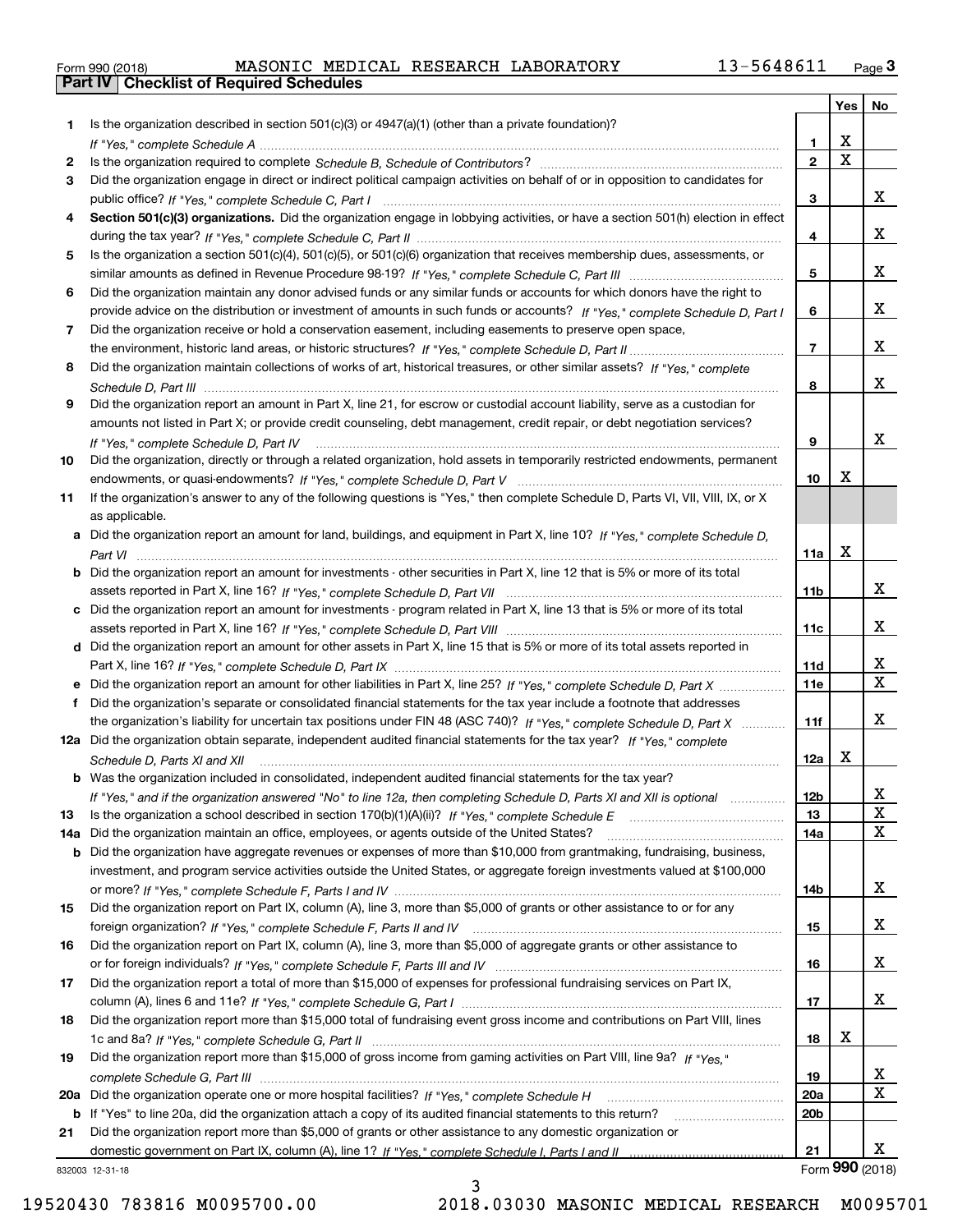Form 990 (2018) MASONIC MEDICAL RESEARCH LABORATORY 13-5648611

## Part IV Checklist of Required Schedules

| | | | Yes | No |
|---|---|---|---|---|
| 1 | Is the organization described in section 501(c)(3) or 4947(a)(1) (other than a private foundation)? *If "Yes," complete Schedule A* | 1 | X | |
| 2 | Is the organization required to complete *Schedule B, Schedule of Contributors*? | 2 | X | |
| 3 | Did the organization engage in direct or indirect political campaign activities on behalf of or in opposition to candidates for public office? *If "Yes," complete Schedule C, Part I* | 3 | | X |
| 4 | **Section 501(c)(3) organizations.** Did the organization engage in lobbying activities, or have a section 501(h) election in effect during the tax year? *If "Yes," complete Schedule C, Part II* | 4 | | X |
| 5 | Is the organization a section 501(c)(4), 501(c)(5), or 501(c)(6) organization that receives membership dues, assessments, or similar amounts as defined in Revenue Procedure 98-19? *If "Yes," complete Schedule C, Part III* | 5 | | X |
| 6 | Did the organization maintain any donor advised funds or any similar funds or accounts for which donors have the right to provide advice on the distribution or investment of amounts in such funds or accounts? *If "Yes," complete Schedule D, Part I* | 6 | | X |
| 7 | Did the organization receive or hold a conservation easement, including easements to preserve open space, the environment, historic land areas, or historic structures? *If "Yes," complete Schedule D, Part II* | 7 | | X |
| 8 | Did the organization maintain collections of works of art, historical treasures, or other similar assets? *If "Yes," complete Schedule D, Part III* | 8 | | X |
| 9 | Did the organization report an amount in Part X, line 21, for escrow or custodial account liability, serve as a custodian for amounts not listed in Part X; or provide credit counseling, debt management, credit repair, or debt negotiation services? *If "Yes," complete Schedule D, Part IV* | 9 | | X |
| 10 | Did the organization, directly or through a related organization, hold assets in temporarily restricted endowments, permanent endowments, or quasi-endowments? *If "Yes," complete Schedule D, Part V* | 10 | X | |
| 11 | If the organization's answer to any of the following questions is "Yes," then complete Schedule D, Parts VI, VII, VIII, IX, or X as applicable. | | | |
| a | Did the organization report an amount for land, buildings, and equipment in Part X, line 10? *If "Yes," complete Schedule D, Part VI* | 11a | X | |
| b | Did the organization report an amount for investments - other securities in Part X, line 12 that is 5% or more of its total assets reported in Part X, line 16? *If "Yes," complete Schedule D, Part VII* | 11b | | X |
| c | Did the organization report an amount for investments - program related in Part X, line 13 that is 5% or more of its total assets reported in Part X, line 16? *If "Yes," complete Schedule D, Part VIII* | 11c | | X |
| d | Did the organization report an amount for other assets in Part X, line 15 that is 5% or more of its total assets reported in Part X, line 16? *If "Yes," complete Schedule D, Part IX* | 11d | | X |
| e | Did the organization report an amount for other liabilities in Part X, line 25? *If "Yes," complete Schedule D, Part X* | 11e | | X |
| f | Did the organization's separate or consolidated financial statements for the tax year include a footnote that addresses the organization's liability for uncertain tax positions under FIN 48 (ASC 740)? *If "Yes," complete Schedule D, Part X* | 11f | | X |
| 12a | Did the organization obtain separate, independent audited financial statements for the tax year? *If "Yes," complete Schedule D, Parts XI and XII* | 12a | X | |
| b | Was the organization included in consolidated, independent audited financial statements for the tax year? *If "Yes," and if the organization answered "No" to line 12a, then completing Schedule D, Parts XI and XII is optional* | 12b | | X |
| 13 | Is the organization a school described in section 170(b)(1)(A)(ii)? *If "Yes," complete Schedule E* | 13 | | X |
| 14a | Did the organization maintain an office, employees, or agents outside of the United States? | 14a | | X |
| b | Did the organization have aggregate revenues or expenses of more than $10,000 from grantmaking, fundraising, business, investment, and program service activities outside the United States, or aggregate foreign investments valued at $100,000 or more? *If "Yes," complete Schedule F, Parts I and IV* | 14b | | X |
| 15 | Did the organization report on Part IX, column (A), line 3, more than $5,000 of grants or other assistance to or for any foreign organization? *If "Yes," complete Schedule F, Parts II and IV* | 15 | | X |
| 16 | Did the organization report on Part IX, column (A), line 3, more than $5,000 of aggregate grants or other assistance to or for foreign individuals? *If "Yes," complete Schedule F, Parts III and IV* | 16 | | X |
| 17 | Did the organization report a total of more than $15,000 of expenses for professional fundraising services on Part IX, column (A), lines 6 and 11e? *If "Yes," complete Schedule G, Part I* | 17 | | X |
| 18 | Did the organization report more than $15,000 total of fundraising event gross income and contributions on Part VIII, lines 1c and 8a? *If "Yes," complete Schedule G, Part II* | 18 | X | |
| 19 | Did the organization report more than $15,000 of gross income from gaming activities on Part VIII, line 9a? *If "Yes," complete Schedule G, Part III* | 19 | | X |
| 20a | Did the organization operate one or more hospital facilities? *If "Yes," complete Schedule H* | 20a | | X |
| b | If "Yes" to line 20a, did the organization attach a copy of its audited financial statements to this return? | 20b | | |
| 21 | Did the organization report more than $5,000 of grants or other assistance to any domestic organization or domestic government on Part IX, column (A), line 1? *If "Yes," complete Schedule I, Parts I and II* | 21 | | X |

832003 12-31-18 Form **990** (2018)

19520430 783816 M0095700.00 2018.03030 MASONIC MEDICAL RESEARCH M0095701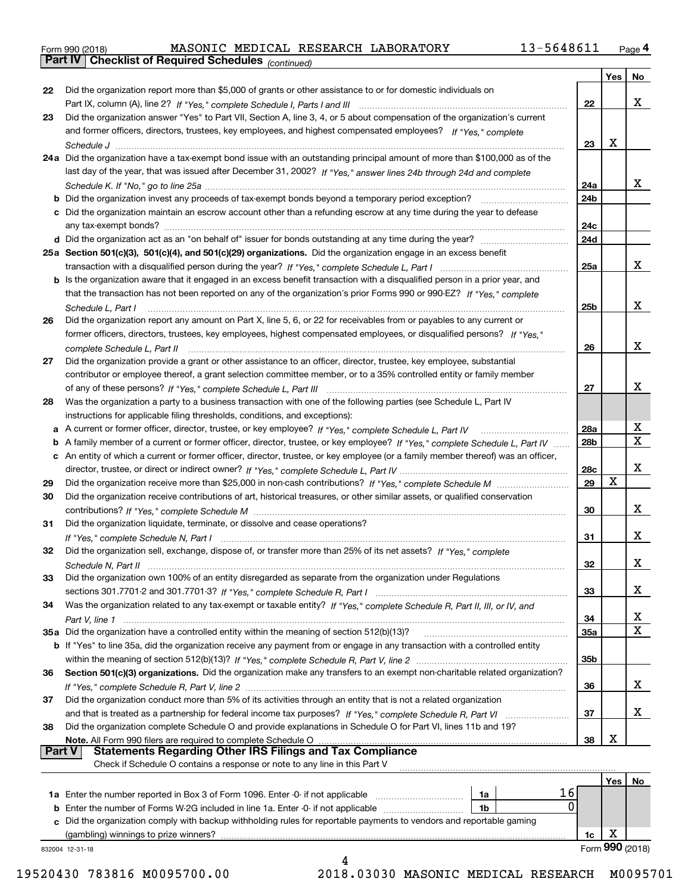Form 990 (2018) MASONIC MEDICAL RESEARCH LABORATORY 13-5648611 Page 4

**Part IV Checklist of Required Schedules** *(continued)*

| | | | Yes | No |
|---|---|---|---|---|
| 22 | Did the organization report more than $5,000 of grants or other assistance to or for domestic individuals on Part IX, column (A), line 2? *If "Yes," complete Schedule I, Parts I and III* | 22 | | X |
| 23 | Did the organization answer "Yes" to Part VII, Section A, line 3, 4, or 5 about compensation of the organization's current and former officers, directors, trustees, key employees, and highest compensated employees? *If "Yes," complete Schedule J* | 23 | X | |
| 24a | Did the organization have a tax-exempt bond issue with an outstanding principal amount of more than $100,000 as of the last day of the year, that was issued after December 31, 2002? *If "Yes," answer lines 24b through 24d and complete Schedule K. If "No," go to line 25a* | 24a | | X |
| b | Did the organization invest any proceeds of tax-exempt bonds beyond a temporary period exception? | 24b | | |
| c | Did the organization maintain an escrow account other than a refunding escrow at any time during the year to defease any tax-exempt bonds? | 24c | | |
| d | Did the organization act as an "on behalf of" issuer for bonds outstanding at any time during the year? | 24d | | |
| 25a | **Section 501(c)(3), 501(c)(4), and 501(c)(29) organizations.** Did the organization engage in an excess benefit transaction with a disqualified person during the year? *If "Yes," complete Schedule L, Part I* | 25a | | X |
| b | Is the organization aware that it engaged in an excess benefit transaction with a disqualified person in a prior year, and that the transaction has not been reported on any of the organization's prior Forms 990 or 990-EZ? *If "Yes," complete Schedule L, Part I* | 25b | | X |
| 26 | Did the organization report any amount on Part X, line 5, 6, or 22 for receivables from or payables to any current or former officers, directors, trustees, key employees, highest compensated employees, or disqualified persons? *If "Yes," complete Schedule L, Part II* | 26 | | X |
| 27 | Did the organization provide a grant or other assistance to an officer, director, trustee, key employee, substantial contributor or employee thereof, a grant selection committee member, or to a 35% controlled entity or family member of any of these persons? *If "Yes," complete Schedule L, Part III* | 27 | | X |
| 28 | Was the organization a party to a business transaction with one of the following parties (see Schedule L, Part IV instructions for applicable filing thresholds, conditions, and exceptions): | | | |
| a | A current or former officer, director, trustee, or key employee? *If "Yes," complete Schedule L, Part IV* | 28a | | X |
| b | A family member of a current or former officer, director, trustee, or key employee? *If "Yes," complete Schedule L, Part IV* | 28b | | X |
| c | An entity of which a current or former officer, director, trustee, or key employee (or a family member thereof) was an officer, director, trustee, or direct or indirect owner? *If "Yes," complete Schedule L, Part IV* | 28c | | X |
| 29 | Did the organization receive more than $25,000 in non-cash contributions? *If "Yes," complete Schedule M* | 29 | X | |
| 30 | Did the organization receive contributions of art, historical treasures, or other similar assets, or qualified conservation contributions? *If "Yes," complete Schedule M* | 30 | | X |
| 31 | Did the organization liquidate, terminate, or dissolve and cease operations? *If "Yes," complete Schedule N, Part I* | 31 | | X |
| 32 | Did the organization sell, exchange, dispose of, or transfer more than 25% of its net assets? *If "Yes," complete Schedule N, Part II* | 32 | | X |
| 33 | Did the organization own 100% of an entity disregarded as separate from the organization under Regulations sections 301.7701-2 and 301.7701-3? *If "Yes," complete Schedule R, Part I* | 33 | | X |
| 34 | Was the organization related to any tax-exempt or taxable entity? *If "Yes," complete Schedule R, Part II, III, or IV, and Part V, line 1* | 34 | | X |
| 35a | Did the organization have a controlled entity within the meaning of section 512(b)(13)? | 35a | | X |
| b | If "Yes" to line 35a, did the organization receive any payment from or engage in any transaction with a controlled entity within the meaning of section 512(b)(13)? *If "Yes," complete Schedule R, Part V, line 2* | 35b | | |
| 36 | **Section 501(c)(3) organizations.** Did the organization make any transfers to an exempt non-charitable related organization? *If "Yes," complete Schedule R, Part V, line 2* | 36 | | X |
| 37 | Did the organization conduct more than 5% of its activities through an entity that is not a related organization and that is treated as a partnership for federal income tax purposes? *If "Yes," complete Schedule R, Part VI* | 37 | | X |
| 38 | Did the organization complete Schedule O and provide explanations in Schedule O for Part VI, lines 11b and 19? **Note.** All Form 990 filers are required to complete Schedule O | 38 | X | |

**Part V Statements Regarding Other IRS Filings and Tax Compliance**

Check if Schedule O contains a response or note to any line in this Part V

| | | | | | Yes | No |
|---|---|---|---|---|---|---|
| 1a | Enter the number reported in Box 3 of Form 1096. Enter -0- if not applicable | 1a | 16 | | | |
| b | Enter the number of Forms W-2G included in line 1a. Enter -0- if not applicable | 1b | 0 | | | |
| c | Did the organization comply with backup withholding rules for reportable payments to vendors and reportable gaming (gambling) winnings to prize winners? | | | 1c | X | |

832004 12-31-18

Form **990** (2018)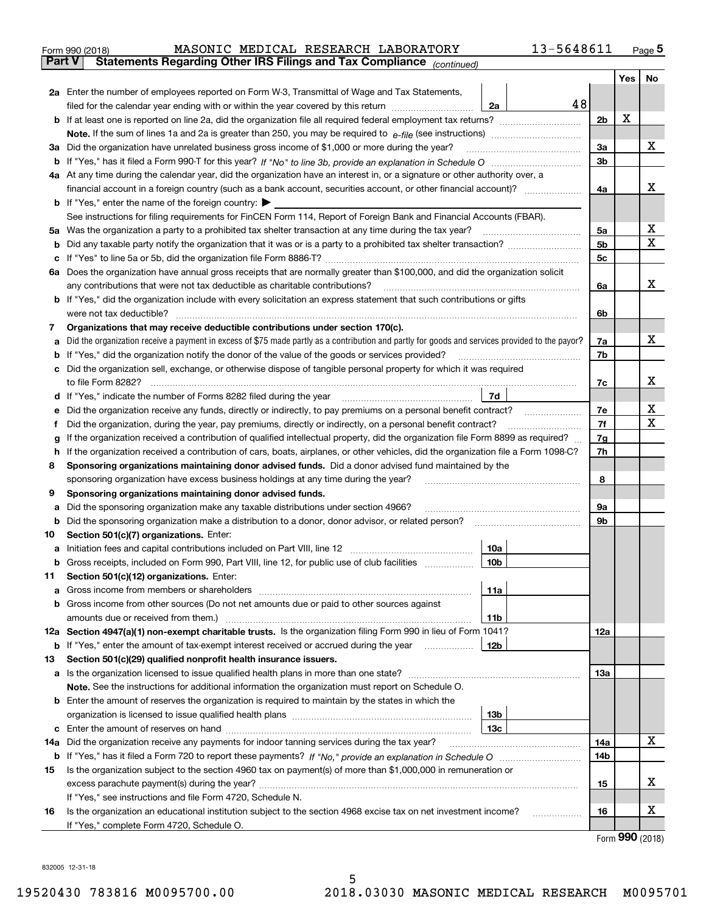Form 990 (2018) MASONIC MEDICAL RESEARCH LABORATORY 13-5648611 Page 5

**Part V Statements Regarding Other IRS Filings and Tax Compliance** *(continued)*

| | | | | Yes | No |
|---|---|---|---|---|---|
| **2a** | Enter the number of employees reported on Form W-3, Transmittal of Wage and Tax Statements, filed for the calendar year ending with or within the year covered by this return | 2a | 48 | | |
| **b** | If at least one is reported on line 2a, did the organization file all required federal employment tax returns? | | 2b | X | |
| | **Note.** If the sum of lines 1a and 2a is greater than 250, you may be required to *e-file* (see instructions) | | | | |
| **3a** | Did the organization have unrelated business gross income of $1,000 or more during the year? | | 3a | | X |
| **b** | If "Yes," has it filed a Form 990-T for this year? *If "No" to line 3b, provide an explanation in Schedule O* | | 3b | | |
| **4a** | At any time during the calendar year, did the organization have an interest in, or a signature or other authority over, a financial account in a foreign country (such as a bank account, securities account, or other financial account)? | | 4a | | X |
| **b** | If "Yes," enter the name of the foreign country: ▶ | | | | |
| | See instructions for filing requirements for FinCEN Form 114, Report of Foreign Bank and Financial Accounts (FBAR). | | | | |
| **5a** | Was the organization a party to a prohibited tax shelter transaction at any time during the tax year? | | 5a | | X |
| **b** | Did any taxable party notify the organization that it was or is a party to a prohibited tax shelter transaction? | | 5b | | X |
| **c** | If "Yes" to line 5a or 5b, did the organization file Form 8886-T? | | 5c | | |
| **6a** | Does the organization have annual gross receipts that are normally greater than $100,000, and did the organization solicit any contributions that were not tax deductible as charitable contributions? | | 6a | | X |
| **b** | If "Yes," did the organization include with every solicitation an express statement that such contributions or gifts were not tax deductible? | | 6b | | |
| **7** | **Organizations that may receive deductible contributions under section 170(c).** | | | | |
| **a** | Did the organization receive a payment in excess of $75 made partly as a contribution and partly for goods and services provided to the payor? | | 7a | | X |
| **b** | If "Yes," did the organization notify the donor of the value of the goods or services provided? | | 7b | | |
| **c** | Did the organization sell, exchange, or otherwise dispose of tangible personal property for which it was required to file Form 8282? | | 7c | | X |
| **d** | If "Yes," indicate the number of Forms 8282 filed during the year | 7d | | | |
| **e** | Did the organization receive any funds, directly or indirectly, to pay premiums on a personal benefit contract? | | 7e | | X |
| **f** | Did the organization, during the year, pay premiums, directly or indirectly, on a personal benefit contract? | | 7f | | X |
| **g** | If the organization received a contribution of qualified intellectual property, did the organization file Form 8899 as required? | | 7g | | |
| **h** | If the organization received a contribution of cars, boats, airplanes, or other vehicles, did the organization file a Form 1098-C? | | 7h | | |
| **8** | **Sponsoring organizations maintaining donor advised funds.** Did a donor advised fund maintained by the sponsoring organization have excess business holdings at any time during the year? | | 8 | | |
| **9** | **Sponsoring organizations maintaining donor advised funds.** | | | | |
| **a** | Did the sponsoring organization make any taxable distributions under section 4966? | | 9a | | |
| **b** | Did the sponsoring organization make a distribution to a donor, donor advisor, or related person? | | 9b | | |
| **10** | **Section 501(c)(7) organizations.** Enter: | | | | |
| **a** | Initiation fees and capital contributions included on Part VIII, line 12 | 10a | | | |
| **b** | Gross receipts, included on Form 990, Part VIII, line 12, for public use of club facilities | 10b | | | |
| **11** | **Section 501(c)(12) organizations.** Enter: | | | | |
| **a** | Gross income from members or shareholders | 11a | | | |
| **b** | Gross income from other sources (Do not net amounts due or paid to other sources against amounts due or received from them.) | 11b | | | |
| **12a** | **Section 4947(a)(1) non-exempt charitable trusts.** Is the organization filing Form 990 in lieu of Form 1041? | | 12a | | |
| **b** | If "Yes," enter the amount of tax-exempt interest received or accrued during the year | 12b | | | |
| **13** | **Section 501(c)(29) qualified nonprofit health insurance issuers.** | | | | |
| **a** | Is the organization licensed to issue qualified health plans in more than one state? | | 13a | | |
| | **Note.** See the instructions for additional information the organization must report on Schedule O. | | | | |
| **b** | Enter the amount of reserves the organization is required to maintain by the states in which the organization is licensed to issue qualified health plans | 13b | | | |
| **c** | Enter the amount of reserves on hand | 13c | | | |
| **14a** | Did the organization receive any payments for indoor tanning services during the tax year? | | 14a | | X |
| **b** | If "Yes," has it filed a Form 720 to report these payments? *If "No," provide an explanation in Schedule O* | | 14b | | |
| **15** | Is the organization subject to the section 4960 tax on payment(s) of more than $1,000,000 in remuneration or excess parachute payment(s) during the year? | | 15 | | X |
| | If "Yes," see instructions and file Form 4720, Schedule N. | | | | |
| **16** | Is the organization an educational institution subject to the section 4968 excise tax on net investment income? | | 16 | | X |
| | If "Yes," complete Form 4720, Schedule O. | | | | |

Form **990** (2018)

832005 12-31-18

19520430 783816 M0095700.00 2018.03030 MASONIC MEDICAL RESEARCH M0095701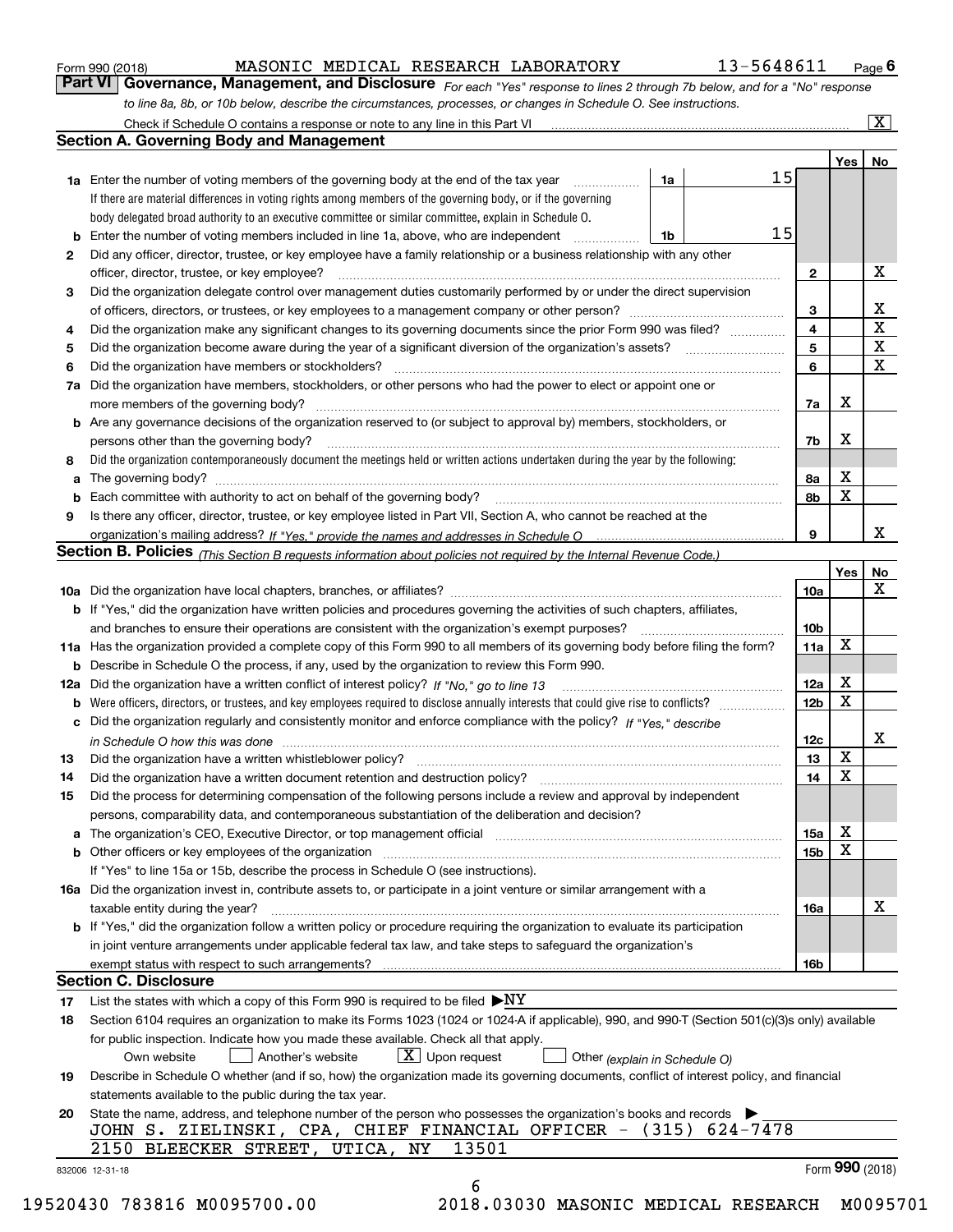Form 990 (2018) MASONIC MEDICAL RESEARCH LABORATORY 13-5648611

## Part VI Governance, Management, and Disclosure

*For each "Yes" response to lines 2 through 7b below, and for a "No" response to line 8a, 8b, or 10b below, describe the circumstances, processes, or changes in Schedule O. See instructions.*

Check if Schedule O contains a response or note to any line in this Part VI ... [X]

### Section A. Governing Body and Management

| | | | | Yes | No |
|---|---|---|---|---|---|
| **1a** | Enter the number of voting members of the governing body at the end of the tax year (1a) | 15 | | | |
| | If there are material differences in voting rights among members of the governing body, or if the governing body delegated broad authority to an executive committee or similar committee, explain in Schedule O. | | | | |
| **b** | Enter the number of voting members included in line 1a, above, who are independent (1b) | 15 | | | |
| **2** | Did any officer, director, trustee, or key employee have a family relationship or a business relationship with any other officer, director, trustee, or key employee? | | 2 | | X |
| **3** | Did the organization delegate control over management duties customarily performed by or under the direct supervision of officers, directors, or trustees, or key employees to a management company or other person? | | 3 | | X |
| **4** | Did the organization make any significant changes to its governing documents since the prior Form 990 was filed? | | 4 | | X |
| **5** | Did the organization become aware during the year of a significant diversion of the organization's assets? | | 5 | | X |
| **6** | Did the organization have members or stockholders? | | 6 | | X |
| **7a** | Did the organization have members, stockholders, or other persons who had the power to elect or appoint one or more members of the governing body? | | 7a | X | |
| **b** | Are any governance decisions of the organization reserved to (or subject to approval by) members, stockholders, or persons other than the governing body? | | 7b | X | |
| **8** | Did the organization contemporaneously document the meetings held or written actions undertaken during the year by the following: | | | | |
| **a** | The governing body? | | 8a | X | |
| **b** | Each committee with authority to act on behalf of the governing body? | | 8b | X | |
| **9** | Is there any officer, director, trustee, or key employee listed in Part VII, Section A, who cannot be reached at the organization's mailing address? *If "Yes," provide the names and addresses in Schedule O* | | 9 | | X |

### Section B. Policies *(This Section B requests information about policies not required by the Internal Revenue Code.)*

| | | | Yes | No |
|---|---|---|---|---|
| **10a** | Did the organization have local chapters, branches, or affiliates? | 10a | | X |
| **b** | If "Yes," did the organization have written policies and procedures governing the activities of such chapters, affiliates, and branches to ensure their operations are consistent with the organization's exempt purposes? | 10b | | |
| **11a** | Has the organization provided a complete copy of this Form 990 to all members of its governing body before filing the form? | 11a | X | |
| **b** | Describe in Schedule O the process, if any, used by the organization to review this Form 990. | | | |
| **12a** | Did the organization have a written conflict of interest policy? *If "No," go to line 13* | 12a | X | |
| **b** | Were officers, directors, or trustees, and key employees required to disclose annually interests that could give rise to conflicts? | 12b | X | |
| **c** | Did the organization regularly and consistently monitor and enforce compliance with the policy? *If "Yes," describe in Schedule O how this was done* | 12c | | X |
| **13** | Did the organization have a written whistleblower policy? | 13 | X | |
| **14** | Did the organization have a written document retention and destruction policy? | 14 | X | |
| **15** | Did the process for determining compensation of the following persons include a review and approval by independent persons, comparability data, and contemporaneous substantiation of the deliberation and decision? | | | |
| **a** | The organization's CEO, Executive Director, or top management official | 15a | X | |
| **b** | Other officers or key employees of the organization | 15b | X | |
| | If "Yes" to line 15a or 15b, describe the process in Schedule O (see instructions). | | | |
| **16a** | Did the organization invest in, contribute assets to, or participate in a joint venture or similar arrangement with a taxable entity during the year? | 16a | | X |
| **b** | If "Yes," did the organization follow a written policy or procedure requiring the organization to evaluate its participation in joint venture arrangements under applicable federal tax law, and take steps to safeguard the organization's exempt status with respect to such arrangements? | 16b | | |

### Section C. Disclosure

**17** List the states with which a copy of this Form 990 is required to be filed ▶NY

**18** Section 6104 requires an organization to make its Forms 1023 (1024 or 1024-A if applicable), 990, and 990-T (Section 501(c)(3)s only) available for public inspection. Indicate how you made these available. Check all that apply.

[ ] Own website [ ] Another's website [X] Upon request [ ] Other *(explain in Schedule O)*

**19** Describe in Schedule O whether (and if so, how) the organization made its governing documents, conflict of interest policy, and financial statements available to the public during the tax year.

**20** State the name, address, and telephone number of the person who possesses the organization's books and records ▶

JOHN S. ZIELINSKI, CPA, CHIEF FINANCIAL OFFICER - (315) 624-7478
2150 BLEECKER STREET, UTICA, NY 13501

832006 12-31-18 Form **990** (2018)

19520430 783816 M0095700.00 2018.03030 MASONIC MEDICAL RESEARCH M0095701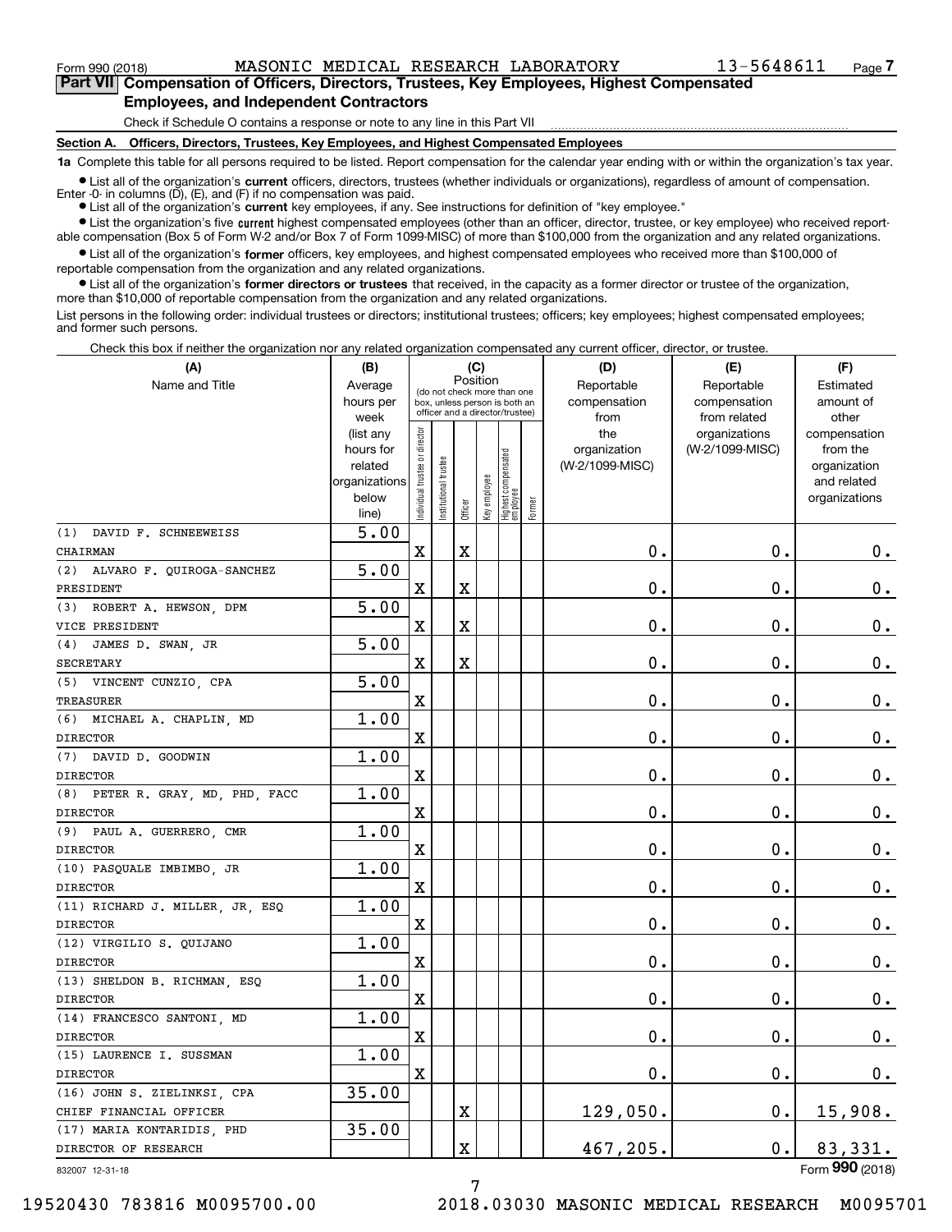Form 990 (2018) MASONIC MEDICAL RESEARCH LABORATORY 13-5648611 Page 7

## Part VII Compensation of Officers, Directors, Trustees, Key Employees, Highest Compensated Employees, and Independent Contractors

Check if Schedule O contains a response or note to any line in this Part VII

### Section A. Officers, Directors, Trustees, Key Employees, and Highest Compensated Employees

**1a** Complete this table for all persons required to be listed. Report compensation for the calendar year ending with or within the organization's tax year.

- List all of the organization's **current** officers, directors, trustees (whether individuals or organizations), regardless of amount of compensation. Enter -0- in columns (D), (E), and (F) if no compensation was paid.
- List all of the organization's **current** key employees, if any. See instructions for definition of "key employee."
- List the organization's five **current** highest compensated employees (other than an officer, director, trustee, or key employee) who received reportable compensation (Box 5 of Form W-2 and/or Box 7 of Form 1099-MISC) of more than $100,000 from the organization and any related organizations.
- List all of the organization's **former** officers, key employees, and highest compensated employees who received more than $100,000 of reportable compensation from the organization and any related organizations.
- List all of the organization's **former directors or trustees** that received, in the capacity as a former director or trustee of the organization, more than $10,000 of reportable compensation from the organization and any related organizations.

List persons in the following order: individual trustees or directors; institutional trustees; officers; key employees; highest compensated employees; and former such persons.

Check this box if neither the organization nor any related organization compensated any current officer, director, or trustee.

| (A) Name and Title | (B) Average hours per week (list any hours for related organizations below line) | (C) Position (do not check more than one box, unless person is both an officer and a director/trustee): Individual trustee or director | Institutional trustee | Officer | Key employee | Highest compensated employee | Former | (D) Reportable compensation from the organization (W-2/1099-MISC) | (E) Reportable compensation from related organizations (W-2/1099-MISC) | (F) Estimated amount of other compensation from the organization and related organizations |
|---|---|---|---|---|---|---|---|---|---|---|
| (1) DAVID F. SCHNEEWEISS<br>CHAIRMAN | 5.00 | X | | X | | | | 0. | 0. | 0. |
| (2) ALVARO F. QUIROGA-SANCHEZ<br>PRESIDENT | 5.00 | X | | X | | | | 0. | 0. | 0. |
| (3) ROBERT A. HEWSON, DPM<br>VICE PRESIDENT | 5.00 | X | | X | | | | 0. | 0. | 0. |
| (4) JAMES D. SWAN, JR<br>SECRETARY | 5.00 | X | | X | | | | 0. | 0. | 0. |
| (5) VINCENT CUNZIO, CPA<br>TREASURER | 5.00 | X | | | | | | 0. | 0. | 0. |
| (6) MICHAEL A. CHAPLIN, MD<br>DIRECTOR | 1.00 | X | | | | | | 0. | 0. | 0. |
| (7) DAVID D. GOODWIN<br>DIRECTOR | 1.00 | X | | | | | | 0. | 0. | 0. |
| (8) PETER R. GRAY, MD, PHD, FACC<br>DIRECTOR | 1.00 | X | | | | | | 0. | 0. | 0. |
| (9) PAUL A. GUERRERO, CMR<br>DIRECTOR | 1.00 | X | | | | | | 0. | 0. | 0. |
| (10) PASQUALE IMBIMBO, JR<br>DIRECTOR | 1.00 | X | | | | | | 0. | 0. | 0. |
| (11) RICHARD J. MILLER, JR, ESQ<br>DIRECTOR | 1.00 | X | | | | | | 0. | 0. | 0. |
| (12) VIRGILIO S. QUIJANO<br>DIRECTOR | 1.00 | X | | | | | | 0. | 0. | 0. |
| (13) SHELDON B. RICHMAN, ESQ<br>DIRECTOR | 1.00 | X | | | | | | 0. | 0. | 0. |
| (14) FRANCESCO SANTONI, MD<br>DIRECTOR | 1.00 | X | | | | | | 0. | 0. | 0. |
| (15) LAURENCE I. SUSSMAN<br>DIRECTOR | 1.00 | X | | | | | | 0. | 0. | 0. |
| (16) JOHN S. ZIELINKSI, CPA<br>CHIEF FINANCIAL OFFICER | 35.00 | | | X | | | | 129,050. | 0. | 15,908. |
| (17) MARIA KONTARIDIS, PHD<br>DIRECTOR OF RESEARCH | 35.00 | | | X | | | | 467,205. | 0. | 83,331. |

832007 12-31-18 Form **990** (2018)

19520430 783816 M0095700.00 2018.03030 MASONIC MEDICAL RESEARCH M0095701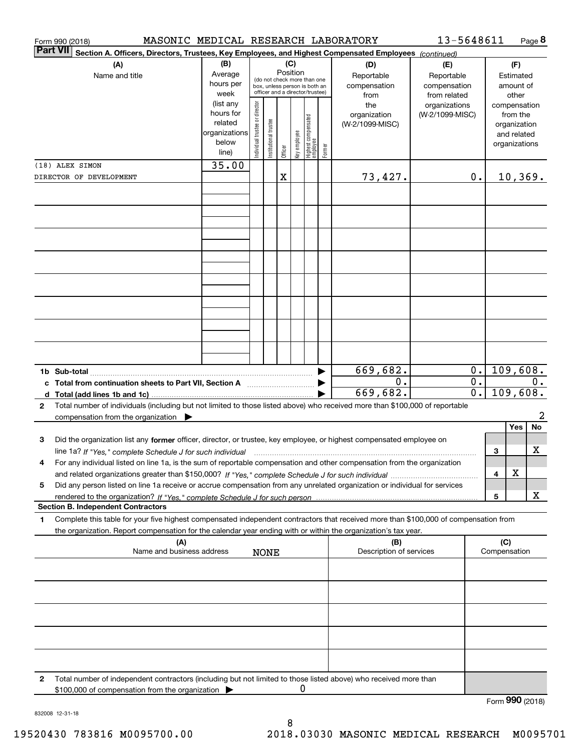Form 990 (2018) MASONIC MEDICAL RESEARCH LABORATORY 13-5648611 Page **8**

**Part VII** **Section A. Officers, Directors, Trustees, Key Employees, and Highest Compensated Employees** *(continued)*

| (A) Name and title | (B) Average hours per week (list any hours for related organizations below line) | (C) Position: Individual trustee or director | Institutional trustee | Officer | Key employee | Highest compensated employee | Former | (D) Reportable compensation from the organization (W-2/1099-MISC) | (E) Reportable compensation from related organizations (W-2/1099-MISC) | (F) Estimated amount of other compensation from the organization and related organizations |
|---|---|---|---|---|---|---|---|---|---|---|
| (18) ALEX SIMON | 35.00 | | | | | | | | | |
| DIRECTOR OF DEVELOPMENT | | | | X | | | | 73,427. | 0. | 10,369. |

| | (D) | (E) | (F) |
|---|---|---|---|
| **1b Sub-total** | 669,682. | 0. | 109,608. |
| **c Total from continuation sheets to Part VII, Section A** | 0. | 0. | 0. |
| **d Total (add lines 1b and 1c)** | 669,682. | 0. | 109,608. |

**2** Total number of individuals (including but not limited to those listed above) who received more than $100,000 of reportable compensation from the organization ▶ 2

| | | Yes | No |
|---|---|---|---|
| **3** Did the organization list any **former** officer, director, or trustee, key employee, or highest compensated employee on line 1a? *If "Yes," complete Schedule J for such individual* | 3 | | X |
| **4** For any individual listed on line 1a, is the sum of reportable compensation and other compensation from the organization and related organizations greater than $150,000? *If "Yes," complete Schedule J for such individual* | 4 | X | |
| **5** Did any person listed on line 1a receive or accrue compensation from any unrelated organization or individual for services rendered to the organization? *If "Yes," complete Schedule J for such person* | 5 | | X |

**Section B. Independent Contractors**

**1** Complete this table for your five highest compensated independent contractors that received more than $100,000 of compensation from the organization. Report compensation for the calendar year ending with or within the organization's tax year.

| (A) Name and business address | (B) Description of services | (C) Compensation |
|---|---|---|
| NONE | | |
| | | |
| | | |
| | | |
| | | |

**2** Total number of independent contractors (including but not limited to those listed above) who received more than $100,000 of compensation from the organization ▶ 0

Form **990** (2018)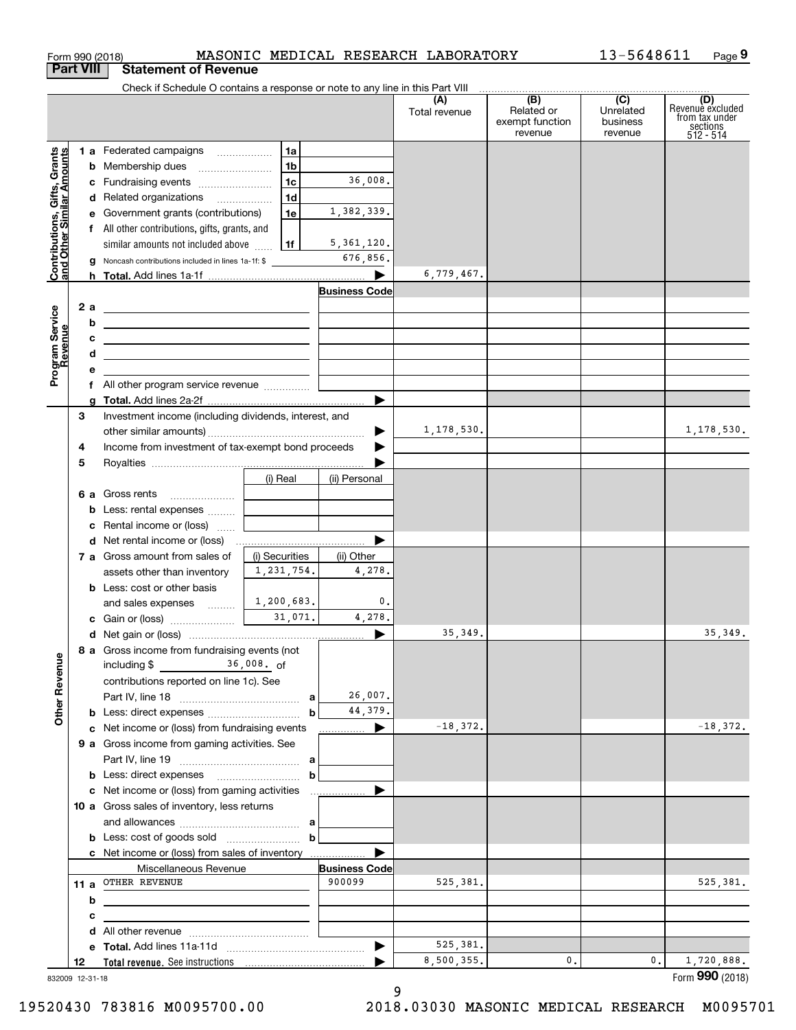Form 990 (2018) MASONIC MEDICAL RESEARCH LABORATORY 13-5648611 Page 9

**Part VIII Statement of Revenue**

Check if Schedule O contains a response or note to any line in this Part VIII

| | | | | (A) Total revenue | (B) Related or exempt function revenue | (C) Unrelated business revenue | (D) Revenue excluded from tax under sections 512 - 514 |
|---|---|---|---|---|---|---|---|
| **Contributions, Gifts, Grants and Other Similar Amounts** | 1 a Federated campaigns | 1a | | | | | |
| | b Membership dues | 1b | | | | | |
| | c Fundraising events | 1c | 36,008. | | | | |
| | d Related organizations | 1d | | | | | |
| | e Government grants (contributions) | 1e | 1,382,339. | | | | |
| | f All other contributions, gifts, grants, and similar amounts not included above | 1f | 5,361,120. | | | | |
| | g Noncash contributions included in lines 1a-1f: $ | | 676,856. | | | | |
| | h **Total.** Add lines 1a-1f | | | 6,779,467. | | | |
| **Program Service Revenue** | | | **Business Code** | | | | |
| | 2 a | | | | | | |
| | b | | | | | | |
| | c | | | | | | |
| | d | | | | | | |
| | e | | | | | | |
| | f All other program service revenue | | | | | | |
| | g **Total.** Add lines 2a-2f | | | | | | |
| **Other Revenue** | 3 Investment income (including dividends, interest, and other similar amounts) | | | 1,178,530. | | | 1,178,530. |
| | 4 Income from investment of tax-exempt bond proceeds | | | | | | |
| | 5 Royalties | | | | | | |
| | | (i) Real | (ii) Personal | | | | |
| | 6 a Gross rents | | | | | | |
| | b Less: rental expenses | | | | | | |
| | c Rental income or (loss) | | | | | | |
| | d Net rental income or (loss) | | | | | | |
| | 7 a Gross amount from sales of assets other than inventory | (i) Securities 1,231,754. | (ii) Other 4,278. | | | | |
| | b Less: cost or other basis and sales expenses | 1,200,683. | 0. | | | | |
| | c Gain or (loss) | 31,071. | 4,278. | | | | |
| | d Net gain or (loss) | | | 35,349. | | | 35,349. |
| | 8 a Gross income from fundraising events (not including $ 36,008. of contributions reported on line 1c). See Part IV, line 18 | a | 26,007. | | | | |
| | b Less: direct expenses | b | 44,379. | | | | |
| | c Net income or (loss) from fundraising events | | | -18,372. | | | -18,372. |
| | 9 a Gross income from gaming activities. See Part IV, line 19 | a | | | | | |
| | b Less: direct expenses | b | | | | | |
| | c Net income or (loss) from gaming activities | | | | | | |
| | 10 a Gross sales of inventory, less returns and allowances | a | | | | | |
| | b Less: cost of goods sold | b | | | | | |
| | c Net income or (loss) from sales of inventory | | | | | | |
| | Miscellaneous Revenue | | **Business Code** | | | | |
| | 11 a OTHER REVENUE | | 900099 | 525,381. | | | 525,381. |
| | b | | | | | | |
| | c | | | | | | |
| | d All other revenue | | | | | | |
| | e **Total.** Add lines 11a-11d | | | 525,381. | | | |
| | 12 **Total revenue.** See instructions | | | 8,500,355. | 0. | 0. | 1,720,888. |

832009 12-31-18

Form **990** (2018)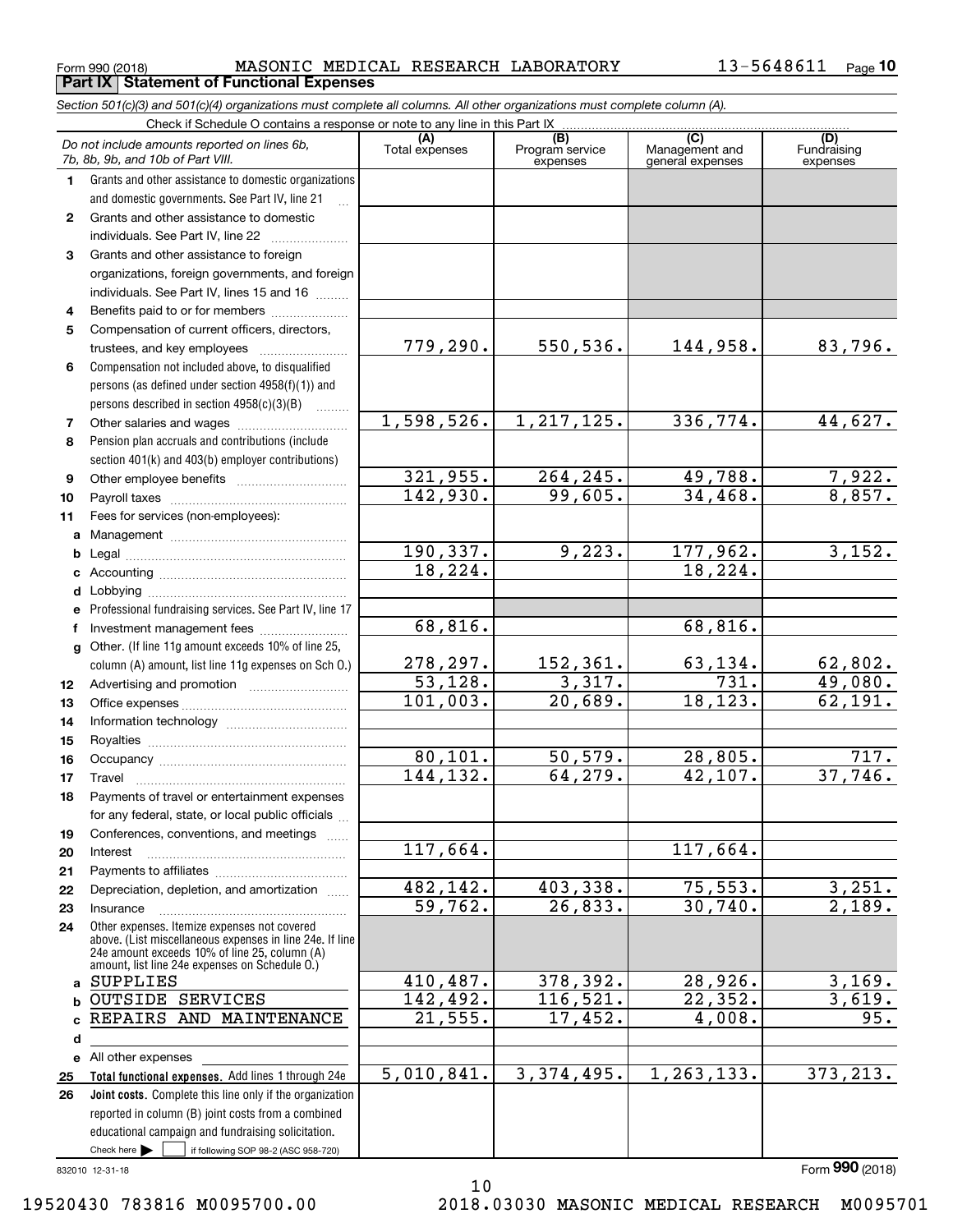Form 990 (2018) MASONIC MEDICAL RESEARCH LABORATORY 13-5648611 Page 10

## Part IX Statement of Functional Expenses

*Section 501(c)(3) and 501(c)(4) organizations must complete all columns. All other organizations must complete column (A).*

Check if Schedule O contains a response or note to any line in this Part IX

| *Do not include amounts reported on lines 6b, 7b, 8b, 9b, and 10b of Part VIII.* | (A) Total expenses | (B) Program service expenses | (C) Management and general expenses | (D) Fundraising expenses |
|---|---|---|---|---|
| 1 Grants and other assistance to domestic organizations and domestic governments. See Part IV, line 21 | | | | |
| 2 Grants and other assistance to domestic individuals. See Part IV, line 22 | | | | |
| 3 Grants and other assistance to foreign organizations, foreign governments, and foreign individuals. See Part IV, lines 15 and 16 | | | | |
| 4 Benefits paid to or for members | | | | |
| 5 Compensation of current officers, directors, trustees, and key employees | 779,290. | 550,536. | 144,958. | 83,796. |
| 6 Compensation not included above, to disqualified persons (as defined under section 4958(f)(1)) and persons described in section 4958(c)(3)(B) | | | | |
| 7 Other salaries and wages | 1,598,526. | 1,217,125. | 336,774. | 44,627. |
| 8 Pension plan accruals and contributions (include section 401(k) and 403(b) employer contributions) | | | | |
| 9 Other employee benefits | 321,955. | 264,245. | 49,788. | 7,922. |
| 10 Payroll taxes | 142,930. | 99,605. | 34,468. | 8,857. |
| 11 Fees for services (non-employees): | | | | |
| a Management | | | | |
| b Legal | 190,337. | 9,223. | 177,962. | 3,152. |
| c Accounting | 18,224. | | 18,224. | |
| d Lobbying | | | | |
| e Professional fundraising services. See Part IV, line 17 | | | | |
| f Investment management fees | 68,816. | | 68,816. | |
| g Other. (If line 11g amount exceeds 10% of line 25, column (A) amount, list line 11g expenses on Sch O.) | 278,297. | 152,361. | 63,134. | 62,802. |
| 12 Advertising and promotion | 53,128. | 3,317. | 731. | 49,080. |
| 13 Office expenses | 101,003. | 20,689. | 18,123. | 62,191. |
| 14 Information technology | | | | |
| 15 Royalties | | | | |
| 16 Occupancy | 80,101. | 50,579. | 28,805. | 717. |
| 17 Travel | 144,132. | 64,279. | 42,107. | 37,746. |
| 18 Payments of travel or entertainment expenses for any federal, state, or local public officials | | | | |
| 19 Conferences, conventions, and meetings | | | | |
| 20 Interest | 117,664. | | 117,664. | |
| 21 Payments to affiliates | | | | |
| 22 Depreciation, depletion, and amortization | 482,142. | 403,338. | 75,553. | 3,251. |
| 23 Insurance | 59,762. | 26,833. | 30,740. | 2,189. |
| 24 Other expenses. Itemize expenses not covered above. (List miscellaneous expenses in line 24e. If line 24e amount exceeds 10% of line 25, column (A) amount, list line 24e expenses on Schedule O.) | | | | |
| a SUPPLIES | 410,487. | 378,392. | 28,926. | 3,169. |
| b OUTSIDE SERVICES | 142,492. | 116,521. | 22,352. | 3,619. |
| c REPAIRS AND MAINTENANCE | 21,555. | 17,452. | 4,008. | 95. |
| d | | | | |
| e All other expenses | | | | |
| 25 **Total functional expenses.** Add lines 1 through 24e | 5,010,841. | 3,374,495. | 1,263,133. | 373,213. |
| 26 **Joint costs.** Complete this line only if the organization reported in column (B) joint costs from a combined educational campaign and fundraising solicitation. Check here ☐ if following SOP 98-2 (ASC 958-720) | | | | |

832010 12-31-18

Form **990** (2018)

19520430 783816 M0095700.00 2018.03030 MASONIC MEDICAL RESEARCH M0095701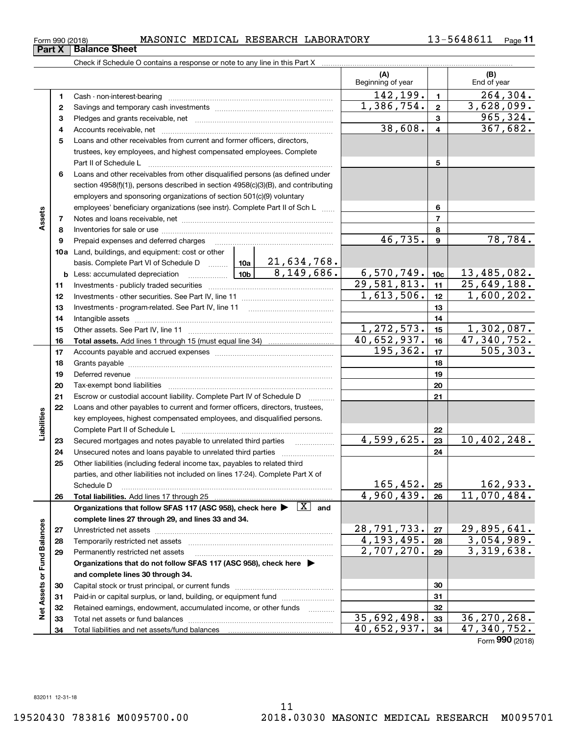Form 990 (2018) MASONIC MEDICAL RESEARCH LABORATORY 13-5648611 Page **11**

## Part X | Balance Sheet

Check if Schedule O contains a response or note to any line in this Part X

| | | | | (A) Beginning of year | | (B) End of year |
|---|---|---|---|---|---|---|
| **Assets** | 1 | Cash - non-interest-bearing | | 142,199. | 1 | 264,304. |
| | 2 | Savings and temporary cash investments | | 1,386,754. | 2 | 3,628,099. |
| | 3 | Pledges and grants receivable, net | | | 3 | 965,324. |
| | 4 | Accounts receivable, net | | 38,608. | 4 | 367,682. |
| | 5 | Loans and other receivables from current and former officers, directors, trustees, key employees, and highest compensated employees. Complete Part II of Schedule L | | | 5 | |
| | 6 | Loans and other receivables from other disqualified persons (as defined under section 4958(f)(1)), persons described in section 4958(c)(3)(B), and contributing employers and sponsoring organizations of section 501(c)(9) voluntary employees' beneficiary organizations (see instr). Complete Part II of Sch L | | | 6 | |
| | 7 | Notes and loans receivable, net | | | 7 | |
| | 8 | Inventories for sale or use | | | 8 | |
| | 9 | Prepaid expenses and deferred charges | | 46,735. | 9 | 78,784. |
| | 10a | Land, buildings, and equipment: cost or other basis. Complete Part VI of Schedule D | 10a 21,634,768. | | | |
| | b | Less: accumulated depreciation | 10b 8,149,686. | 6,570,749. | 10c | 13,485,082. |
| | 11 | Investments - publicly traded securities | | 29,581,813. | 11 | 25,649,188. |
| | 12 | Investments - other securities. See Part IV, line 11 | | 1,613,506. | 12 | 1,600,202. |
| | 13 | Investments - program-related. See Part IV, line 11 | | | 13 | |
| | 14 | Intangible assets | | | 14 | |
| | 15 | Other assets. See Part IV, line 11 | | 1,272,573. | 15 | 1,302,087. |
| | 16 | **Total assets.** Add lines 1 through 15 (must equal line 34) | | 40,652,937. | 16 | 47,340,752. |
| **Liabilities** | 17 | Accounts payable and accrued expenses | | 195,362. | 17 | 505,303. |
| | 18 | Grants payable | | | 18 | |
| | 19 | Deferred revenue | | | 19 | |
| | 20 | Tax-exempt bond liabilities | | | 20 | |
| | 21 | Escrow or custodial account liability. Complete Part IV of Schedule D | | | 21 | |
| | 22 | Loans and other payables to current and former officers, directors, trustees, key employees, highest compensated employees, and disqualified persons. Complete Part II of Schedule L | | | 22 | |
| | 23 | Secured mortgages and notes payable to unrelated third parties | | 4,599,625. | 23 | 10,402,248. |
| | 24 | Unsecured notes and loans payable to unrelated third parties | | | 24 | |
| | 25 | Other liabilities (including federal income tax, payables to related third parties, and other liabilities not included on lines 17-24). Complete Part X of Schedule D | | 165,452. | 25 | 162,933. |
| | 26 | **Total liabilities.** Add lines 17 through 25 | | 4,960,439. | 26 | 11,070,484. |
| **Net Assets or Fund Balances** | | **Organizations that follow SFAS 117 (ASC 958), check here ▶ [X] and complete lines 27 through 29, and lines 33 and 34.** | | | | |
| | 27 | Unrestricted net assets | | 28,791,733. | 27 | 29,895,641. |
| | 28 | Temporarily restricted net assets | | 4,193,495. | 28 | 3,054,989. |
| | 29 | Permanently restricted net assets | | 2,707,270. | 29 | 3,319,638. |
| | | **Organizations that do not follow SFAS 117 (ASC 958), check here ▶ and complete lines 30 through 34.** | | | | |
| | 30 | Capital stock or trust principal, or current funds | | | 30 | |
| | 31 | Paid-in or capital surplus, or land, building, or equipment fund | | | 31 | |
| | 32 | Retained earnings, endowment, accumulated income, or other funds | | | 32 | |
| | 33 | Total net assets or fund balances | | 35,692,498. | 33 | 36,270,268. |
| | 34 | Total liabilities and net assets/fund balances | | 40,652,937. | 34 | 47,340,752. |

Form **990** (2018)

832011 12-31-18

19520430 783816 M0095700.00 2018.03030 MASONIC MEDICAL RESEARCH M0095701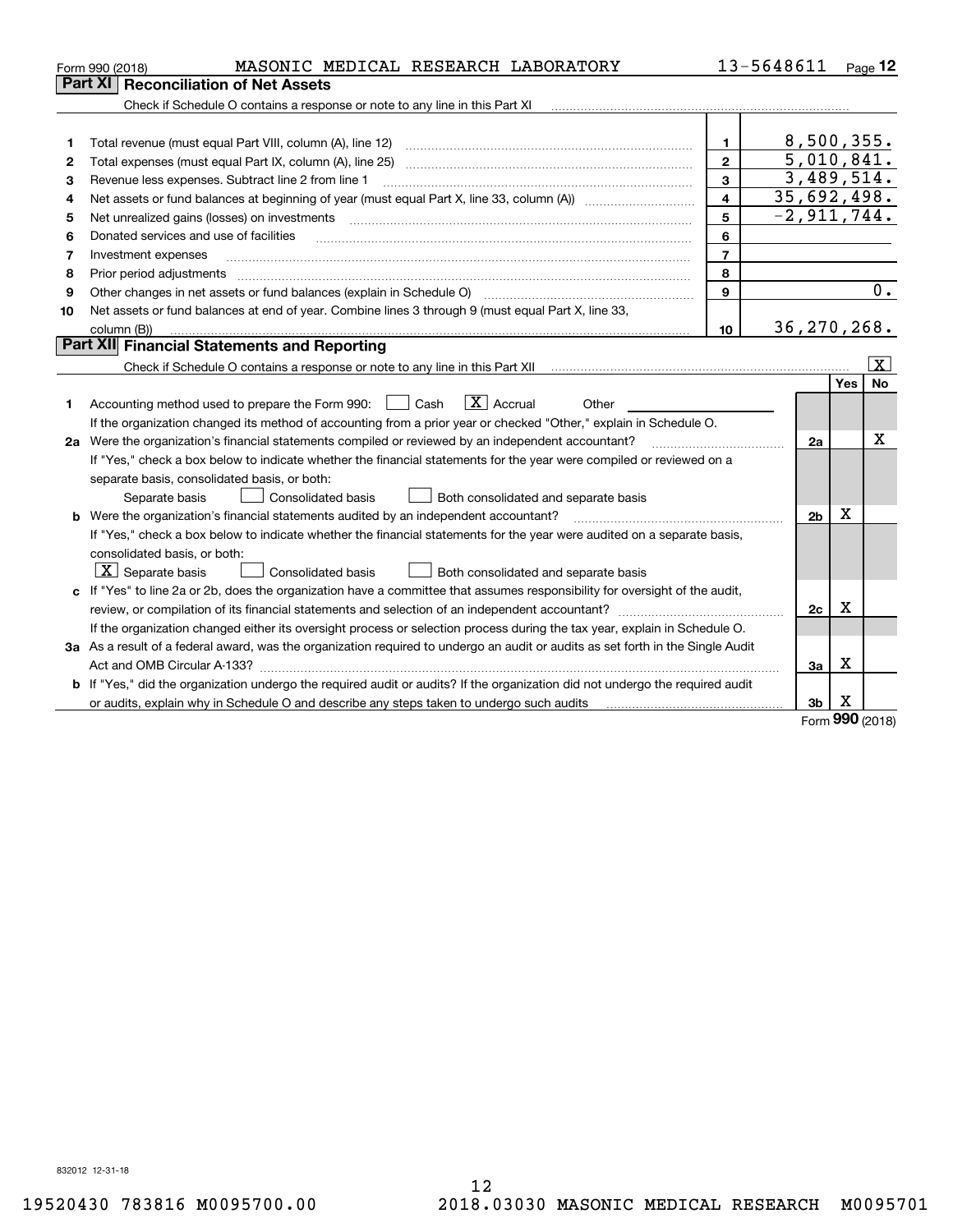Form 990 (2018) MASONIC MEDICAL RESEARCH LABORATORY 13-5648611

## Part XI Reconciliation of Net Assets

Check if Schedule O contains a response or note to any line in this Part XI

| | | | |
|---|---|---|---|
| 1 | Total revenue (must equal Part VIII, column (A), line 12) | 1 | 8,500,355. |
| 2 | Total expenses (must equal Part IX, column (A), line 25) | 2 | 5,010,841. |
| 3 | Revenue less expenses. Subtract line 2 from line 1 | 3 | 3,489,514. |
| 4 | Net assets or fund balances at beginning of year (must equal Part X, line 33, column (A)) | 4 | 35,692,498. |
| 5 | Net unrealized gains (losses) on investments | 5 | -2,911,744. |
| 6 | Donated services and use of facilities | 6 | |
| 7 | Investment expenses | 7 | |
| 8 | Prior period adjustments | 8 | |
| 9 | Other changes in net assets or fund balances (explain in Schedule O) | 9 | 0. |
| 10 | Net assets or fund balances at end of year. Combine lines 3 through 9 (must equal Part X, line 33, column (B)) | 10 | 36,270,268. |

## Part XII Financial Statements and Reporting

Check if Schedule O contains a response or note to any line in this Part XII [X]

| | | | Yes | No |
|---|---|---|---|---|
| 1 | Accounting method used to prepare the Form 990: [ ] Cash [X] Accrual [ ] Other ______ <br> If the organization changed its method of accounting from a prior year or checked "Other," explain in Schedule O. | | | |
| 2a | Were the organization's financial statements compiled or reviewed by an independent accountant? <br> If "Yes," check a box below to indicate whether the financial statements for the year were compiled or reviewed on a separate basis, consolidated basis, or both: <br> [ ] Separate basis [ ] Consolidated basis [ ] Both consolidated and separate basis | 2a | | X |
| b | Were the organization's financial statements audited by an independent accountant? <br> If "Yes," check a box below to indicate whether the financial statements for the year were audited on a separate basis, consolidated basis, or both: <br> [X] Separate basis [ ] Consolidated basis [ ] Both consolidated and separate basis | 2b | X | |
| c | If "Yes" to line 2a or 2b, does the organization have a committee that assumes responsibility for oversight of the audit, review, or compilation of its financial statements and selection of an independent accountant? <br> If the organization changed either its oversight process or selection process during the tax year, explain in Schedule O. | 2c | X | |
| 3a | As a result of a federal award, was the organization required to undergo an audit or audits as set forth in the Single Audit Act and OMB Circular A-133? | 3a | X | |
| b | If "Yes," did the organization undergo the required audit or audits? If the organization did not undergo the required audit or audits, explain why in Schedule O and describe any steps taken to undergo such audits | 3b | X | |

Form 990 (2018)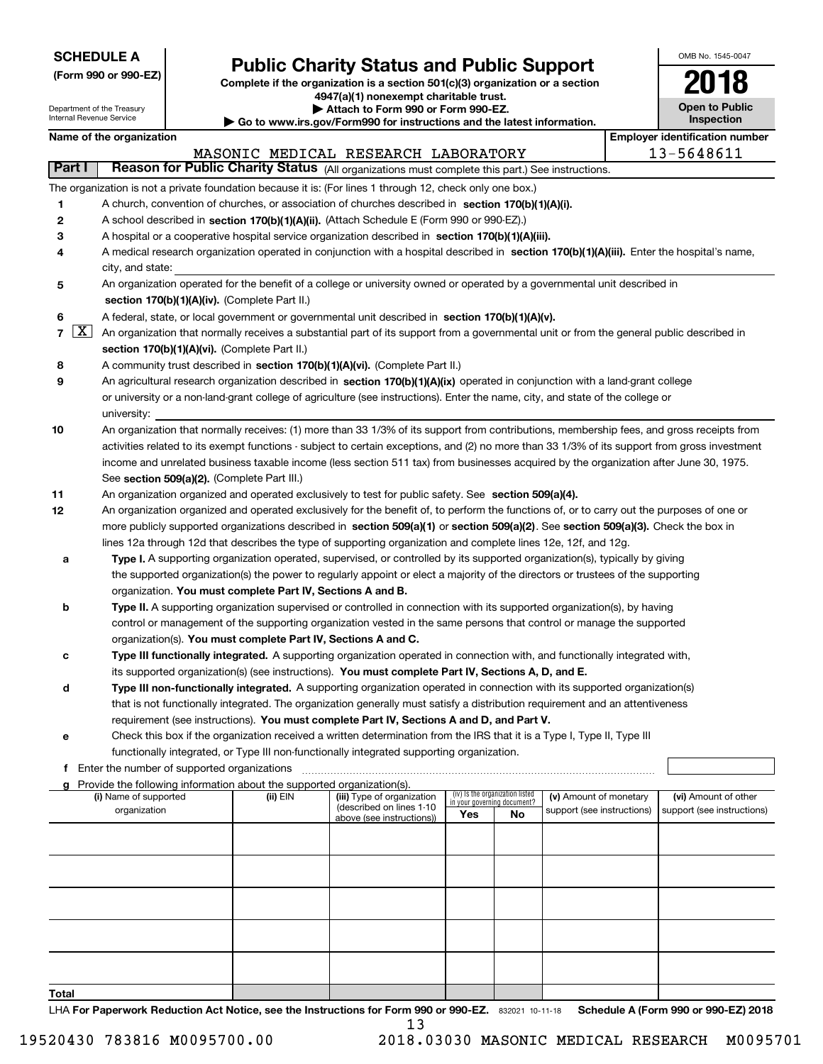**SCHEDULE A**
**(Form 990 or 990-EZ)**

Department of the Treasury
Internal Revenue Service

# Public Charity Status and Public Support

**Complete if the organization is a section 501(c)(3) organization or a section 4947(a)(1) nonexempt charitable trust.**
**▶ Attach to Form 990 or Form 990-EZ.**
**▶ Go to www.irs.gov/Form990 for instructions and the latest information.**

OMB No. 1545-0047

**2018**

**Open to Public Inspection**

**Name of the organization:** MASONIC MEDICAL RESEARCH LABORATORY
**Employer identification number:** 13-5648611

## Part I Reason for Public Charity Status (All organizations must complete this part.) See instructions.

The organization is not a private foundation because it is: (For lines 1 through 12, check only one box.)

1. [ ] A church, convention of churches, or association of churches described in **section 170(b)(1)(A)(i).**
2. [ ] A school described in **section 170(b)(1)(A)(ii).** (Attach Schedule E (Form 990 or 990-EZ).)
3. [ ] A hospital or a cooperative hospital service organization described in **section 170(b)(1)(A)(iii).**
4. [ ] A medical research organization operated in conjunction with a hospital described in **section 170(b)(1)(A)(iii).** Enter the hospital's name, city, and state:
5. [ ] An organization operated for the benefit of a college or university owned or operated by a governmental unit described in **section 170(b)(1)(A)(iv).** (Complete Part II.)
6. [ ] A federal, state, or local government or governmental unit described in **section 170(b)(1)(A)(v).**
7. [X] An organization that normally receives a substantial part of its support from a governmental unit or from the general public described in **section 170(b)(1)(A)(vi).** (Complete Part II.)
8. [ ] A community trust described in **section 170(b)(1)(A)(vi).** (Complete Part II.)
9. [ ] An agricultural research organization described in **section 170(b)(1)(A)(ix)** operated in conjunction with a land-grant college or university or a non-land-grant college of agriculture (see instructions). Enter the name, city, and state of the college or university:
10. [ ] An organization that normally receives: (1) more than 33 1/3% of its support from contributions, membership fees, and gross receipts from activities related to its exempt functions - subject to certain exceptions, and (2) no more than 33 1/3% of its support from gross investment income and unrelated business taxable income (less section 511 tax) from businesses acquired by the organization after June 30, 1975. See **section 509(a)(2).** (Complete Part III.)
11. [ ] An organization organized and operated exclusively to test for public safety. See **section 509(a)(4).**
12. [ ] An organization organized and operated exclusively for the benefit of, to perform the functions of, or to carry out the purposes of one or more publicly supported organizations described in **section 509(a)(1)** or **section 509(a)(2)**. See **section 509(a)(3).** Check the box in lines 12a through 12d that describes the type of supporting organization and complete lines 12e, 12f, and 12g.
   - **a** [ ] **Type I.** A supporting organization operated, supervised, or controlled by its supported organization(s), typically by giving the supported organization(s) the power to regularly appoint or elect a majority of the directors or trustees of the supporting organization. **You must complete Part IV, Sections A and B.**
   - **b** [ ] **Type II.** A supporting organization supervised or controlled in connection with its supported organization(s), by having control or management of the supporting organization vested in the same persons that control or manage the supported organization(s). **You must complete Part IV, Sections A and C.**
   - **c** [ ] **Type III functionally integrated.** A supporting organization operated in connection with, and functionally integrated with, its supported organization(s) (see instructions). **You must complete Part IV, Sections A, D, and E.**
   - **d** [ ] **Type III non-functionally integrated.** A supporting organization operated in connection with its supported organization(s) that is not functionally integrated. The organization generally must satisfy a distribution requirement and an attentiveness requirement (see instructions). **You must complete Part IV, Sections A and D, and Part V.**
   - **e** [ ] Check this box if the organization received a written determination from the IRS that it is a Type I, Type II, Type III functionally integrated, or Type III non-functionally integrated supporting organization.
   - **f** Enter the number of supported organizations
   - **g** Provide the following information about the supported organization(s).

| (i) Name of supported organization | (ii) EIN | (iii) Type of organization (described on lines 1-10 above (see instructions)) | (iv) Is the organization listed in your governing document? Yes | No | (v) Amount of monetary support (see instructions) | (vi) Amount of other support (see instructions) |
|---|---|---|---|---|---|---|
| | | | | | | |
| | | | | | | |
| | | | | | | |
| | | | | | | |
| | | | | | | |
| **Total** | | | | | | |

LHA **For Paperwork Reduction Act Notice, see the Instructions for Form 990 or 990-EZ.** 832021 10-11-18 **Schedule A (Form 990 or 990-EZ) 2018**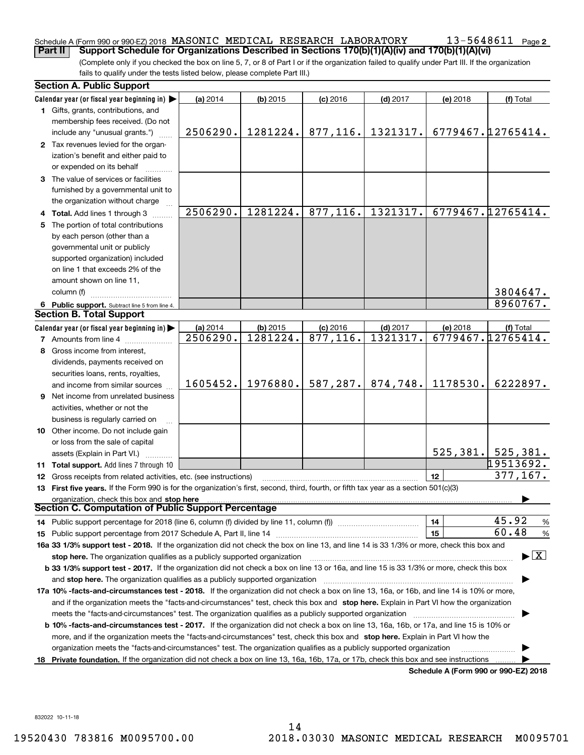Schedule A (Form 990 or 990-EZ) 2018 MASONIC MEDICAL RESEARCH LABORATORY 13-5648611 Page 2

**Part II Support Schedule for Organizations Described in Sections 170(b)(1)(A)(iv) and 170(b)(1)(A)(vi)**

(Complete only if you checked the box on line 5, 7, or 8 of Part I or if the organization failed to qualify under Part III. If the organization fails to qualify under the tests listed below, please complete Part III.)

## Section A. Public Support

| Calendar year (or fiscal year beginning in) ▶ | (a) 2014 | (b) 2015 | (c) 2016 | (d) 2017 | (e) 2018 | (f) Total |
|---|---|---|---|---|---|---|
| **1** Gifts, grants, contributions, and membership fees received. (Do not include any "unusual grants.") | 2506290. | 1281224. | 877,116. | 1321317. | 6779467. | 12765414. |
| **2** Tax revenues levied for the organization's benefit and either paid to or expended on its behalf | | | | | | |
| **3** The value of services or facilities furnished by a governmental unit to the organization without charge | | | | | | |
| **4** **Total.** Add lines 1 through 3 | 2506290. | 1281224. | 877,116. | 1321317. | 6779467. | 12765414. |
| **5** The portion of total contributions by each person (other than a governmental unit or publicly supported organization) included on line 1 that exceeds 2% of the amount shown on line 11, column (f) | | | | | | 3804647. |
| **6** **Public support.** Subtract line 5 from line 4. | | | | | | 8960767. |

## Section B. Total Support

| Calendar year (or fiscal year beginning in) ▶ | (a) 2014 | (b) 2015 | (c) 2016 | (d) 2017 | (e) 2018 | (f) Total |
|---|---|---|---|---|---|---|
| **7** Amounts from line 4 | 2506290. | 1281224. | 877,116. | 1321317. | 6779467. | 12765414. |
| **8** Gross income from interest, dividends, payments received on securities loans, rents, royalties, and income from similar sources | 1605452. | 1976880. | 587,287. | 874,748. | 1178530. | 6222897. |
| **9** Net income from unrelated business activities, whether or not the business is regularly carried on | | | | | | |
| **10** Other income. Do not include gain or loss from the sale of capital assets (Explain in Part VI.) | | | | | 525,381. | 525,381. |
| **11** **Total support.** Add lines 7 through 10 | | | | | | 19513692. |
| **12** Gross receipts from related activities, etc. (see instructions) | | | | | 12 | 377,167. |

**13** **First five years.** If the Form 990 is for the organization's first, second, third, fourth, or fifth tax year as a section 501(c)(3) organization, check this box and **stop here** ▶

## Section C. Computation of Public Support Percentage

**14** Public support percentage for 2018 (line 6, column (f) divided by line 11, column (f)) — 14 — 45.92 %

**15** Public support percentage from 2017 Schedule A, Part II, line 14 — 15 — 60.48 %

**16a 33 1/3% support test - 2018.** If the organization did not check the box on line 13, and line 14 is 33 1/3% or more, check this box and **stop here.** The organization qualifies as a publicly supported organization ▶ [X]

**b 33 1/3% support test - 2017.** If the organization did not check a box on line 13 or 16a, and line 15 is 33 1/3% or more, check this box and **stop here.** The organization qualifies as a publicly supported organization ▶

**17a 10% -facts-and-circumstances test - 2018.** If the organization did not check a box on line 13, 16a, or 16b, and line 14 is 10% or more, and if the organization meets the "facts-and-circumstances" test, check this box and **stop here.** Explain in Part VI how the organization meets the "facts-and-circumstances" test. The organization qualifies as a publicly supported organization ▶

**b 10% -facts-and-circumstances test - 2017.** If the organization did not check a box on line 13, 16a, 16b, or 17a, and line 15 is 10% or more, and if the organization meets the "facts-and-circumstances" test, check this box and **stop here.** Explain in Part VI how the organization meets the "facts-and-circumstances" test. The organization qualifies as a publicly supported organization ▶

**18** **Private foundation.** If the organization did not check a box on line 13, 16a, 16b, 17a, or 17b, check this box and see instructions ▶

**Schedule A (Form 990 or 990-EZ) 2018**

832022 10-11-18

19520430 783816 M0095700.00 2018.03030 MASONIC MEDICAL RESEARCH M0095701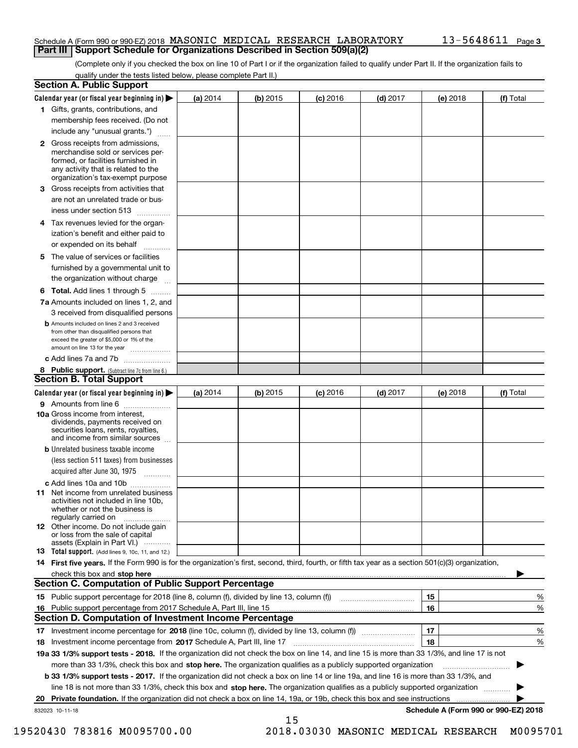Schedule A (Form 990 or 990-EZ) 2018 MASONIC MEDICAL RESEARCH LABORATORY 13-5648611 Page 3

## Part III Support Schedule for Organizations Described in Section 509(a)(2)

(Complete only if you checked the box on line 10 of Part I or if the organization failed to qualify under Part II. If the organization fails to qualify under the tests listed below, please complete Part II.)

### Section A. Public Support

| Calendar year (or fiscal year beginning in) ▶ | (a) 2014 | (b) 2015 | (c) 2016 | (d) 2017 | (e) 2018 | (f) Total |
|---|---|---|---|---|---|---|
| 1 Gifts, grants, contributions, and membership fees received. (Do not include any "unusual grants.") | | | | | | |
| 2 Gross receipts from admissions, merchandise sold or services performed, or facilities furnished in any activity that is related to the organization's tax-exempt purpose | | | | | | |
| 3 Gross receipts from activities that are not an unrelated trade or business under section 513 | | | | | | |
| 4 Tax revenues levied for the organization's benefit and either paid to or expended on its behalf | | | | | | |
| 5 The value of services or facilities furnished by a governmental unit to the organization without charge | | | | | | |
| 6 **Total.** Add lines 1 through 5 | | | | | | |
| 7a Amounts included on lines 1, 2, and 3 received from disqualified persons | | | | | | |
| b Amounts included on lines 2 and 3 received from other than disqualified persons that exceed the greater of $5,000 or 1% of the amount on line 13 for the year | | | | | | |
| c Add lines 7a and 7b | | | | | | |
| 8 **Public support.** (Subtract line 7c from line 6.) | | | | | | |

### Section B. Total Support

| Calendar year (or fiscal year beginning in) ▶ | (a) 2014 | (b) 2015 | (c) 2016 | (d) 2017 | (e) 2018 | (f) Total |
|---|---|---|---|---|---|---|
| 9 Amounts from line 6 | | | | | | |
| 10a Gross income from interest, dividends, payments received on securities loans, rents, royalties, and income from similar sources | | | | | | |
| b Unrelated business taxable income (less section 511 taxes) from businesses acquired after June 30, 1975 | | | | | | |
| c Add lines 10a and 10b | | | | | | |
| 11 Net income from unrelated business activities not included in line 10b, whether or not the business is regularly carried on | | | | | | |
| 12 Other income. Do not include gain or loss from the sale of capital assets (Explain in Part VI.) | | | | | | |
| 13 **Total support.** (Add lines 9, 10c, 11, and 12.) | | | | | | |

14 **First five years.** If the Form 990 is for the organization's first, second, third, fourth, or fifth tax year as a section 501(c)(3) organization, check this box and **stop here** ▶

### Section C. Computation of Public Support Percentage

| | | | |
|---|---|---|---|
| 15 | Public support percentage for 2018 (line 8, column (f), divided by line 13, column (f)) | 15 | % |
| 16 | Public support percentage from 2017 Schedule A, Part III, line 15 | 16 | % |

### Section D. Computation of Investment Income Percentage

| | | | |
|---|---|---|---|
| 17 | Investment income percentage for **2018** (line 10c, column (f), divided by line 13, column (f)) | 17 | % |
| 18 | Investment income percentage from **2017** Schedule A, Part III, line 17 | 18 | % |

**19a 33 1/3% support tests - 2018.** If the organization did not check the box on line 14, and line 15 is more than 33 1/3%, and line 17 is not more than 33 1/3%, check this box and **stop here.** The organization qualifies as a publicly supported organization ▶

**b 33 1/3% support tests - 2017.** If the organization did not check a box on line 14 or line 19a, and line 16 is more than 33 1/3%, and line 18 is not more than 33 1/3%, check this box and **stop here.** The organization qualifies as a publicly supported organization ▶

**20 Private foundation.** If the organization did not check a box on line 14, 19a, or 19b, check this box and see instructions ▶

832023 10-11-18 **Schedule A (Form 990 or 990-EZ) 2018**

19520430 783816 M0095700.00 2018.03030 MASONIC MEDICAL RESEARCH M0095701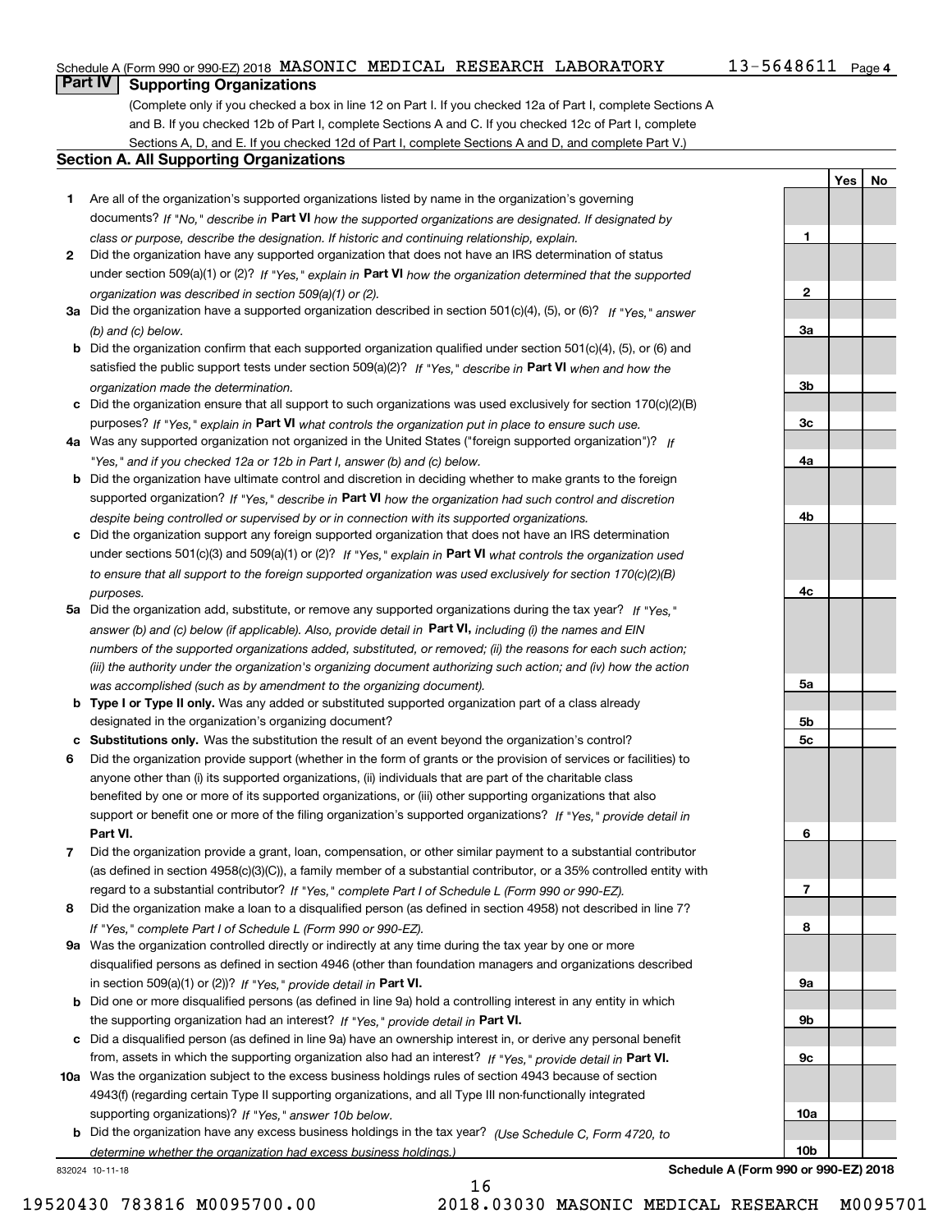Schedule A (Form 990 or 990-EZ) 2018 MASONIC MEDICAL RESEARCH LABORATORY 13-5648611 Page 4

## Part IV Supporting Organizations

(Complete only if you checked a box in line 12 on Part I. If you checked 12a of Part I, complete Sections A and B. If you checked 12b of Part I, complete Sections A and C. If you checked 12c of Part I, complete Sections A, D, and E. If you checked 12d of Part I, complete Sections A and D, and complete Part V.)

### Section A. All Supporting Organizations

| | | | Yes | No |
|---|---|---|---|---|
| **1** | Are all of the organization's supported organizations listed by name in the organization's governing documents? *If "No," describe in* **Part VI** *how the supported organizations are designated. If designated by class or purpose, describe the designation. If historic and continuing relationship, explain.* | **1** | | |
| **2** | Did the organization have any supported organization that does not have an IRS determination of status under section 509(a)(1) or (2)? *If "Yes," explain in* **Part VI** *how the organization determined that the supported organization was described in section 509(a)(1) or (2).* | **2** | | |
| **3a** | Did the organization have a supported organization described in section 501(c)(4), (5), or (6)? *If "Yes," answer (b) and (c) below.* | **3a** | | |
| **b** | Did the organization confirm that each supported organization qualified under section 501(c)(4), (5), or (6) and satisfied the public support tests under section 509(a)(2)? *If "Yes," describe in* **Part VI** *when and how the organization made the determination.* | **3b** | | |
| **c** | Did the organization ensure that all support to such organizations was used exclusively for section 170(c)(2)(B) purposes? *If "Yes," explain in* **Part VI** *what controls the organization put in place to ensure such use.* | **3c** | | |
| **4a** | Was any supported organization not organized in the United States ("foreign supported organization")? *If "Yes," and if you checked 12a or 12b in Part I, answer (b) and (c) below.* | **4a** | | |
| **b** | Did the organization have ultimate control and discretion in deciding whether to make grants to the foreign supported organization? *If "Yes," describe in* **Part VI** *how the organization had such control and discretion despite being controlled or supervised by or in connection with its supported organizations.* | **4b** | | |
| **c** | Did the organization support any foreign supported organization that does not have an IRS determination under sections 501(c)(3) and 509(a)(1) or (2)? *If "Yes," explain in* **Part VI** *what controls the organization used to ensure that all support to the foreign supported organization was used exclusively for section 170(c)(2)(B) purposes.* | **4c** | | |
| **5a** | Did the organization add, substitute, or remove any supported organizations during the tax year? *If "Yes," answer (b) and (c) below (if applicable). Also, provide detail in* **Part VI,** *including (i) the names and EIN numbers of the supported organizations added, substituted, or removed; (ii) the reasons for each such action; (iii) the authority under the organization's organizing document authorizing such action; and (iv) how the action was accomplished (such as by amendment to the organizing document).* | **5a** | | |
| **b** | **Type I or Type II only.** Was any added or substituted supported organization part of a class already designated in the organization's organizing document? | **5b** | | |
| **c** | **Substitutions only.** Was the substitution the result of an event beyond the organization's control? | **5c** | | |
| **6** | Did the organization provide support (whether in the form of grants or the provision of services or facilities) to anyone other than (i) its supported organizations, (ii) individuals that are part of the charitable class benefited by one or more of its supported organizations, or (iii) other supporting organizations that also support or benefit one or more of the filing organization's supported organizations? *If "Yes," provide detail in* **Part VI.** | **6** | | |
| **7** | Did the organization provide a grant, loan, compensation, or other similar payment to a substantial contributor (as defined in section 4958(c)(3)(C)), a family member of a substantial contributor, or a 35% controlled entity with regard to a substantial contributor? *If "Yes," complete Part I of Schedule L (Form 990 or 990-EZ).* | **7** | | |
| **8** | Did the organization make a loan to a disqualified person (as defined in section 4958) not described in line 7? *If "Yes," complete Part I of Schedule L (Form 990 or 990-EZ).* | **8** | | |
| **9a** | Was the organization controlled directly or indirectly at any time during the tax year by one or more disqualified persons as defined in section 4946 (other than foundation managers and organizations described in section 509(a)(1) or (2))? *If "Yes," provide detail in* **Part VI.** | **9a** | | |
| **b** | Did one or more disqualified persons (as defined in line 9a) hold a controlling interest in any entity in which the supporting organization had an interest? *If "Yes," provide detail in* **Part VI.** | **9b** | | |
| **c** | Did a disqualified person (as defined in line 9a) have an ownership interest in, or derive any personal benefit from, assets in which the supporting organization also had an interest? *If "Yes," provide detail in* **Part VI.** | **9c** | | |
| **10a** | Was the organization subject to the excess business holdings rules of section 4943 because of section 4943(f) (regarding certain Type II supporting organizations, and all Type III non-functionally integrated supporting organizations)? *If "Yes," answer 10b below.* | **10a** | | |
| **b** | Did the organization have any excess business holdings in the tax year? *(Use Schedule C, Form 4720, to determine whether the organization had excess business holdings.)* | **10b** | | |

832024 10-11-18 **Schedule A (Form 990 or 990-EZ) 2018**

19520430 783816 M0095700.00 2018.03030 MASONIC MEDICAL RESEARCH M0095701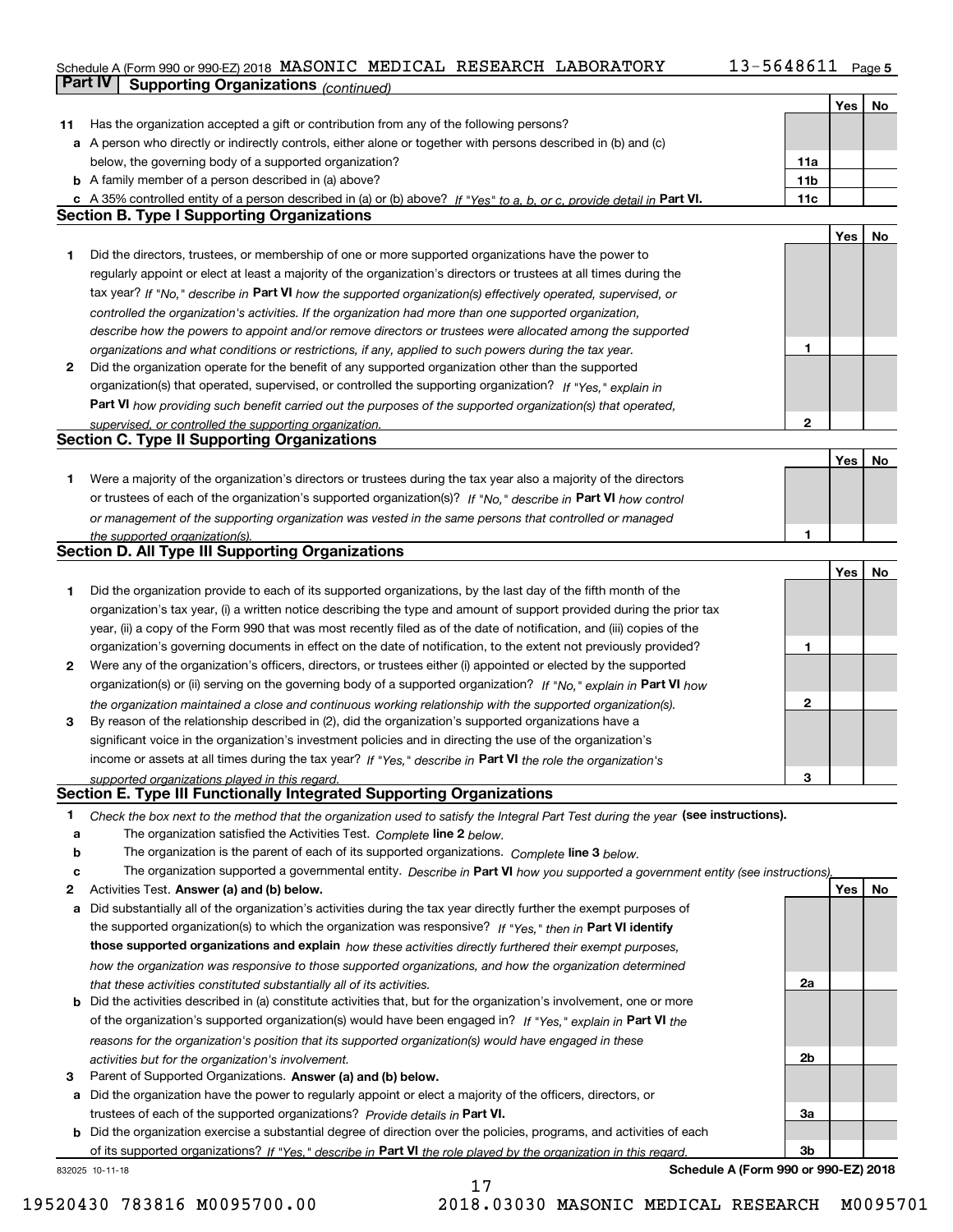Schedule A (Form 990 or 990-EZ) 2018 MASONIC MEDICAL RESEARCH LABORATORY 13-5648611

## Part IV Supporting Organizations *(continued)*

| | | | Yes | No |
|---|---|---|---|---|
| **11** | Has the organization accepted a gift or contribution from any of the following persons? | | | |
| **a** | A person who directly or indirectly controls, either alone or together with persons described in (b) and (c) below, the governing body of a supported organization? | **11a** | | |
| **b** | A family member of a person described in (a) above? | **11b** | | |
| **c** | A 35% controlled entity of a person described in (a) or (b) above? *If "Yes" to a, b, or c, provide detail in* **Part VI.** | **11c** | | |

### Section B. Type I Supporting Organizations

| | | | Yes | No |
|---|---|---|---|---|
| **1** | Did the directors, trustees, or membership of one or more supported organizations have the power to regularly appoint or elect at least a majority of the organization's directors or trustees at all times during the tax year? *If "No," describe in* **Part VI** *how the supported organization(s) effectively operated, supervised, or controlled the organization's activities. If the organization had more than one supported organization, describe how the powers to appoint and/or remove directors or trustees were allocated among the supported organizations and what conditions or restrictions, if any, applied to such powers during the tax year.* | **1** | | |
| **2** | Did the organization operate for the benefit of any supported organization other than the supported organization(s) that operated, supervised, or controlled the supporting organization? *If "Yes," explain in* **Part VI** *how providing such benefit carried out the purposes of the supported organization(s) that operated, supervised, or controlled the supporting organization.* | **2** | | |

### Section C. Type II Supporting Organizations

| | | | Yes | No |
|---|---|---|---|---|
| **1** | Were a majority of the organization's directors or trustees during the tax year also a majority of the directors or trustees of each of the organization's supported organization(s)? *If "No," describe in* **Part VI** *how control or management of the supporting organization was vested in the same persons that controlled or managed the supported organization(s).* | **1** | | |

### Section D. All Type III Supporting Organizations

| | | | Yes | No |
|---|---|---|---|---|
| **1** | Did the organization provide to each of its supported organizations, by the last day of the fifth month of the organization's tax year, (i) a written notice describing the type and amount of support provided during the prior tax year, (ii) a copy of the Form 990 that was most recently filed as of the date of notification, and (iii) copies of the organization's governing documents in effect on the date of notification, to the extent not previously provided? | **1** | | |
| **2** | Were any of the organization's officers, directors, or trustees either (i) appointed or elected by the supported organization(s) or (ii) serving on the governing body of a supported organization? *If "No," explain in* **Part VI** *how the organization maintained a close and continuous working relationship with the supported organization(s).* | **2** | | |
| **3** | By reason of the relationship described in (2), did the organization's supported organizations have a significant voice in the organization's investment policies and in directing the use of the organization's income or assets at all times during the tax year? *If "Yes," describe in* **Part VI** *the role the organization's supported organizations played in this regard.* | **3** | | |

### Section E. Type III Functionally Integrated Supporting Organizations

**1** *Check the box next to the method that the organization used to satisfy the Integral Part Test during the year* **(see instructions).**

- **a** The organization satisfied the Activities Test. *Complete* **line 2** *below.*
- **b** The organization is the parent of each of its supported organizations. *Complete* **line 3** *below.*
- **c** The organization supported a governmental entity. *Describe in* **Part VI** *how you supported a government entity (see instructions).*

| | | | Yes | No |
|---|---|---|---|---|
| **2** | Activities Test. **Answer (a) and (b) below.** | | | |
| **a** | Did substantially all of the organization's activities during the tax year directly further the exempt purposes of the supported organization(s) to which the organization was responsive? *If "Yes," then in* **Part VI identify those supported organizations and explain** *how these activities directly furthered their exempt purposes, how the organization was responsive to those supported organizations, and how the organization determined that these activities constituted substantially all of its activities.* | **2a** | | |
| **b** | Did the activities described in (a) constitute activities that, but for the organization's involvement, one or more of the organization's supported organization(s) would have been engaged in? *If "Yes," explain in* **Part VI** *the reasons for the organization's position that its supported organization(s) would have engaged in these activities but for the organization's involvement.* | **2b** | | |
| **3** | Parent of Supported Organizations. **Answer (a) and (b) below.** | | | |
| **a** | Did the organization have the power to regularly appoint or elect a majority of the officers, directors, or trustees of each of the supported organizations? *Provide details in* **Part VI.** | **3a** | | |
| **b** | Did the organization exercise a substantial degree of direction over the policies, programs, and activities of each of its supported organizations? *If "Yes," describe in* **Part VI** *the role played by the organization in this regard.* | **3b** | | |

832025 10-11-18 **Schedule A (Form 990 or 990-EZ) 2018**

19520430 783816 M0095700.00 2018.03030 MASONIC MEDICAL RESEARCH M0095701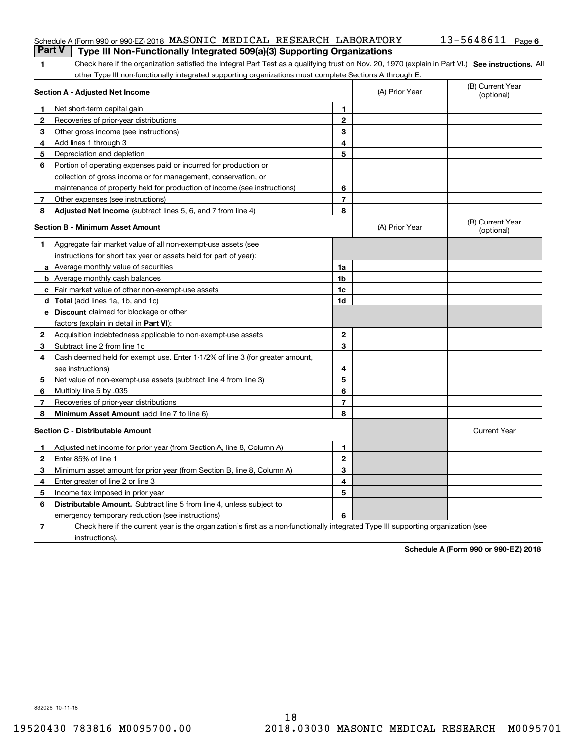Schedule A (Form 990 or 990-EZ) 2018 MASONIC MEDICAL RESEARCH LABORATORY 13-5648611 Page 6

## Part V Type III Non-Functionally Integrated 509(a)(3) Supporting Organizations

**1** Check here if the organization satisfied the Integral Part Test as a qualifying trust on Nov. 20, 1970 (explain in Part VI.) **See instructions.** All other Type III non-functionally integrated supporting organizations must complete Sections A through E.

| **Section A - Adjusted Net Income** | | (A) Prior Year | (B) Current Year (optional) |
|---|---|---|---|
| **1** Net short-term capital gain | 1 | | |
| **2** Recoveries of prior-year distributions | 2 | | |
| **3** Other gross income (see instructions) | 3 | | |
| **4** Add lines 1 through 3 | 4 | | |
| **5** Depreciation and depletion | 5 | | |
| **6** Portion of operating expenses paid or incurred for production or collection of gross income or for management, conservation, or maintenance of property held for production of income (see instructions) | 6 | | |
| **7** Other expenses (see instructions) | 7 | | |
| **8** **Adjusted Net Income** (subtract lines 5, 6, and 7 from line 4) | 8 | | |

| **Section B - Minimum Asset Amount** | | (A) Prior Year | (B) Current Year (optional) |
|---|---|---|---|
| **1** Aggregate fair market value of all non-exempt-use assets (see instructions for short tax year or assets held for part of year): | | | |
| **a** Average monthly value of securities | 1a | | |
| **b** Average monthly cash balances | 1b | | |
| **c** Fair market value of other non-exempt-use assets | 1c | | |
| **d** **Total** (add lines 1a, 1b, and 1c) | 1d | | |
| **e** **Discount** claimed for blockage or other factors (explain in detail in **Part VI**): | | | |
| **2** Acquisition indebtedness applicable to non-exempt-use assets | 2 | | |
| **3** Subtract line 2 from line 1d | 3 | | |
| **4** Cash deemed held for exempt use. Enter 1-1/2% of line 3 (for greater amount, see instructions) | 4 | | |
| **5** Net value of non-exempt-use assets (subtract line 4 from line 3) | 5 | | |
| **6** Multiply line 5 by .035 | 6 | | |
| **7** Recoveries of prior-year distributions | 7 | | |
| **8** **Minimum Asset Amount** (add line 7 to line 6) | 8 | | |

| **Section C - Distributable Amount** | | | Current Year |
|---|---|---|---|
| **1** Adjusted net income for prior year (from Section A, line 8, Column A) | 1 | | |
| **2** Enter 85% of line 1 | 2 | | |
| **3** Minimum asset amount for prior year (from Section B, line 8, Column A) | 3 | | |
| **4** Enter greater of line 2 or line 3 | 4 | | |
| **5** Income tax imposed in prior year | 5 | | |
| **6** **Distributable Amount.** Subtract line 5 from line 4, unless subject to emergency temporary reduction (see instructions) | 6 | | |

**7** Check here if the current year is the organization's first as a non-functionally integrated Type III supporting organization (see instructions).

**Schedule A (Form 990 or 990-EZ) 2018**

832026 10-11-18

19520430 783816 M0095700.00 2018.03030 MASONIC MEDICAL RESEARCH M0095701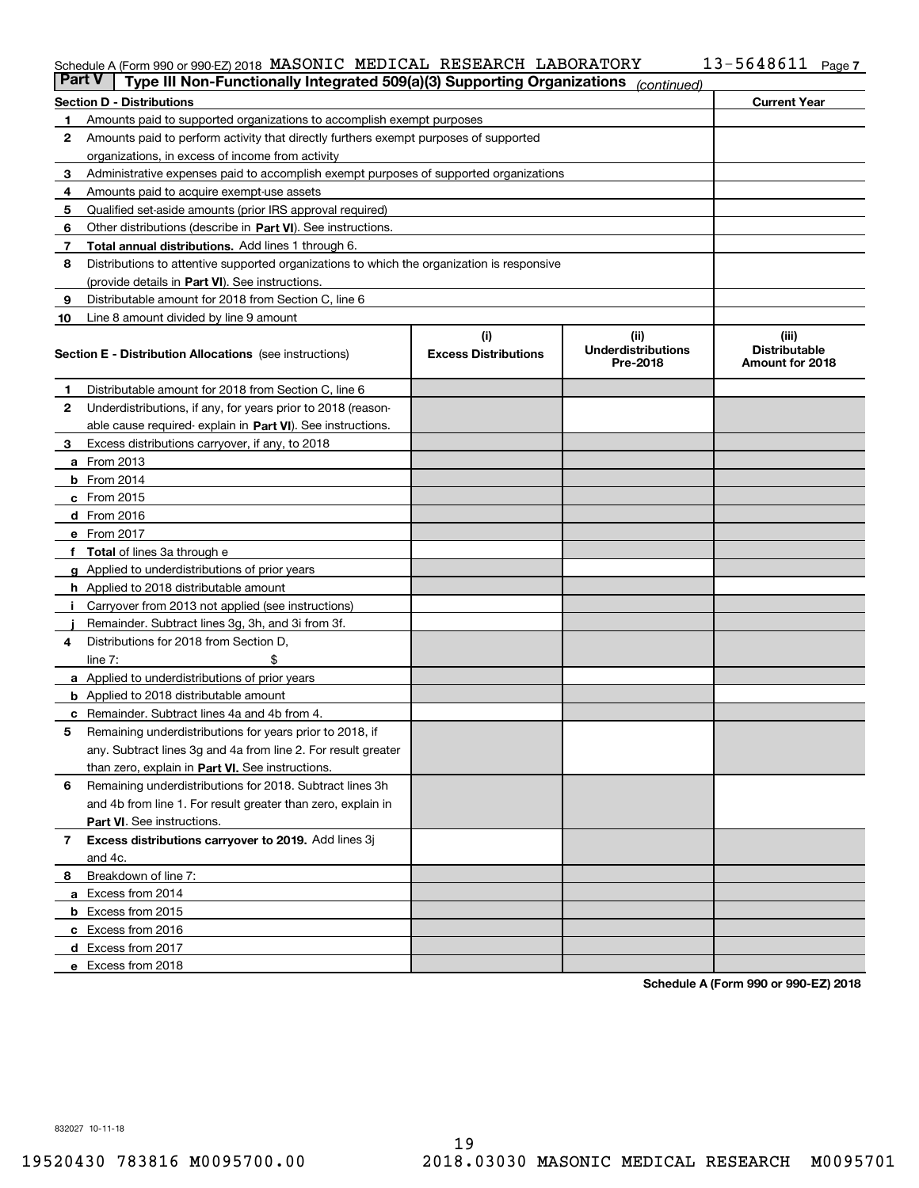Schedule A (Form 990 or 990-EZ) 2018 MASONIC MEDICAL RESEARCH LABORATORY 13-5648611 Page 7

**Part V | Type III Non-Functionally Integrated 509(a)(3) Supporting Organizations** *(continued)*

| **Section D - Distributions** | | **Current Year** |
|---|---|---|
| 1 | Amounts paid to supported organizations to accomplish exempt purposes | |
| 2 | Amounts paid to perform activity that directly furthers exempt purposes of supported organizations, in excess of income from activity | |
| 3 | Administrative expenses paid to accomplish exempt purposes of supported organizations | |
| 4 | Amounts paid to acquire exempt-use assets | |
| 5 | Qualified set-aside amounts (prior IRS approval required) | |
| 6 | Other distributions (describe in **Part VI**). See instructions. | |
| 7 | **Total annual distributions.** Add lines 1 through 6. | |
| 8 | Distributions to attentive supported organizations to which the organization is responsive (provide details in **Part VI**). See instructions. | |
| 9 | Distributable amount for 2018 from Section C, line 6 | |
| 10 | Line 8 amount divided by line 9 amount | |

| **Section E - Distribution Allocations** (see instructions) | (i) Excess Distributions | (ii) Underdistributions Pre-2018 | (iii) Distributable Amount for 2018 |
|---|---|---|---|
| **1** Distributable amount for 2018 from Section C, line 6 | | | |
| **2** Underdistributions, if any, for years prior to 2018 (reasonable cause required- explain in **Part VI**). See instructions. | | | |
| **3** Excess distributions carryover, if any, to 2018 | | | |
| **a** From 2013 | | | |
| **b** From 2014 | | | |
| **c** From 2015 | | | |
| **d** From 2016 | | | |
| **e** From 2017 | | | |
| **f Total** of lines 3a through e | | | |
| **g** Applied to underdistributions of prior years | | | |
| **h** Applied to 2018 distributable amount | | | |
| **i** Carryover from 2013 not applied (see instructions) | | | |
| **j** Remainder. Subtract lines 3g, 3h, and 3i from 3f. | | | |
| **4** Distributions for 2018 from Section D, line 7: $ | | | |
| **a** Applied to underdistributions of prior years | | | |
| **b** Applied to 2018 distributable amount | | | |
| **c** Remainder. Subtract lines 4a and 4b from 4. | | | |
| **5** Remaining underdistributions for years prior to 2018, if any. Subtract lines 3g and 4a from line 2. For result greater than zero, explain in **Part VI.** See instructions. | | | |
| **6** Remaining underdistributions for 2018. Subtract lines 3h and 4b from line 1. For result greater than zero, explain in **Part VI**. See instructions. | | | |
| **7 Excess distributions carryover to 2019.** Add lines 3j and 4c. | | | |
| **8** Breakdown of line 7: | | | |
| **a** Excess from 2014 | | | |
| **b** Excess from 2015 | | | |
| **c** Excess from 2016 | | | |
| **d** Excess from 2017 | | | |
| **e** Excess from 2018 | | | |

**Schedule A (Form 990 or 990-EZ) 2018**

832027 10-11-18

19520430 783816 M0095700.00 2018.03030 MASONIC MEDICAL RESEARCH M0095701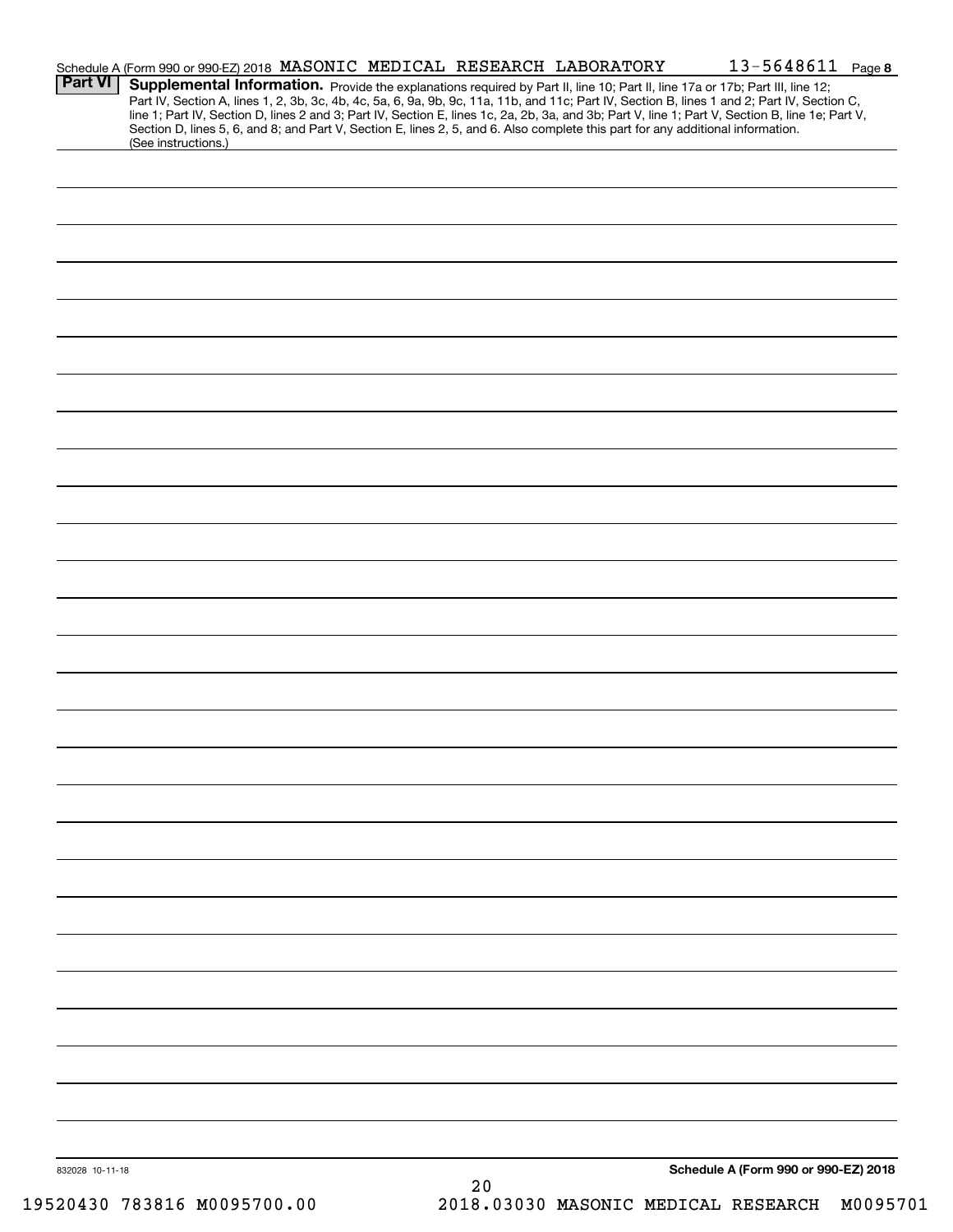Schedule A (Form 990 or 990-EZ) 2018 MASONIC MEDICAL RESEARCH LABORATORY 13-5648611 Page 8

**Part VI** **Supplemental Information.** Provide the explanations required by Part II, line 10; Part II, line 17a or 17b; Part III, line 12; Part IV, Section A, lines 1, 2, 3b, 3c, 4b, 4c, 5a, 6, 9a, 9b, 9c, 11a, 11b, and 11c; Part IV, Section B, lines 1 and 2; Part IV, Section C, line 1; Part IV, Section D, lines 2 and 3; Part IV, Section E, lines 1c, 2a, 2b, 3a, and 3b; Part V, line 1; Part V, Section B, line 1e; Part V, Section D, lines 5, 6, and 8; and Part V, Section E, lines 2, 5, and 6. Also complete this part for any additional information. (See instructions.)

832028 10-11-18

**Schedule A (Form 990 or 990-EZ) 2018**

19520430 783816 M0095700.00 2018.03030 MASONIC MEDICAL RESEARCH M0095701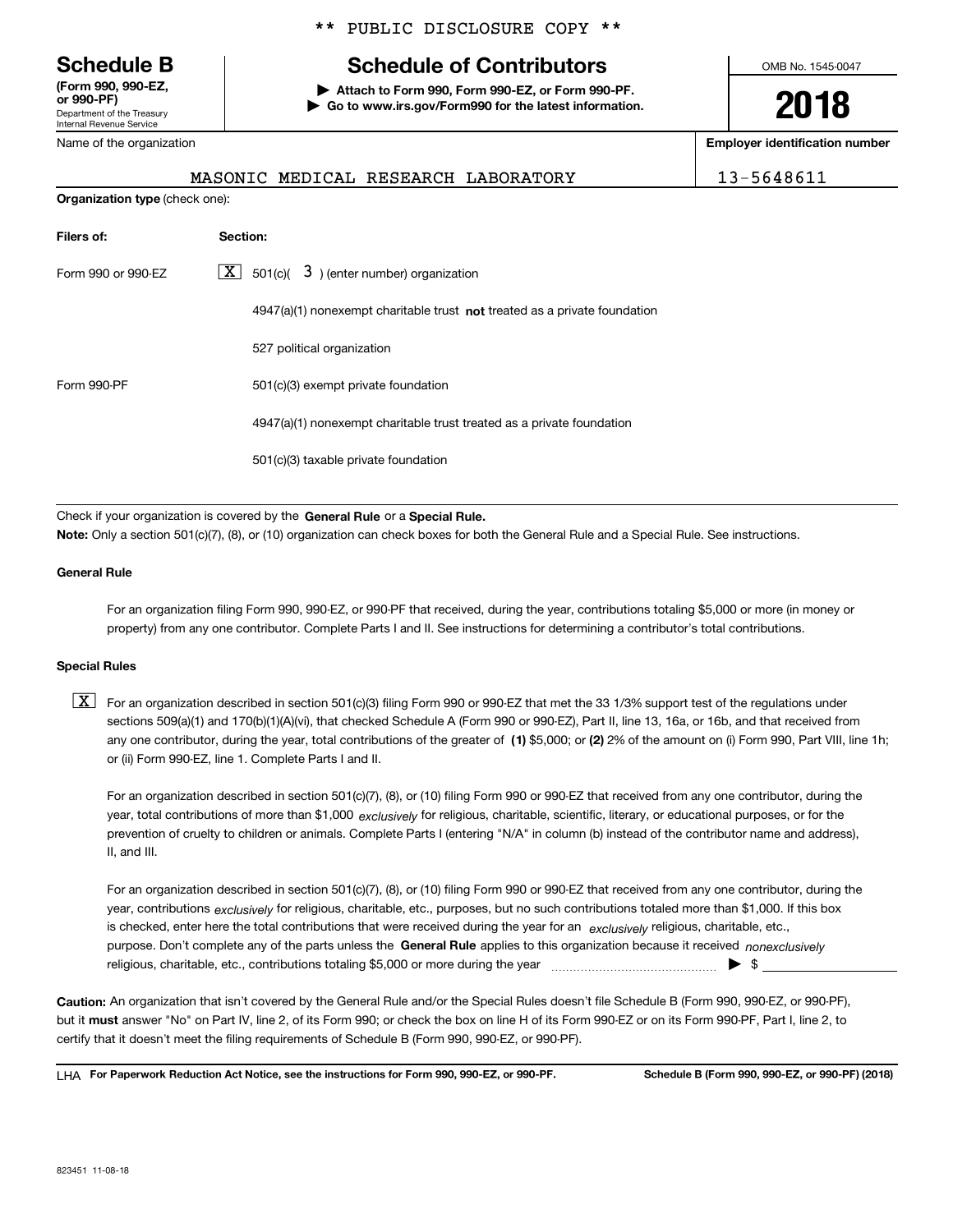** PUBLIC DISCLOSURE COPY **

# Schedule B

**(Form 990, 990-EZ, or 990-PF)**
Department of the Treasury
Internal Revenue Service

## Schedule of Contributors

▶ **Attach to Form 990, Form 990-EZ, or Form 990-PF.**
▶ **Go to www.irs.gov/Form990 for the latest information.**

OMB No. 1545-0047

**2018**

| Name of the organization | Employer identification number |
|---|---|
| MASONIC MEDICAL RESEARCH LABORATORY | 13-5648611 |

**Organization type** (check one):

| Filers of: | Section: |
|---|---|
| Form 990 or 990-EZ | [X] 501(c)( 3 ) (enter number) organization |
| | 4947(a)(1) nonexempt charitable trust **not** treated as a private foundation |
| | 527 political organization |
| Form 990-PF | 501(c)(3) exempt private foundation |
| | 4947(a)(1) nonexempt charitable trust treated as a private foundation |
| | 501(c)(3) taxable private foundation |

Check if your organization is covered by the **General Rule** or a **Special Rule.**

**Note:** Only a section 501(c)(7), (8), or (10) organization can check boxes for both the General Rule and a Special Rule. See instructions.

**General Rule**

For an organization filing Form 990, 990-EZ, or 990-PF that received, during the year, contributions totaling $5,000 or more (in money or property) from any one contributor. Complete Parts I and II. See instructions for determining a contributor's total contributions.

**Special Rules**

[X] For an organization described in section 501(c)(3) filing Form 990 or 990-EZ that met the 33 1/3% support test of the regulations under sections 509(a)(1) and 170(b)(1)(A)(vi), that checked Schedule A (Form 990 or 990-EZ), Part II, line 13, 16a, or 16b, and that received from any one contributor, during the year, total contributions of the greater of **(1)** $5,000; or **(2)** 2% of the amount on (i) Form 990, Part VIII, line 1h; or (ii) Form 990-EZ, line 1. Complete Parts I and II.

For an organization described in section 501(c)(7), (8), or (10) filing Form 990 or 990-EZ that received from any one contributor, during the year, total contributions of more than $1,000 *exclusively* for religious, charitable, scientific, literary, or educational purposes, or for the prevention of cruelty to children or animals. Complete Parts I (entering "N/A" in column (b) instead of the contributor name and address), II, and III.

For an organization described in section 501(c)(7), (8), or (10) filing Form 990 or 990-EZ that received from any one contributor, during the year, contributions *exclusively* for religious, charitable, etc., purposes, but no such contributions totaled more than $1,000. If this box is checked, enter here the total contributions that were received during the year for an *exclusively* religious, charitable, etc., purpose. Don't complete any of the parts unless the **General Rule** applies to this organization because it received *nonexclusively* religious, charitable, etc., contributions totaling $5,000 or more during the year ▶ $

**Caution:** An organization that isn't covered by the General Rule and/or the Special Rules doesn't file Schedule B (Form 990, 990-EZ, or 990-PF), but it **must** answer "No" on Part IV, line 2, of its Form 990; or check the box on line H of its Form 990-EZ or on its Form 990-PF, Part I, line 2, to certify that it doesn't meet the filing requirements of Schedule B (Form 990, 990-EZ, or 990-PF).

LHA **For Paperwork Reduction Act Notice, see the instructions for Form 990, 990-EZ, or 990-PF.** **Schedule B (Form 990, 990-EZ, or 990-PF) (2018)**

823451 11-08-18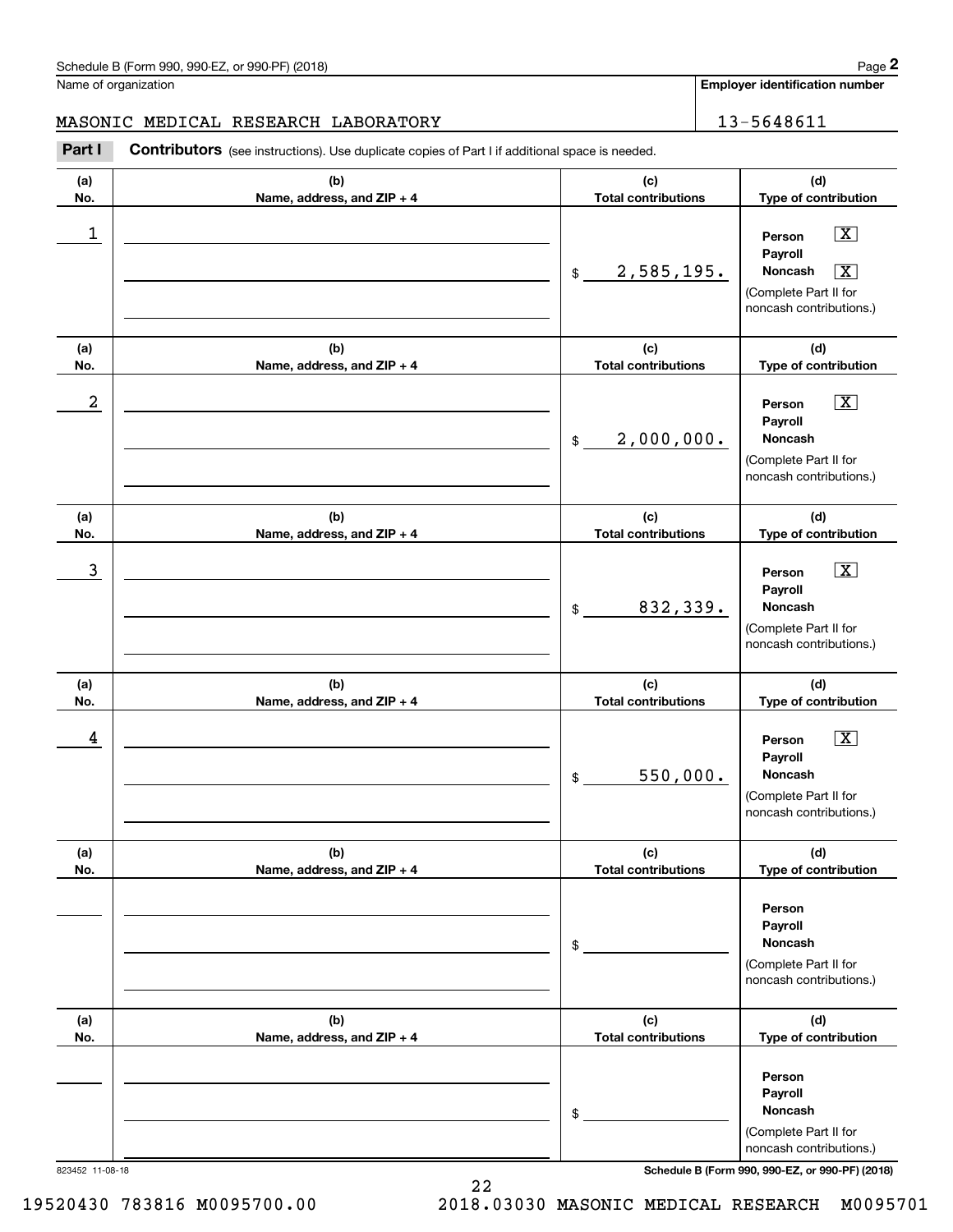Schedule B (Form 990, 990-EZ, or 990-PF) (2018)

Name of organization: MASONIC MEDICAL RESEARCH LABORATORY

Employer identification number: 13-5648611

**Part I** **Contributors** (see instructions). Use duplicate copies of Part I if additional space is needed.

| (a) No. | (b) Name, address, and ZIP + 4 | (c) Total contributions | (d) Type of contribution |
|---|---|---|---|
| 1 | | $ 2,585,195. | Person [X] Payroll [ ] Noncash [X] (Complete Part II for noncash contributions.) |
| 2 | | $ 2,000,000. | Person [X] Payroll [ ] Noncash [ ] (Complete Part II for noncash contributions.) |
| 3 | | $ 832,339. | Person [X] Payroll [ ] Noncash [ ] (Complete Part II for noncash contributions.) |
| 4 | | $ 550,000. | Person [X] Payroll [ ] Noncash [ ] (Complete Part II for noncash contributions.) |
| | | $ | Person [ ] Payroll [ ] Noncash [ ] (Complete Part II for noncash contributions.) |
| | | $ | Person [ ] Payroll [ ] Noncash [ ] (Complete Part II for noncash contributions.) |

823452 11-08-18

Schedule B (Form 990, 990-EZ, or 990-PF) (2018)

19520430 783816 M0095700.00 2018.03030 MASONIC MEDICAL RESEARCH M0095701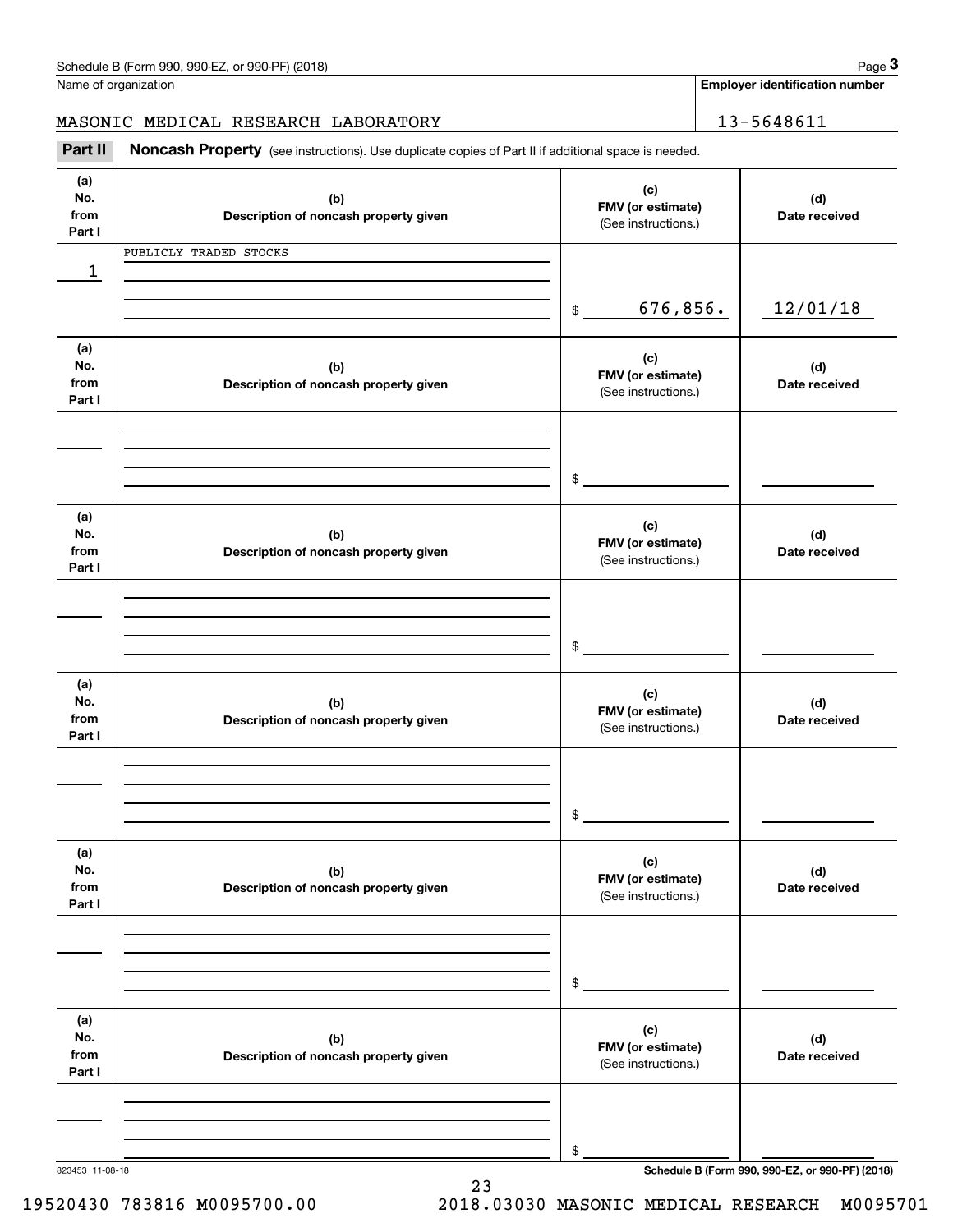Schedule B (Form 990, 990-EZ, or 990-PF) (2018)

Name of organization: MASONIC MEDICAL RESEARCH LABORATORY

**Employer identification number:** 13-5648611

## Part II Noncash Property

(see instructions). Use duplicate copies of Part II if additional space is needed.

| (a) No. from Part I | (b) Description of noncash property given | (c) FMV (or estimate) (See instructions.) | (d) Date received |
|---|---|---|---|
| 1 | PUBLICLY TRADED STOCKS | $ 676,856. | 12/01/18 |
| | | $ | |
| | | $ | |
| | | $ | |
| | | $ | |
| | | $ | |

823453 11-08-18

Schedule B (Form 990, 990-EZ, or 990-PF) (2018)

19520430 783816 M0095700.00 2018.03030 MASONIC MEDICAL RESEARCH M0095701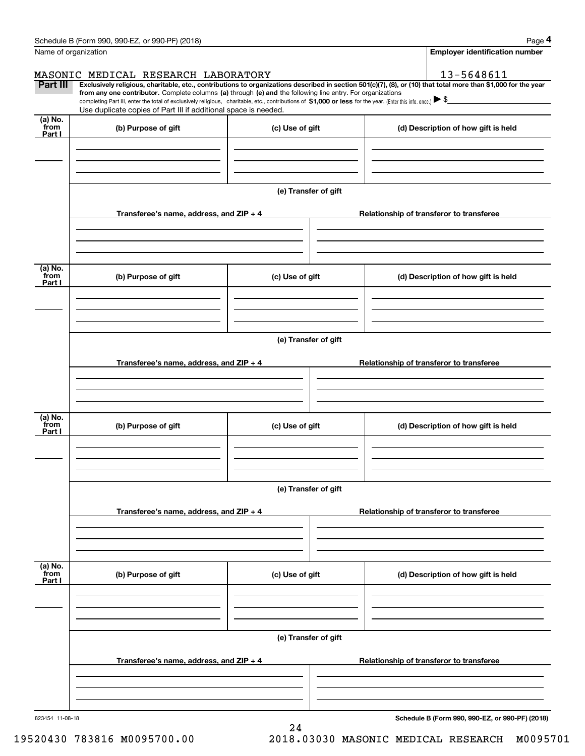Name of organization

**Employer identification number**

MASONIC MEDICAL RESEARCH LABORATORY

13-5648611

**Part III** **Exclusively religious, charitable, etc., contributions to organizations described in section 501(c)(7), (8), or (10) that total more than $1,000 for the year from any one contributor.** Complete columns **(a)** through **(e) and** the following line entry. For organizations completing Part III, enter the total of exclusively religious, charitable, etc., contributions of **$1,000 or less** for the year. (Enter this info. once.) ▶ $

Use duplicate copies of Part III if additional space is needed.

| (a) No. from Part I | (b) Purpose of gift | (c) Use of gift | (d) Description of how gift is held |
|---|---|---|---|
| | | | |

**(e) Transfer of gift**

| Transferee's name, address, and ZIP + 4 | Relationship of transferor to transferee |
|---|---|
| | |

| (a) No. from Part I | (b) Purpose of gift | (c) Use of gift | (d) Description of how gift is held |
|---|---|---|---|
| | | | |

**(e) Transfer of gift**

| Transferee's name, address, and ZIP + 4 | Relationship of transferor to transferee |
|---|---|
| | |

| (a) No. from Part I | (b) Purpose of gift | (c) Use of gift | (d) Description of how gift is held |
|---|---|---|---|
| | | | |

**(e) Transfer of gift**

| Transferee's name, address, and ZIP + 4 | Relationship of transferor to transferee |
|---|---|
| | |

| (a) No. from Part I | (b) Purpose of gift | (c) Use of gift | (d) Description of how gift is held |
|---|---|---|---|
| | | | |

**(e) Transfer of gift**

| Transferee's name, address, and ZIP + 4 | Relationship of transferor to transferee |
|---|---|
| | |

823454 11-08-18

**Schedule B (Form 990, 990-EZ, or 990-PF) (2018)**

19520430 783816 M0095700.00 2018.03030 MASONIC MEDICAL RESEARCH M0095701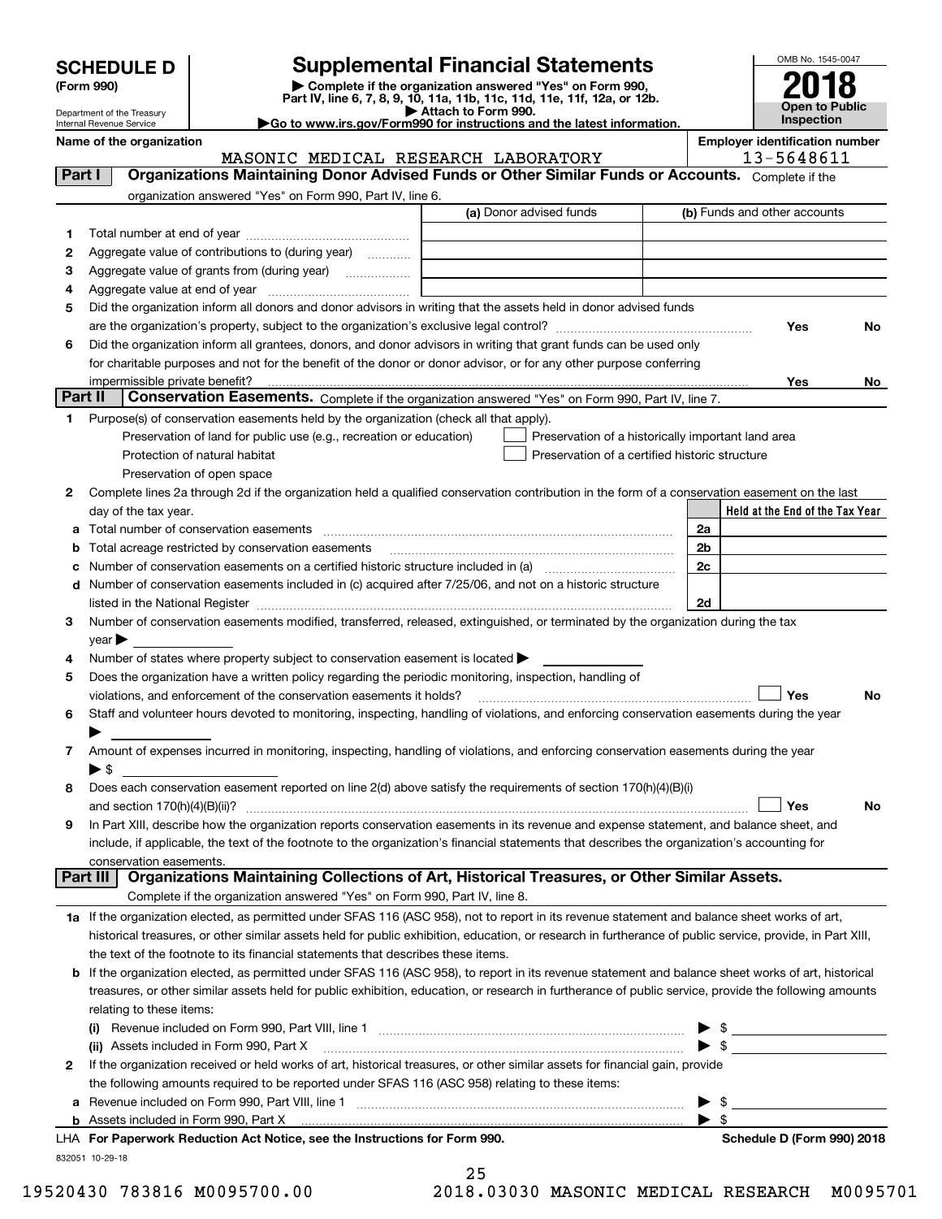**SCHEDULE D (Form 990)**

Department of the Treasury
Internal Revenue Service

# Supplemental Financial Statements

▶ Complete if the organization answered "Yes" on Form 990, Part IV, line 6, 7, 8, 9, 10, 11a, 11b, 11c, 11d, 11e, 11f, 12a, or 12b.
▶ Attach to Form 990.
▶Go to www.irs.gov/Form990 for instructions and the latest information.

OMB No. 1545-0047

**2018**

**Open to Public Inspection**

**Name of the organization:** MASONIC MEDICAL RESEARCH LABORATORY

**Employer identification number:** 13-5648611

## Part I Organizations Maintaining Donor Advised Funds or Other Similar Funds or Accounts.

Complete if the organization answered "Yes" on Form 990, Part IV, line 6.

| | | (a) Donor advised funds | (b) Funds and other accounts |
|---|---|---|---|
| 1 | Total number at end of year | | |
| 2 | Aggregate value of contributions to (during year) | | |
| 3 | Aggregate value of grants from (during year) | | |
| 4 | Aggregate value at end of year | | |

5 Did the organization inform all donors and donor advisors in writing that the assets held in donor advised funds are the organization's property, subject to the organization's exclusive legal control? Yes No

6 Did the organization inform all grantees, donors, and donor advisors in writing that grant funds can be used only for charitable purposes and not for the benefit of the donor or donor advisor, or for any other purpose conferring impermissible private benefit? Yes No

## Part II Conservation Easements.

Complete if the organization answered "Yes" on Form 990, Part IV, line 7.

1 Purpose(s) of conservation easements held by the organization (check all that apply).

- Preservation of land for public use (e.g., recreation or education)
- Protection of natural habitat
- Preservation of open space
- Preservation of a historically important land area
- Preservation of a certified historic structure

2 Complete lines 2a through 2d if the organization held a qualified conservation contribution in the form of a conservation easement on the last day of the tax year.

| | | | Held at the End of the Tax Year |
|---|---|---|---|
| a | Total number of conservation easements | 2a | |
| b | Total acreage restricted by conservation easements | 2b | |
| c | Number of conservation easements on a certified historic structure included in (a) | 2c | |
| d | Number of conservation easements included in (c) acquired after 7/25/06, and not on a historic structure listed in the National Register | 2d | |

3 Number of conservation easements modified, transferred, released, extinguished, or terminated by the organization during the tax year ▶

4 Number of states where property subject to conservation easement is located ▶

5 Does the organization have a written policy regarding the periodic monitoring, inspection, handling of violations, and enforcement of the conservation easements it holds? Yes No

6 Staff and volunteer hours devoted to monitoring, inspecting, handling of violations, and enforcing conservation easements during the year ▶

7 Amount of expenses incurred in monitoring, inspecting, handling of violations, and enforcing conservation easements during the year ▶ $

8 Does each conservation easement reported on line 2(d) above satisfy the requirements of section 170(h)(4)(B)(i) and section 170(h)(4)(B)(ii)? Yes No

9 In Part XIII, describe how the organization reports conservation easements in its revenue and expense statement, and balance sheet, and include, if applicable, the text of the footnote to the organization's financial statements that describes the organization's accounting for conservation easements.

## Part III Organizations Maintaining Collections of Art, Historical Treasures, or Other Similar Assets.

Complete if the organization answered "Yes" on Form 990, Part IV, line 8.

1a If the organization elected, as permitted under SFAS 116 (ASC 958), not to report in its revenue statement and balance sheet works of art, historical treasures, or other similar assets held for public exhibition, education, or research in furtherance of public service, provide, in Part XIII, the text of the footnote to its financial statements that describes these items.

b If the organization elected, as permitted under SFAS 116 (ASC 958), to report in its revenue statement and balance sheet works of art, historical treasures, or other similar assets held for public exhibition, education, or research in furtherance of public service, provide the following amounts relating to these items:

(i) Revenue included on Form 990, Part VIII, line 1 ▶ $

(ii) Assets included in Form 990, Part X ▶ $

2 If the organization received or held works of art, historical treasures, or other similar assets for financial gain, provide the following amounts required to be reported under SFAS 116 (ASC 958) relating to these items:

a Revenue included on Form 990, Part VIII, line 1 ▶ $

b Assets included in Form 990, Part X ▶ $

LHA **For Paperwork Reduction Act Notice, see the Instructions for Form 990.** **Schedule D (Form 990) 2018**

832051 10-29-18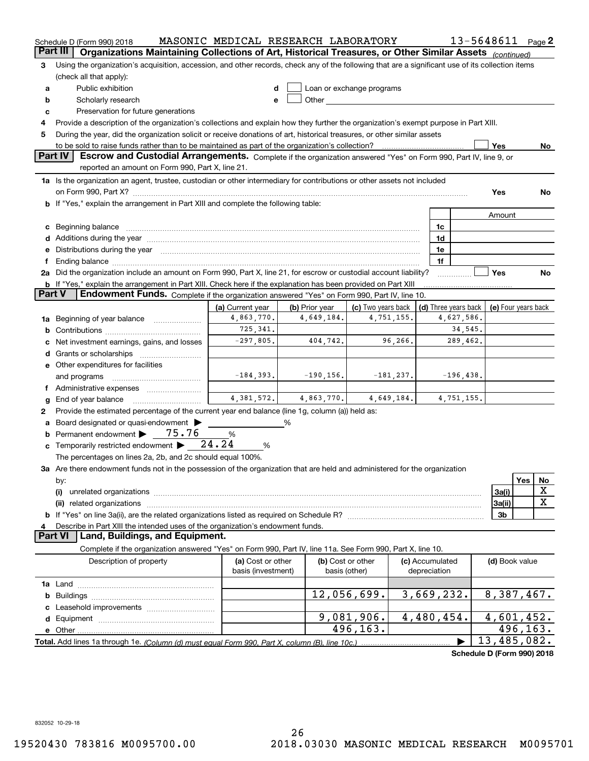Schedule D (Form 990) 2018 MASONIC MEDICAL RESEARCH LABORATORY 13-5648611 Page 2

**Part III** **Organizations Maintaining Collections of Art, Historical Treasures, or Other Similar Assets** *(continued)*

3 Using the organization's acquisition, accession, and other records, check any of the following that are a significant use of its collection items (check all that apply):

- a Public exhibition
- b Scholarly research
- c Preservation for future generations
- d Loan or exchange programs
- e Other

4 Provide a description of the organization's collections and explain how they further the organization's exempt purpose in Part XIII.

5 During the year, did the organization solicit or receive donations of art, historical treasures, or other similar assets to be sold to raise funds rather than to be maintained as part of the organization's collection? Yes No

**Part IV** **Escrow and Custodial Arrangements.** Complete if the organization answered "Yes" on Form 990, Part IV, line 9, or reported an amount on Form 990, Part X, line 21.

1a Is the organization an agent, trustee, custodian or other intermediary for contributions or other assets not included on Form 990, Part X? Yes No

b If "Yes," explain the arrangement in Part XIII and complete the following table:

| | | Amount |
|---|---|---|
| c Beginning balance | 1c | |
| d Additions during the year | 1d | |
| e Distributions during the year | 1e | |
| f Ending balance | 1f | |

2a Did the organization include an amount on Form 990, Part X, line 21, for escrow or custodial account liability? Yes No

b If "Yes," explain the arrangement in Part XIII. Check here if the explanation has been provided on Part XIII

**Part V** **Endowment Funds.** Complete if the organization answered "Yes" on Form 990, Part IV, line 10.

| | (a) Current year | (b) Prior year | (c) Two years back | (d) Three years back | (e) Four years back |
|---|---|---|---|---|---|
| 1a Beginning of year balance | 4,863,770. | 4,649,184. | 4,751,155. | 4,627,586. | |
| b Contributions | 725,341. | | | 34,545. | |
| c Net investment earnings, gains, and losses | -297,805. | 404,742. | 96,266. | 289,462. | |
| d Grants or scholarships | | | | | |
| e Other expenditures for facilities and programs | -184,393. | -190,156. | -181,237. | -196,438. | |
| f Administrative expenses | | | | | |
| g End of year balance | 4,381,572. | 4,863,770. | 4,649,184. | 4,751,155. | |

2 Provide the estimated percentage of the current year end balance (line 1g, column (a)) held as:

a Board designated or quasi-endowment ▶ %

b Permanent endowment ▶ 75.76 %

c Temporarily restricted endowment ▶ 24.24 %

The percentages on lines 2a, 2b, and 2c should equal 100%.

3a Are there endowment funds not in the possession of the organization that are held and administered for the organization by:

| | | Yes | No |
|---|---|---|---|
| (i) unrelated organizations | 3a(i) | | X |
| (ii) related organizations | 3a(ii) | | X |
| b If "Yes" on line 3a(ii), are the related organizations listed as required on Schedule R? | 3b | | |

4 Describe in Part XIII the intended uses of the organization's endowment funds.

**Part VI** **Land, Buildings, and Equipment.**

Complete if the organization answered "Yes" on Form 990, Part IV, line 11a. See Form 990, Part X, line 10.

| Description of property | (a) Cost or other basis (investment) | (b) Cost or other basis (other) | (c) Accumulated depreciation | (d) Book value |
|---|---|---|---|---|
| 1a Land | | | | |
| b Buildings | | 12,056,699. | 3,669,232. | 8,387,467. |
| c Leasehold improvements | | | | |
| d Equipment | | 9,081,906. | 4,480,454. | 4,601,452. |
| e Other | | 496,163. | | 496,163. |
| **Total.** Add lines 1a through 1e. *(Column (d) must equal Form 990, Part X, column (B), line 10c.)* | | | ▶ | 13,485,082. |

**Schedule D (Form 990) 2018**

832052 10-29-18

19520430 783816 M0095700.00 2018.03030 MASONIC MEDICAL RESEARCH M0095701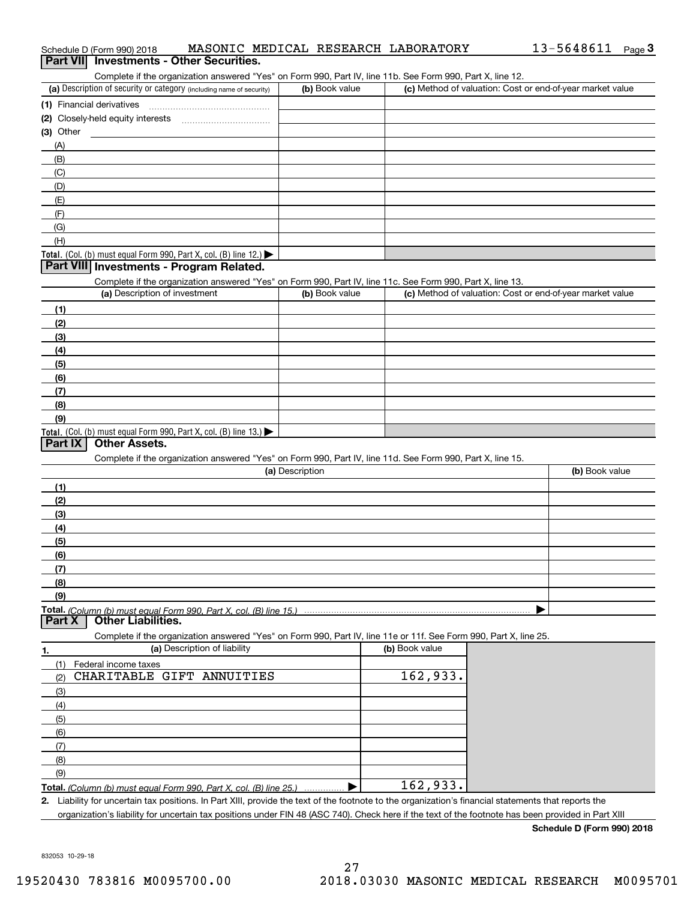Schedule D (Form 990) 2018 MASONIC MEDICAL RESEARCH LABORATORY 13-5648611 Page 3

## Part VII Investments - Other Securities.

Complete if the organization answered "Yes" on Form 990, Part IV, line 11b. See Form 990, Part X, line 12.

| (a) Description of security or category (including name of security) | (b) Book value | (c) Method of valuation: Cost or end-of-year market value |
|---|---|---|
| (1) Financial derivatives | | |
| (2) Closely-held equity interests | | |
| (3) Other | | |
| (A) | | |
| (B) | | |
| (C) | | |
| (D) | | |
| (E) | | |
| (F) | | |
| (G) | | |
| (H) | | |
| **Total.** (Col. (b) must equal Form 990, Part X, col. (B) line 12.) ▶ | | |

## Part VIII Investments - Program Related.

Complete if the organization answered "Yes" on Form 990, Part IV, line 11c. See Form 990, Part X, line 13.

| (a) Description of investment | (b) Book value | (c) Method of valuation: Cost or end-of-year market value |
|---|---|---|
| (1) | | |
| (2) | | |
| (3) | | |
| (4) | | |
| (5) | | |
| (6) | | |
| (7) | | |
| (8) | | |
| (9) | | |
| **Total.** (Col. (b) must equal Form 990, Part X, col. (B) line 13.) ▶ | | |

## Part IX Other Assets.

Complete if the organization answered "Yes" on Form 990, Part IV, line 11d. See Form 990, Part X, line 15.

| (a) Description | (b) Book value |
|---|---|
| (1) | |
| (2) | |
| (3) | |
| (4) | |
| (5) | |
| (6) | |
| (7) | |
| (8) | |
| (9) | |
| **Total.** *(Column (b) must equal Form 990, Part X, col. (B) line 15.)* ▶ | |

## Part X Other Liabilities.

Complete if the organization answered "Yes" on Form 990, Part IV, line 11e or 11f. See Form 990, Part X, line 25.

| 1. (a) Description of liability | (b) Book value |
|---|---|
| (1) Federal income taxes | |
| (2) CHARITABLE GIFT ANNUITIES | 162,933. |
| (3) | |
| (4) | |
| (5) | |
| (6) | |
| (7) | |
| (8) | |
| (9) | |
| **Total.** *(Column (b) must equal Form 990, Part X, col. (B) line 25.)* ▶ | 162,933. |

**2.** Liability for uncertain tax positions. In Part XIII, provide the text of the footnote to the organization's financial statements that reports the organization's liability for uncertain tax positions under FIN 48 (ASC 740). Check here if the text of the footnote has been provided in Part XIII

**Schedule D (Form 990) 2018**

832053 10-29-18

19520430 783816 M0095700.00 2018.03030 MASONIC MEDICAL RESEARCH M0095701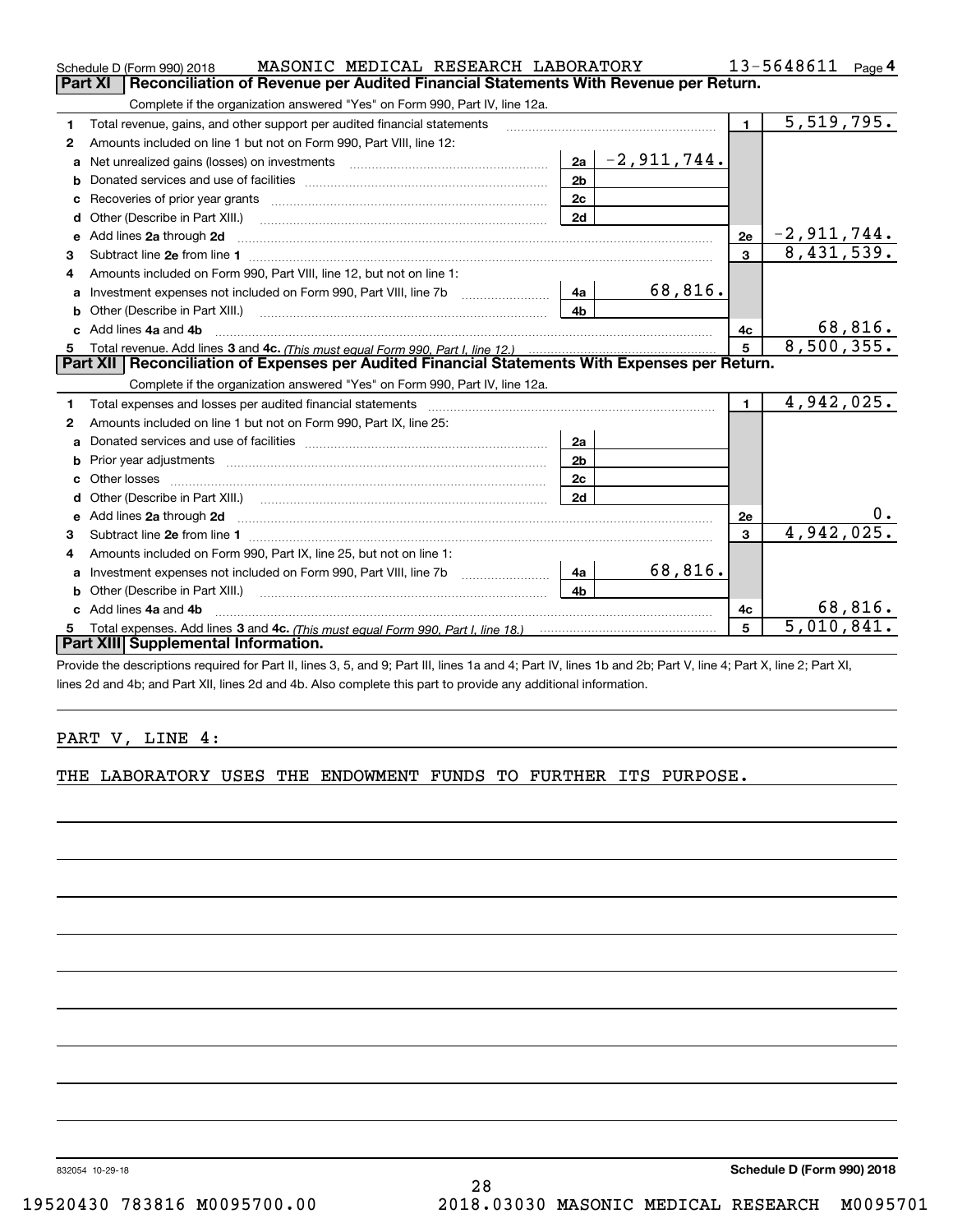Schedule D (Form 990) 2018 MASONIC MEDICAL RESEARCH LABORATORY 13-5648611 Page 4

## Part XI Reconciliation of Revenue per Audited Financial Statements With Revenue per Return.

Complete if the organization answered "Yes" on Form 990, Part IV, line 12a.

| | | | | | |
|---|---|---|---|---|---|
| 1 | Total revenue, gains, and other support per audited financial statements | | | 1 | 5,519,795. |
| 2 | Amounts included on line 1 but not on Form 990, Part VIII, line 12: | | | | |
| a | Net unrealized gains (losses) on investments | 2a | -2,911,744. | | |
| b | Donated services and use of facilities | 2b | | | |
| c | Recoveries of prior year grants | 2c | | | |
| d | Other (Describe in Part XIII.) | 2d | | | |
| e | Add lines 2a through 2d | | | 2e | -2,911,744. |
| 3 | Subtract line 2e from line 1 | | | 3 | 8,431,539. |
| 4 | Amounts included on Form 990, Part VIII, line 12, but not on line 1: | | | | |
| a | Investment expenses not included on Form 990, Part VIII, line 7b | 4a | 68,816. | | |
| b | Other (Describe in Part XIII.) | 4b | | | |
| c | Add lines 4a and 4b | | | 4c | 68,816. |
| 5 | Total revenue. Add lines 3 and 4c. *(This must equal Form 990, Part I, line 12.)* | | | 5 | 8,500,355. |

## Part XII Reconciliation of Expenses per Audited Financial Statements With Expenses per Return.

Complete if the organization answered "Yes" on Form 990, Part IV, line 12a.

| | | | | | |
|---|---|---|---|---|---|
| 1 | Total expenses and losses per audited financial statements | | | 1 | 4,942,025. |
| 2 | Amounts included on line 1 but not on Form 990, Part IX, line 25: | | | | |
| a | Donated services and use of facilities | 2a | | | |
| b | Prior year adjustments | 2b | | | |
| c | Other losses | 2c | | | |
| d | Other (Describe in Part XIII.) | 2d | | | |
| e | Add lines 2a through 2d | | | 2e | 0. |
| 3 | Subtract line 2e from line 1 | | | 3 | 4,942,025. |
| 4 | Amounts included on Form 990, Part IX, line 25, but not on line 1: | | | | |
| a | Investment expenses not included on Form 990, Part VIII, line 7b | 4a | 68,816. | | |
| b | Other (Describe in Part XIII.) | 4b | | | |
| c | Add lines 4a and 4b | | | 4c | 68,816. |
| 5 | Total expenses. Add lines 3 and 4c. *(This must equal Form 990, Part I, line 18.)* | | | 5 | 5,010,841. |

## Part XIII Supplemental Information.

Provide the descriptions required for Part II, lines 3, 5, and 9; Part III, lines 1a and 4; Part IV, lines 1b and 2b; Part V, line 4; Part X, line 2; Part XI, lines 2d and 4b; and Part XII, lines 2d and 4b. Also complete this part to provide any additional information.

PART V, LINE 4:

THE LABORATORY USES THE ENDOWMENT FUNDS TO FURTHER ITS PURPOSE.

832054 10-29-18 **Schedule D (Form 990) 2018**

19520430 783816 M0095700.00 2018.03030 MASONIC MEDICAL RESEARCH M0095701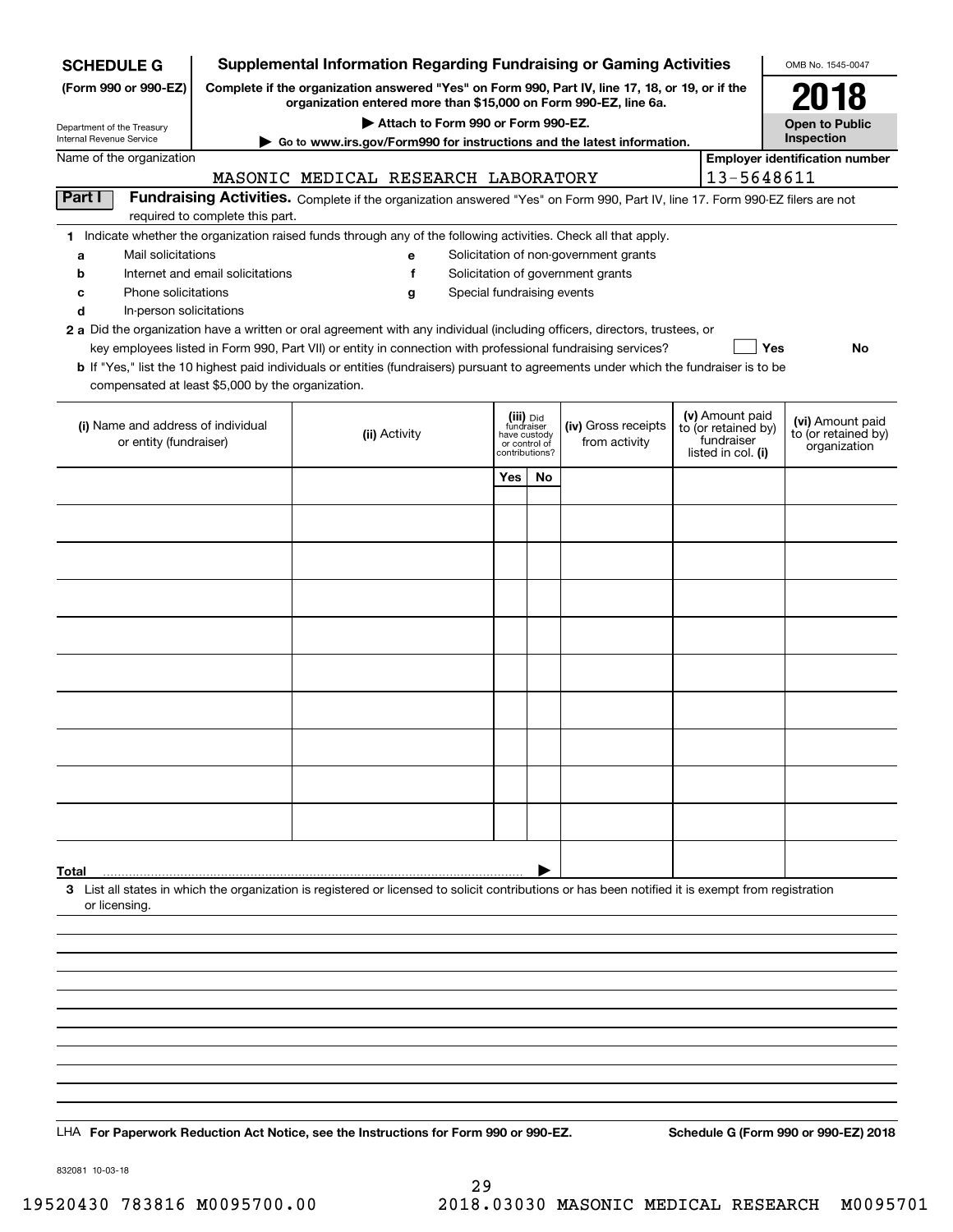**SCHEDULE G (Form 990 or 990-EZ)**

Department of the Treasury
Internal Revenue Service

# Supplemental Information Regarding Fundraising or Gaming Activities

**Complete if the organization answered "Yes" on Form 990, Part IV, line 17, 18, or 19, or if the organization entered more than $15,000 on Form 990-EZ, line 6a.**

**▶ Attach to Form 990 or Form 990-EZ.**

**▶ Go to www.irs.gov/Form990 for instructions and the latest information.**

OMB No. 1545-0047

**2018**

**Open to Public Inspection**

Name of the organization: MASONIC MEDICAL RESEARCH LABORATORY

Employer identification number: 13-5648611

**Part I** **Fundraising Activities.** Complete if the organization answered "Yes" on Form 990, Part IV, line 17. Form 990-EZ filers are not required to complete this part.

1 Indicate whether the organization raised funds through any of the following activities. Check all that apply.

- a Mail solicitations
- b Internet and email solicitations
- c Phone solicitations
- d In-person solicitations
- e Solicitation of non-government grants
- f Solicitation of government grants
- g Special fundraising events

2 a Did the organization have a written or oral agreement with any individual (including officers, directors, trustees, or key employees listed in Form 990, Part VII) or entity in connection with professional fundraising services? ☐ Yes ☐ No

b If "Yes," list the 10 highest paid individuals or entities (fundraisers) pursuant to agreements under which the fundraiser is to be compensated at least $5,000 by the organization.

| (i) Name and address of individual or entity (fundraiser) | (ii) Activity | (iii) Did fundraiser have custody or control of contributions? Yes | No | (iv) Gross receipts from activity | (v) Amount paid to (or retained by) fundraiser listed in col. (i) | (vi) Amount paid to (or retained by) organization |
|---|---|---|---|---|---|---|
| | | | | | | |
| | | | | | | |
| | | | | | | |
| | | | | | | |
| | | | | | | |
| | | | | | | |
| | | | | | | |
| | | | | | | |
| | | | | | | |
| | | | | | | |
| **Total** ▶ | | | | | | |

3 List all states in which the organization is registered or licensed to solicit contributions or has been notified it is exempt from registration or licensing.

LHA **For Paperwork Reduction Act Notice, see the Instructions for Form 990 or 990-EZ.** **Schedule G (Form 990 or 990-EZ) 2018**

832081 10-03-18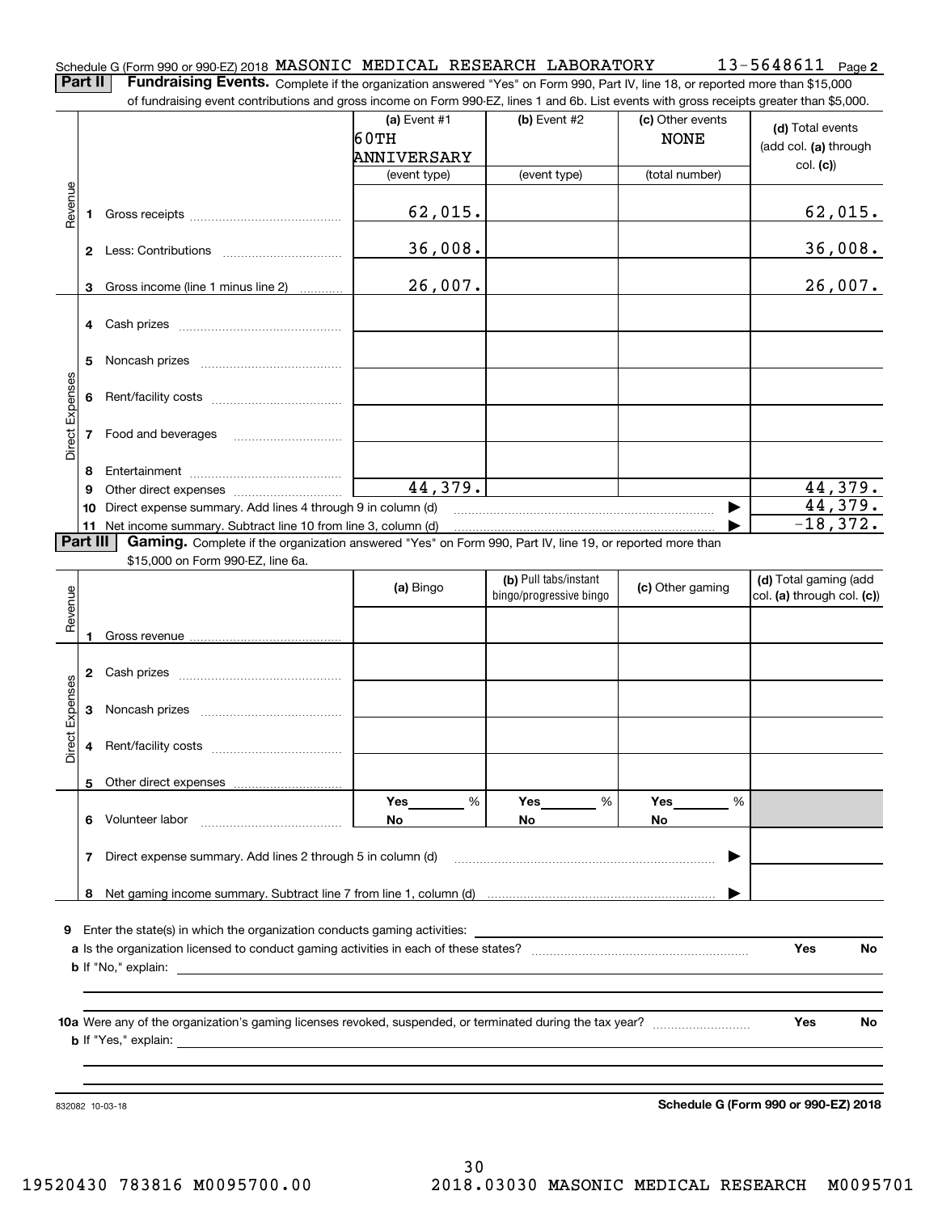Schedule G (Form 990 or 990-EZ) 2018 MASONIC MEDICAL RESEARCH LABORATORY 13-5648611 Page **2**

**Part II** **Fundraising Events.** Complete if the organization answered "Yes" on Form 990, Part IV, line 18, or reported more than $15,000 of fundraising event contributions and gross income on Form 990-EZ, lines 1 and 6b. List events with gross receipts greater than $5,000.

| | | (a) Event #1<br>60TH ANNIVERSARY<br>(event type) | (b) Event #2<br><br>(event type) | (c) Other events<br>NONE<br>(total number) | (d) Total events (add col. (a) through col. (c)) |
|---|---|---|---|---|---|
| Revenue | **1** Gross receipts | 62,015. | | | 62,015. |
| | **2** Less: Contributions | 36,008. | | | 36,008. |
| | **3** Gross income (line 1 minus line 2) | 26,007. | | | 26,007. |
| Direct Expenses | **4** Cash prizes | | | | |
| | **5** Noncash prizes | | | | |
| | **6** Rent/facility costs | | | | |
| | **7** Food and beverages | | | | |
| | **8** Entertainment | | | | |
| | **9** Other direct expenses | 44,379. | | | 44,379. |
| | **10** Direct expense summary. Add lines 4 through 9 in column (d) | | | ▶ | 44,379. |
| | **11** Net income summary. Subtract line 10 from line 3, column (d) | | | ▶ | -18,372. |

**Part III** **Gaming.** Complete if the organization answered "Yes" on Form 990, Part IV, line 19, or reported more than $15,000 on Form 990-EZ, line 6a.

| | | (a) Bingo | (b) Pull tabs/instant bingo/progressive bingo | (c) Other gaming | (d) Total gaming (add col. (a) through col. (c)) |
|---|---|---|---|---|---|
| Revenue | **1** Gross revenue | | | | |
| Direct Expenses | **2** Cash prizes | | | | |
| | **3** Noncash prizes | | | | |
| | **4** Rent/facility costs | | | | |
| | **5** Other direct expenses | | | | |
| | **6** Volunteer labor | Yes ____ %<br>No | Yes ____ %<br>No | Yes ____ %<br>No | |
| | **7** Direct expense summary. Add lines 2 through 5 in column (d) | | | ▶ | |
| | **8** Net gaming income summary. Subtract line 7 from line 1, column (d) | | | ▶ | |

**9** Enter the state(s) in which the organization conducts gaming activities: ____________

**a** Is the organization licensed to conduct gaming activities in each of these states? **Yes** **No**

**b** If "No," explain: ____________

**10a** Were any of the organization's gaming licenses revoked, suspended, or terminated during the tax year? **Yes** **No**

**b** If "Yes," explain: ____________

832082 10-03-18 **Schedule G (Form 990 or 990-EZ) 2018**

19520430 783816 M0095700.00 2018.03030 MASONIC MEDICAL RESEARCH M0095701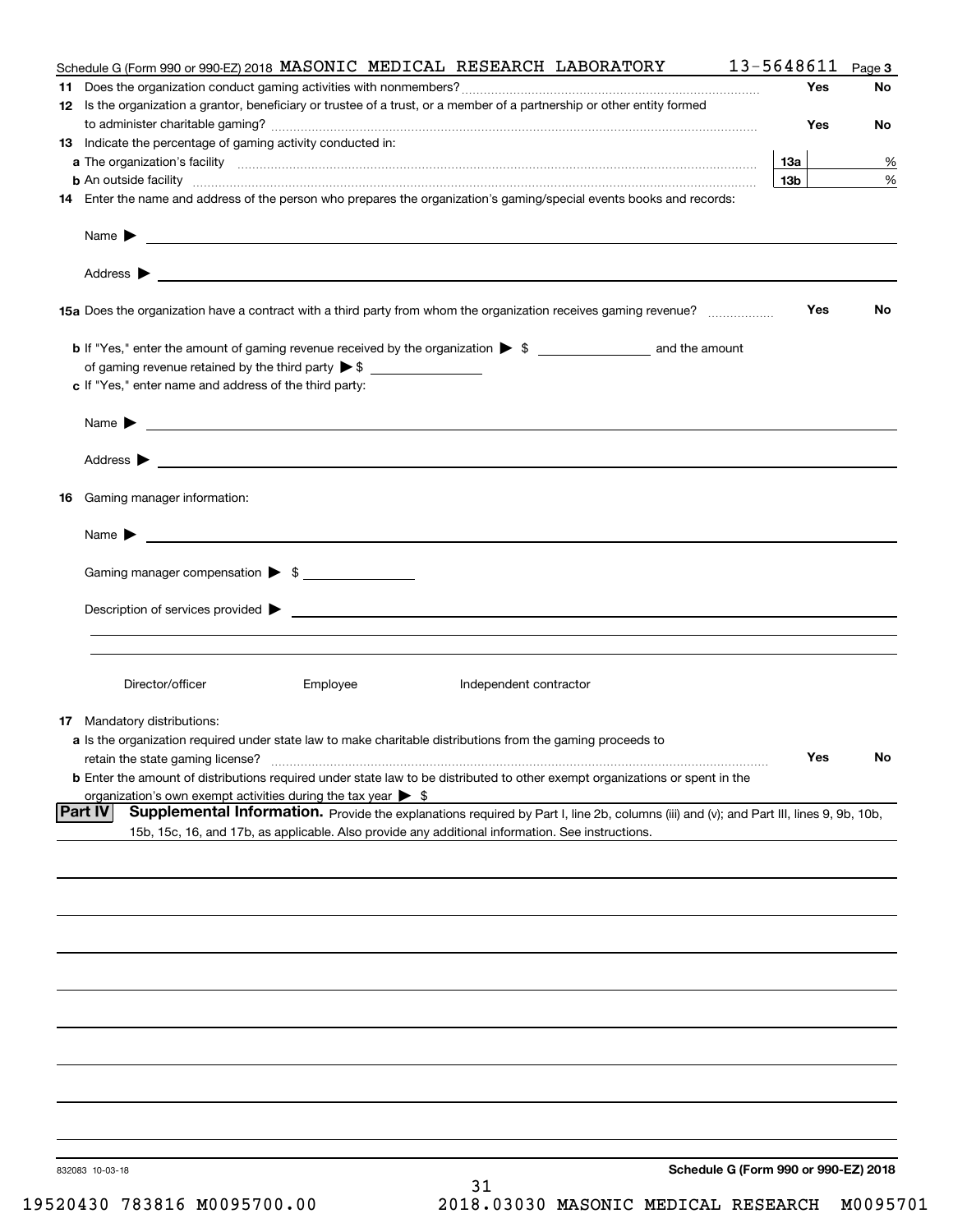Schedule G (Form 990 or 990-EZ) 2018 MASONIC MEDICAL RESEARCH LABORATORY 13-5648611 Page 3

**11** Does the organization conduct gaming activities with nonmembers? Yes No

**12** Is the organization a grantor, beneficiary or trustee of a trust, or a member of a partnership or other entity formed to administer charitable gaming? Yes No

**13** Indicate the percentage of gaming activity conducted in:

**a** The organization's facility **13a** %

**b** An outside facility **13b** %

**14** Enter the name and address of the person who prepares the organization's gaming/special events books and records:

Name ▶

Address ▶

**15a** Does the organization have a contract with a third party from whom the organization receives gaming revenue? Yes No

**b** If "Yes," enter the amount of gaming revenue received by the organization ▶ $ ______ and the amount of gaming revenue retained by the third party ▶ $ ______

**c** If "Yes," enter name and address of the third party:

Name ▶

Address ▶

**16** Gaming manager information:

Name ▶

Gaming manager compensation ▶ $ ______

Description of services provided ▶

Director/officer Employee Independent contractor

**17** Mandatory distributions:

**a** Is the organization required under state law to make charitable distributions from the gaming proceeds to retain the state gaming license? Yes No

**b** Enter the amount of distributions required under state law to be distributed to other exempt organizations or spent in the organization's own exempt activities during the tax year ▶ $

**Part IV** **Supplemental Information.** Provide the explanations required by Part I, line 2b, columns (iii) and (v); and Part III, lines 9, 9b, 10b, 15b, 15c, 16, and 17b, as applicable. Also provide any additional information. See instructions.

832083 10-03-18

**Schedule G (Form 990 or 990-EZ) 2018**

19520430 783816 M0095700.00 2018.03030 MASONIC MEDICAL RESEARCH M0095701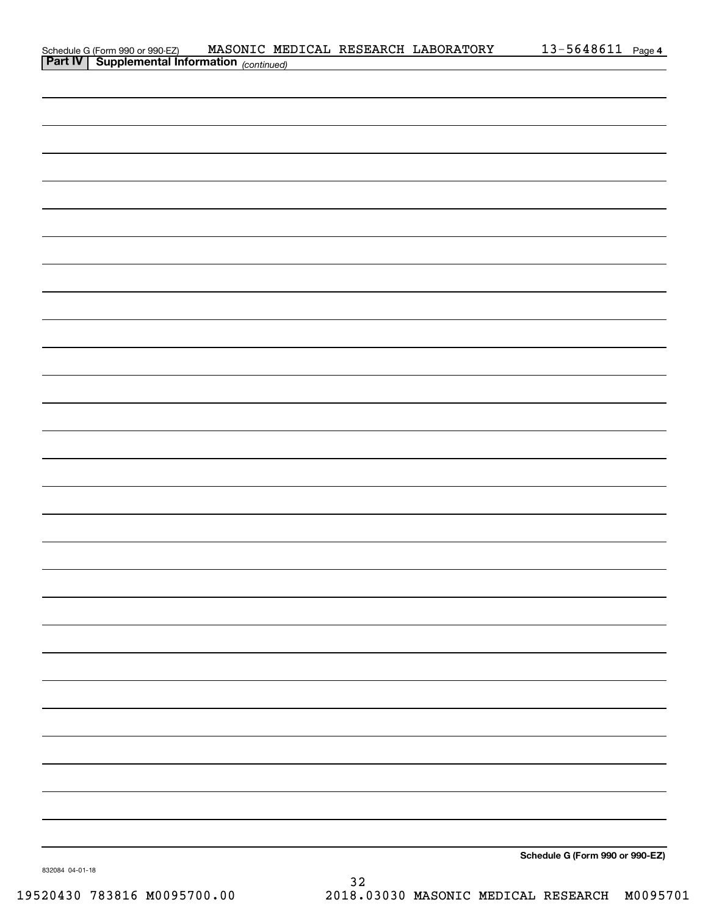Schedule G (Form 990 or 990-EZ) MASONIC MEDICAL RESEARCH LABORATORY 13-5648611 Page 4

**Part IV | Supplemental Information** *(continued)*

**Schedule G (Form 990 or 990-EZ)**

832084 04-01-18

19520430 783816 M0095700.00 2018.03030 MASONIC MEDICAL RESEARCH M0095701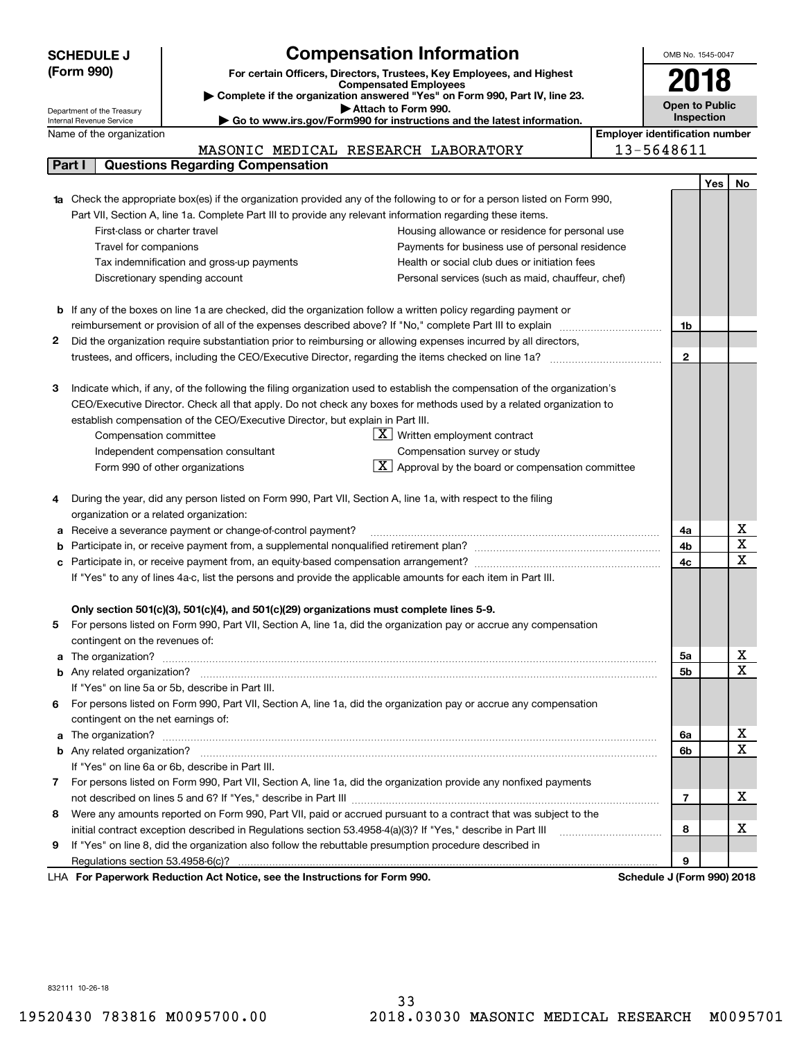**SCHEDULE J (Form 990)**

Department of the Treasury
Internal Revenue Service

# Compensation Information

**For certain Officers, Directors, Trustees, Key Employees, and Highest Compensated Employees**

▶ Complete if the organization answered "Yes" on Form 990, Part IV, line 23.
▶ Attach to Form 990.
▶ Go to www.irs.gov/Form990 for instructions and the latest information.

OMB No. 1545-0047

**2018**

**Open to Public Inspection**

Name of the organization: MASONIC MEDICAL RESEARCH LABORATORY

**Employer identification number:** 13-5648611

## Part I — Questions Regarding Compensation

| | | Line | Yes | No |
|---|---|---|---|---|
| **1a** | Check the appropriate box(es) if the organization provided any of the following to or for a person listed on Form 990, Part VII, Section A, line 1a. Complete Part III to provide any relevant information regarding these items. | | | |
| | ☐ First-class or charter travel ☐ Housing allowance or residence for personal use | | | |
| | ☐ Travel for companions ☐ Payments for business use of personal residence | | | |
| | ☐ Tax indemnification and gross-up payments ☐ Health or social club dues or initiation fees | | | |
| | ☐ Discretionary spending account ☐ Personal services (such as maid, chauffeur, chef) | | | |
| **b** | If any of the boxes on line 1a are checked, did the organization follow a written policy regarding payment or reimbursement or provision of all of the expenses described above? If "No," complete Part III to explain | 1b | | |
| **2** | Did the organization require substantiation prior to reimbursing or allowing expenses incurred by all directors, trustees, and officers, including the CEO/Executive Director, regarding the items checked on line 1a? | 2 | | |
| **3** | Indicate which, if any, of the following the filing organization used to establish the compensation of the organization's CEO/Executive Director. Check all that apply. Do not check any boxes for methods used by a related organization to establish compensation of the CEO/Executive Director, but explain in Part III. | | | |
| | ☐ Compensation committee ☒ Written employment contract | | | |
| | ☐ Independent compensation consultant ☐ Compensation survey or study | | | |
| | ☐ Form 990 of other organizations ☒ Approval by the board or compensation committee | | | |
| **4** | During the year, did any person listed on Form 990, Part VII, Section A, line 1a, with respect to the filing organization or a related organization: | | | |
| **a** | Receive a severance payment or change-of-control payment? | 4a | | X |
| **b** | Participate in, or receive payment from, a supplemental nonqualified retirement plan? | 4b | | X |
| **c** | Participate in, or receive payment from, an equity-based compensation arrangement? | 4c | | X |
| | If "Yes" to any of lines 4a-c, list the persons and provide the applicable amounts for each item in Part III. | | | |
| | **Only section 501(c)(3), 501(c)(4), and 501(c)(29) organizations must complete lines 5-9.** | | | |
| **5** | For persons listed on Form 990, Part VII, Section A, line 1a, did the organization pay or accrue any compensation contingent on the revenues of: | | | |
| **a** | The organization? | 5a | | X |
| **b** | Any related organization? | 5b | | X |
| | If "Yes" on line 5a or 5b, describe in Part III. | | | |
| **6** | For persons listed on Form 990, Part VII, Section A, line 1a, did the organization pay or accrue any compensation contingent on the net earnings of: | | | |
| **a** | The organization? | 6a | | X |
| **b** | Any related organization? | 6b | | X |
| | If "Yes" on line 6a or 6b, describe in Part III. | | | |
| **7** | For persons listed on Form 990, Part VII, Section A, line 1a, did the organization provide any nonfixed payments not described on lines 5 and 6? If "Yes," describe in Part III | 7 | | X |
| **8** | Were any amounts reported on Form 990, Part VII, paid or accrued pursuant to a contract that was subject to the initial contract exception described in Regulations section 53.4958-4(a)(3)? If "Yes," describe in Part III | 8 | | X |
| **9** | If "Yes" on line 8, did the organization also follow the rebuttable presumption procedure described in Regulations section 53.4958-6(c)? | 9 | | |

LHA **For Paperwork Reduction Act Notice, see the Instructions for Form 990.** **Schedule J (Form 990) 2018**

832111 10-26-18

19520430 783816 M0095700.00 2018.03030 MASONIC MEDICAL RESEARCH M0095701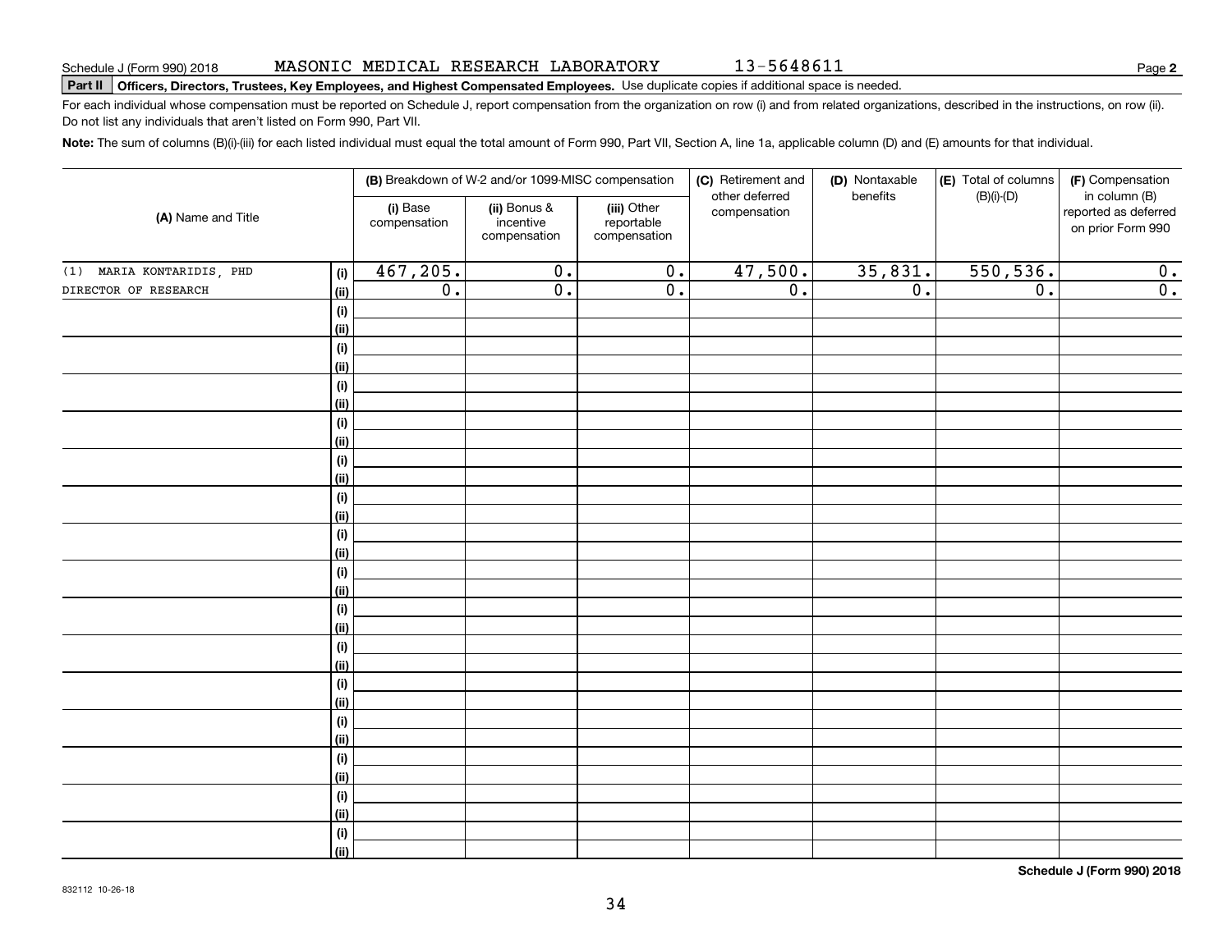Schedule J (Form 990) 2018 MASONIC MEDICAL RESEARCH LABORATORY 13-5648611 Page **2**

**Part II** **Officers, Directors, Trustees, Key Employees, and Highest Compensated Employees.** Use duplicate copies if additional space is needed.

For each individual whose compensation must be reported on Schedule J, report compensation from the organization on row (i) and from related organizations, described in the instructions, on row (ii). Do not list any individuals that aren't listed on Form 990, Part VII.

**Note:** The sum of columns (B)(i)-(iii) for each listed individual must equal the total amount of Form 990, Part VII, Section A, line 1a, applicable column (D) and (E) amounts for that individual.

| (A) Name and Title | | (B) Breakdown of W-2 and/or 1099-MISC compensation | | | (C) Retirement and other deferred compensation | (D) Nontaxable benefits | (E) Total of columns (B)(i)-(D) | (F) Compensation in column (B) reported as deferred on prior Form 990 |
|---|---|---|---|---|---|---|---|---|
| | | (i) Base compensation | (ii) Bonus & incentive compensation | (iii) Other reportable compensation | | | | |
| (1) MARIA KONTARIDIS, PHD | (i) | 467,205. | 0. | 0. | 47,500. | 35,831. | 550,536. | 0. |
| DIRECTOR OF RESEARCH | (ii) | 0. | 0. | 0. | 0. | 0. | 0. | 0. |
| | (i) | | | | | | | |
| | (ii) | | | | | | | |
| | (i) | | | | | | | |
| | (ii) | | | | | | | |
| | (i) | | | | | | | |
| | (ii) | | | | | | | |
| | (i) | | | | | | | |
| | (ii) | | | | | | | |
| | (i) | | | | | | | |
| | (ii) | | | | | | | |
| | (i) | | | | | | | |
| | (ii) | | | | | | | |
| | (i) | | | | | | | |
| | (ii) | | | | | | | |
| | (i) | | | | | | | |
| | (ii) | | | | | | | |
| | (i) | | | | | | | |
| | (ii) | | | | | | | |
| | (i) | | | | | | | |
| | (ii) | | | | | | | |
| | (i) | | | | | | | |
| | (ii) | | | | | | | |
| | (i) | | | | | | | |
| | (ii) | | | | | | | |
| | (i) | | | | | | | |
| | (ii) | | | | | | | |
| | (i) | | | | | | | |
| | (ii) | | | | | | | |
| | (i) | | | | | | | |
| | (ii) | | | | | | | |

**Schedule J (Form 990) 2018**

832112 10-26-18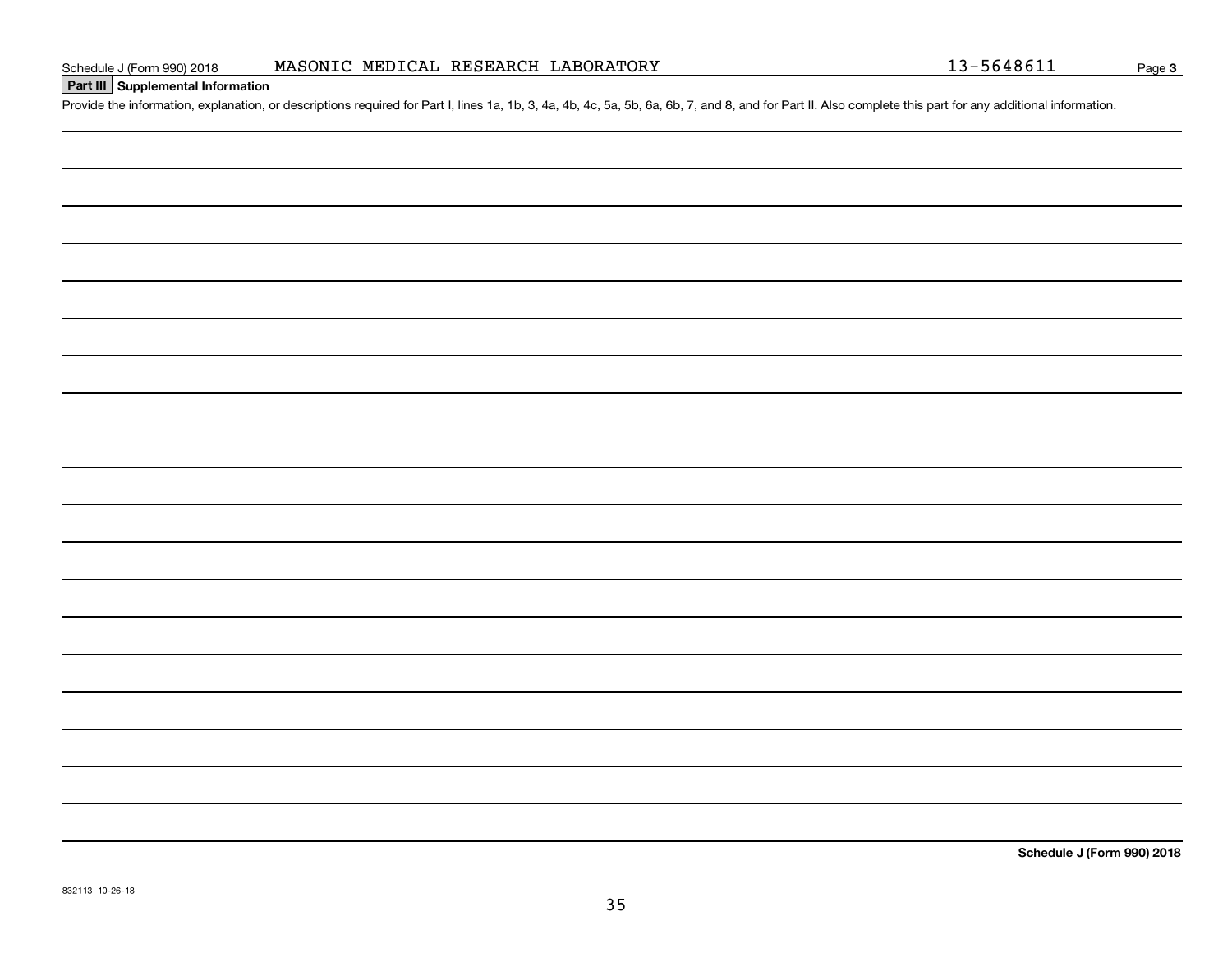Schedule J (Form 990) 2018    MASONIC MEDICAL RESEARCH LABORATORY    13-5648611    Page **3**

## Part III Supplemental Information

Provide the information, explanation, or descriptions required for Part I, lines 1a, 1b, 3, 4a, 4b, 4c, 5a, 5b, 6a, 6b, 7, and 8, and for Part II. Also complete this part for any additional information.

**Schedule J (Form 990) 2018**

832113 10-26-18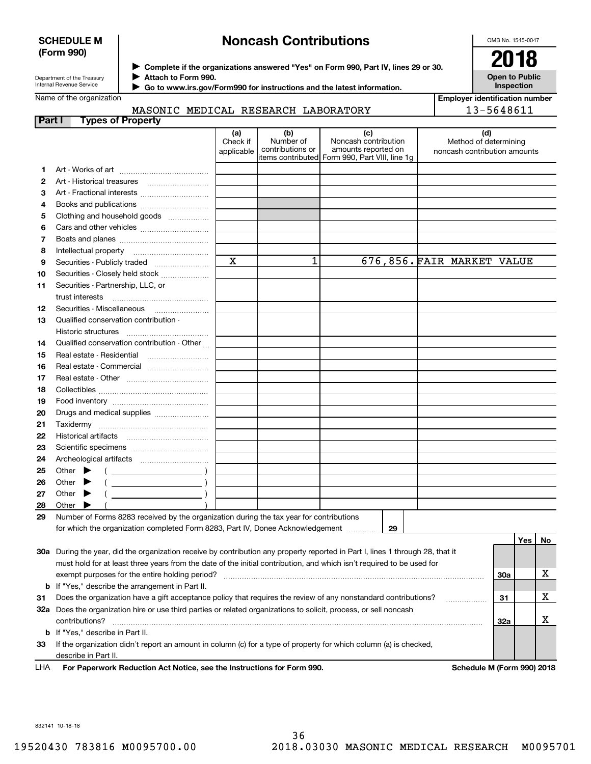**SCHEDULE M (Form 990)**

Department of the Treasury
Internal Revenue Service

# Noncash Contributions

▶ Complete if the organizations answered "Yes" on Form 990, Part IV, lines 29 or 30.
▶ Attach to Form 990.
▶ Go to www.irs.gov/Form990 for instructions and the latest information.

OMB No. 1545-0047

**2018**

**Open to Public Inspection**

Name of the organization: MASONIC MEDICAL RESEARCH LABORATORY

Employer identification number: 13-5648611

## Part I Types of Property

| | | (a) Check if applicable | (b) Number of contributions or items contributed | (c) Noncash contribution amounts reported on Form 990, Part VIII, line 1g | (d) Method of determining noncash contribution amounts |
|---|---|---|---|---|---|
| 1 | Art - Works of art | | | | |
| 2 | Art - Historical treasures | | | | |
| 3 | Art - Fractional interests | | | | |
| 4 | Books and publications | | | | |
| 5 | Clothing and household goods | | | | |
| 6 | Cars and other vehicles | | | | |
| 7 | Boats and planes | | | | |
| 8 | Intellectual property | | | | |
| 9 | Securities - Publicly traded | X | 1 | 676,856. | FAIR MARKET VALUE |
| 10 | Securities - Closely held stock | | | | |
| 11 | Securities - Partnership, LLC, or trust interests | | | | |
| 12 | Securities - Miscellaneous | | | | |
| 13 | Qualified conservation contribution - Historic structures | | | | |
| 14 | Qualified conservation contribution - Other | | | | |
| 15 | Real estate - Residential | | | | |
| 16 | Real estate - Commercial | | | | |
| 17 | Real estate - Other | | | | |
| 18 | Collectibles | | | | |
| 19 | Food inventory | | | | |
| 20 | Drugs and medical supplies | | | | |
| 21 | Taxidermy | | | | |
| 22 | Historical artifacts | | | | |
| 23 | Scientific specimens | | | | |
| 24 | Archeological artifacts | | | | |
| 25 | Other ▶ ( ) | | | | |
| 26 | Other ▶ ( ) | | | | |
| 27 | Other ▶ ( ) | | | | |
| 28 | Other ▶ ( ) | | | | |

29 Number of Forms 8283 received by the organization during the tax year for contributions for which the organization completed Form 8283, Part IV, Donee Acknowledgement ..... 29

| | | | Yes | No |
|---|---|---|---|---|
| 30a | During the year, did the organization receive by contribution any property reported in Part I, lines 1 through 28, that it must hold for at least three years from the date of the initial contribution, and which isn't required to be used for exempt purposes for the entire holding period? | 30a | | X |
| b | If "Yes," describe the arrangement in Part II. | | | |
| 31 | Does the organization have a gift acceptance policy that requires the review of any nonstandard contributions? | 31 | | X |
| 32a | Does the organization hire or use third parties or related organizations to solicit, process, or sell noncash contributions? | 32a | | X |
| b | If "Yes," describe in Part II. | | | |
| 33 | If the organization didn't report an amount in column (c) for a type of property for which column (a) is checked, describe in Part II. | | | |

LHA **For Paperwork Reduction Act Notice, see the Instructions for Form 990.** **Schedule M (Form 990) 2018**

832141 10-18-18

19520430 783816 M0095700.00 2018.03030 MASONIC MEDICAL RESEARCH M0095701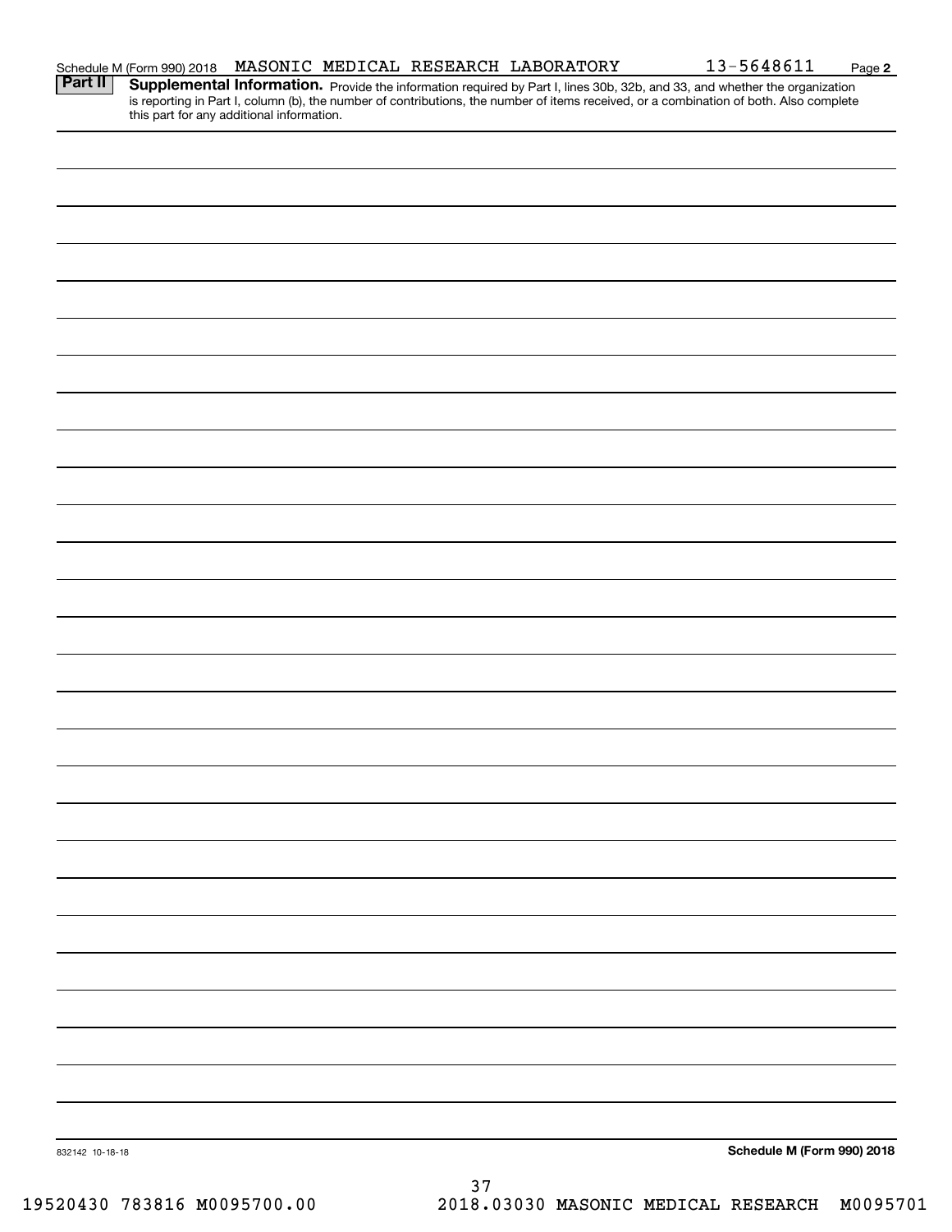Schedule M (Form 990) 2018 MASONIC MEDICAL RESEARCH LABORATORY 13-5648611 Page 2

## Part II Supplemental Information.

Provide the information required by Part I, lines 30b, 32b, and 33, and whether the organization is reporting in Part I, column (b), the number of contributions, the number of items received, or a combination of both. Also complete this part for any additional information.

832142 10-18-18

**Schedule M (Form 990) 2018**

19520430 783816 M0095700.00 2018.03030 MASONIC MEDICAL RESEARCH M0095701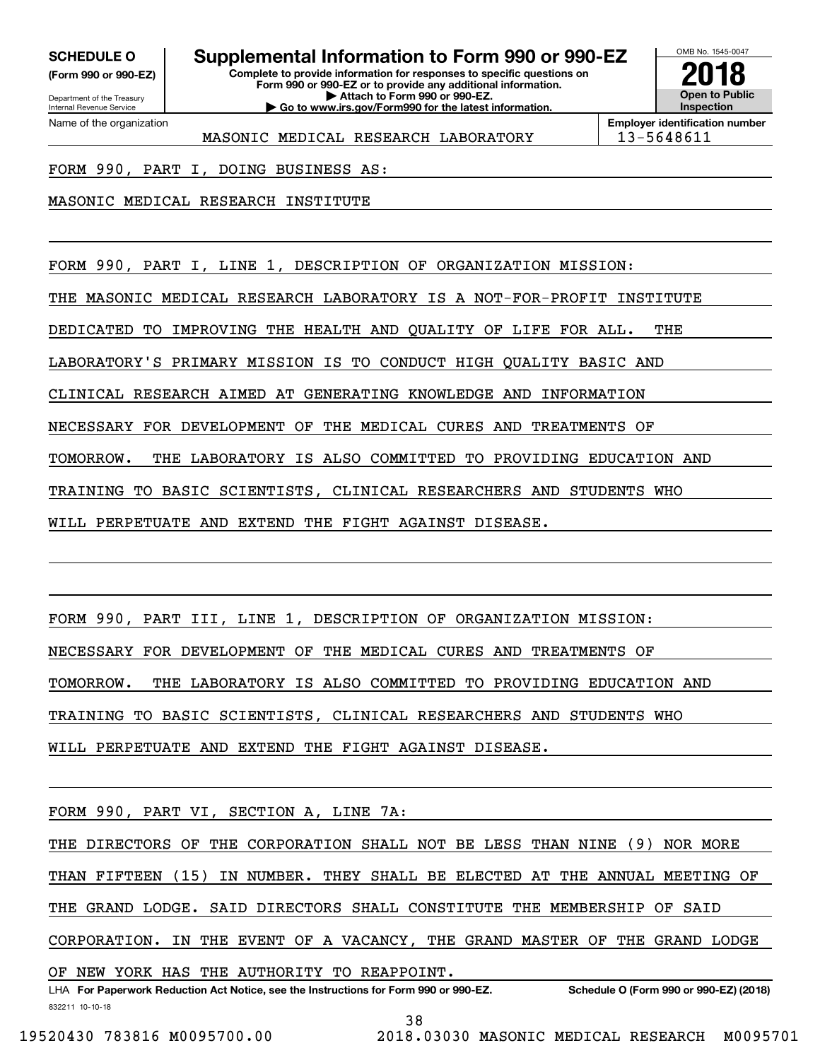**SCHEDULE O** (Form 990 or 990-EZ)

Department of the Treasury
Internal Revenue Service

# Supplemental Information to Form 990 or 990-EZ

**Complete to provide information for responses to specific questions on Form 990 or 990-EZ or to provide any additional information.**
**▶ Attach to Form 990 or 990-EZ.**
**▶ Go to www.irs.gov/Form990 for the latest information.**

OMB No. 1545-0047

**2018**

**Open to Public Inspection**

Name of the organization: MASONIC MEDICAL RESEARCH LABORATORY

**Employer identification number:** 13-5648611

FORM 990, PART I, DOING BUSINESS AS:

MASONIC MEDICAL RESEARCH INSTITUTE

FORM 990, PART I, LINE 1, DESCRIPTION OF ORGANIZATION MISSION:

THE MASONIC MEDICAL RESEARCH LABORATORY IS A NOT-FOR-PROFIT INSTITUTE DEDICATED TO IMPROVING THE HEALTH AND QUALITY OF LIFE FOR ALL. THE LABORATORY'S PRIMARY MISSION IS TO CONDUCT HIGH QUALITY BASIC AND CLINICAL RESEARCH AIMED AT GENERATING KNOWLEDGE AND INFORMATION NECESSARY FOR DEVELOPMENT OF THE MEDICAL CURES AND TREATMENTS OF TOMORROW. THE LABORATORY IS ALSO COMMITTED TO PROVIDING EDUCATION AND TRAINING TO BASIC SCIENTISTS, CLINICAL RESEARCHERS AND STUDENTS WHO WILL PERPETUATE AND EXTEND THE FIGHT AGAINST DISEASE.

FORM 990, PART III, LINE 1, DESCRIPTION OF ORGANIZATION MISSION:

NECESSARY FOR DEVELOPMENT OF THE MEDICAL CURES AND TREATMENTS OF TOMORROW. THE LABORATORY IS ALSO COMMITTED TO PROVIDING EDUCATION AND TRAINING TO BASIC SCIENTISTS, CLINICAL RESEARCHERS AND STUDENTS WHO WILL PERPETUATE AND EXTEND THE FIGHT AGAINST DISEASE.

FORM 990, PART VI, SECTION A, LINE 7A:

THE DIRECTORS OF THE CORPORATION SHALL NOT BE LESS THAN NINE (9) NOR MORE THAN FIFTEEN (15) IN NUMBER. THEY SHALL BE ELECTED AT THE ANNUAL MEETING OF THE GRAND LODGE. SAID DIRECTORS SHALL CONSTITUTE THE MEMBERSHIP OF SAID CORPORATION. IN THE EVENT OF A VACANCY, THE GRAND MASTER OF THE GRAND LODGE OF NEW YORK HAS THE AUTHORITY TO REAPPOINT.

LHA **For Paperwork Reduction Act Notice, see the Instructions for Form 990 or 990-EZ.** **Schedule O (Form 990 or 990-EZ) (2018)**

832211 10-10-18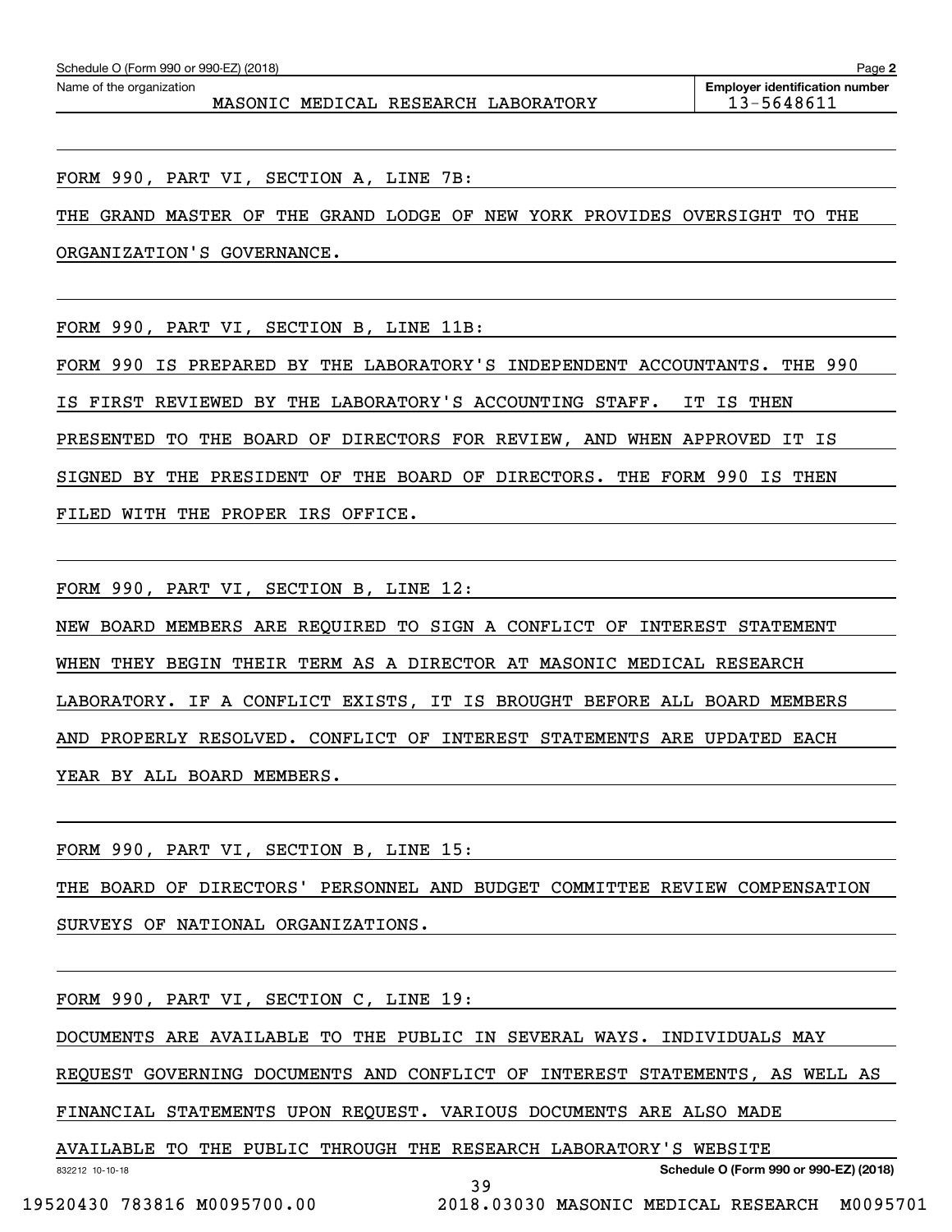Schedule O (Form 990 or 990-EZ) (2018) Page **2**

Name of the organization: MASONIC MEDICAL RESEARCH LABORATORY

**Employer identification number** 13-5648611

FORM 990, PART VI, SECTION A, LINE 7B:

THE GRAND MASTER OF THE GRAND LODGE OF NEW YORK PROVIDES OVERSIGHT TO THE ORGANIZATION'S GOVERNANCE.

FORM 990, PART VI, SECTION B, LINE 11B:

FORM 990 IS PREPARED BY THE LABORATORY'S INDEPENDENT ACCOUNTANTS. THE 990 IS FIRST REVIEWED BY THE LABORATORY'S ACCOUNTING STAFF. IT IS THEN PRESENTED TO THE BOARD OF DIRECTORS FOR REVIEW, AND WHEN APPROVED IT IS SIGNED BY THE PRESIDENT OF THE BOARD OF DIRECTORS. THE FORM 990 IS THEN FILED WITH THE PROPER IRS OFFICE.

FORM 990, PART VI, SECTION B, LINE 12:

NEW BOARD MEMBERS ARE REQUIRED TO SIGN A CONFLICT OF INTEREST STATEMENT WHEN THEY BEGIN THEIR TERM AS A DIRECTOR AT MASONIC MEDICAL RESEARCH LABORATORY. IF A CONFLICT EXISTS, IT IS BROUGHT BEFORE ALL BOARD MEMBERS AND PROPERLY RESOLVED. CONFLICT OF INTEREST STATEMENTS ARE UPDATED EACH YEAR BY ALL BOARD MEMBERS.

FORM 990, PART VI, SECTION B, LINE 15:

THE BOARD OF DIRECTORS' PERSONNEL AND BUDGET COMMITTEE REVIEW COMPENSATION SURVEYS OF NATIONAL ORGANIZATIONS.

FORM 990, PART VI, SECTION C, LINE 19:

DOCUMENTS ARE AVAILABLE TO THE PUBLIC IN SEVERAL WAYS. INDIVIDUALS MAY REQUEST GOVERNING DOCUMENTS AND CONFLICT OF INTEREST STATEMENTS, AS WELL AS FINANCIAL STATEMENTS UPON REQUEST. VARIOUS DOCUMENTS ARE ALSO MADE AVAILABLE TO THE PUBLIC THROUGH THE RESEARCH LABORATORY'S WEBSITE

832212 10-10-18 **Schedule O (Form 990 or 990-EZ) (2018)**

19520430 783816 M0095700.00 2018.03030 MASONIC MEDICAL RESEARCH M0095701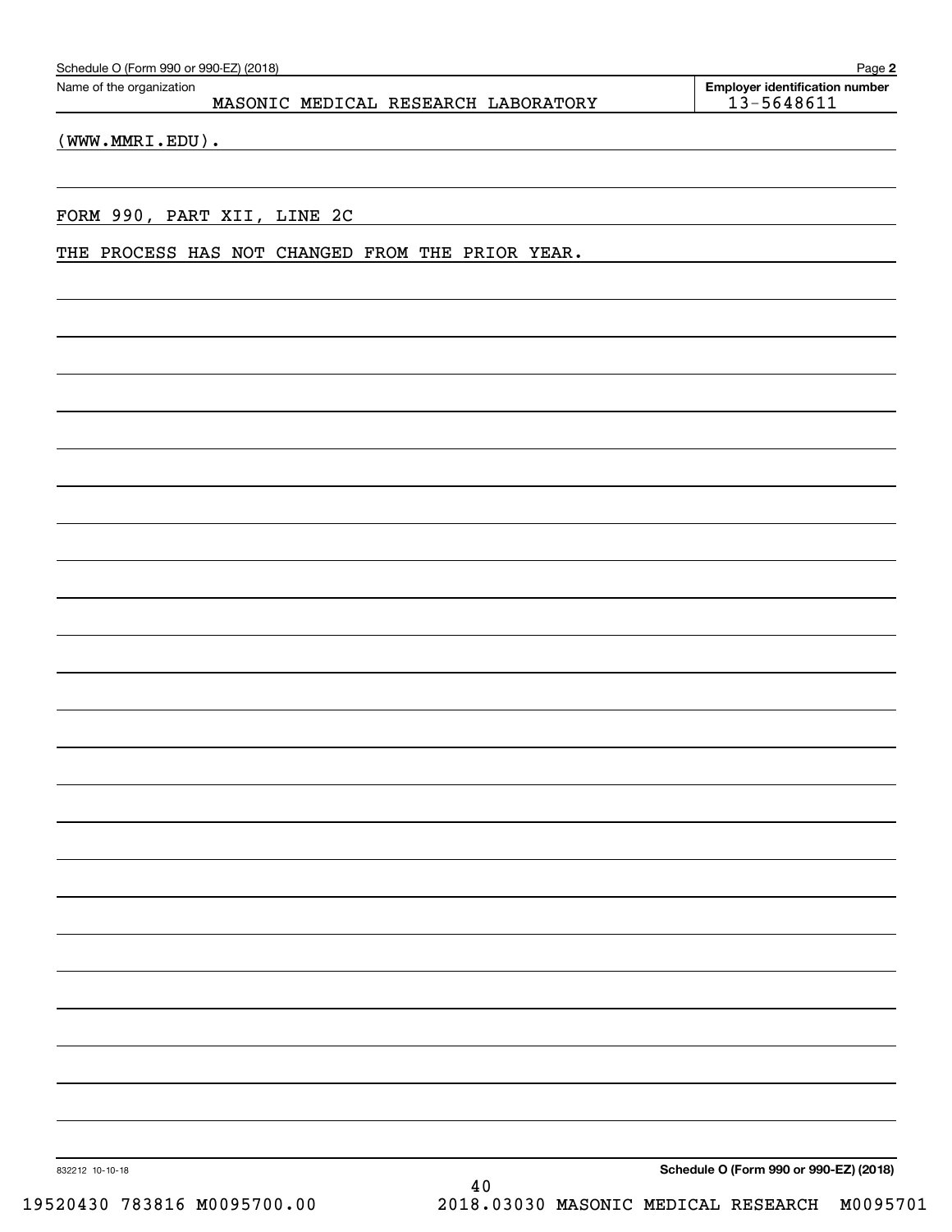Schedule O (Form 990 or 990-EZ) (2018)

Name of the organization: MASONIC MEDICAL RESEARCH LABORATORY

**Employer identification number** 13-5648611

(WWW.MMRI.EDU).

FORM 990, PART XII, LINE 2C

THE PROCESS HAS NOT CHANGED FROM THE PRIOR YEAR.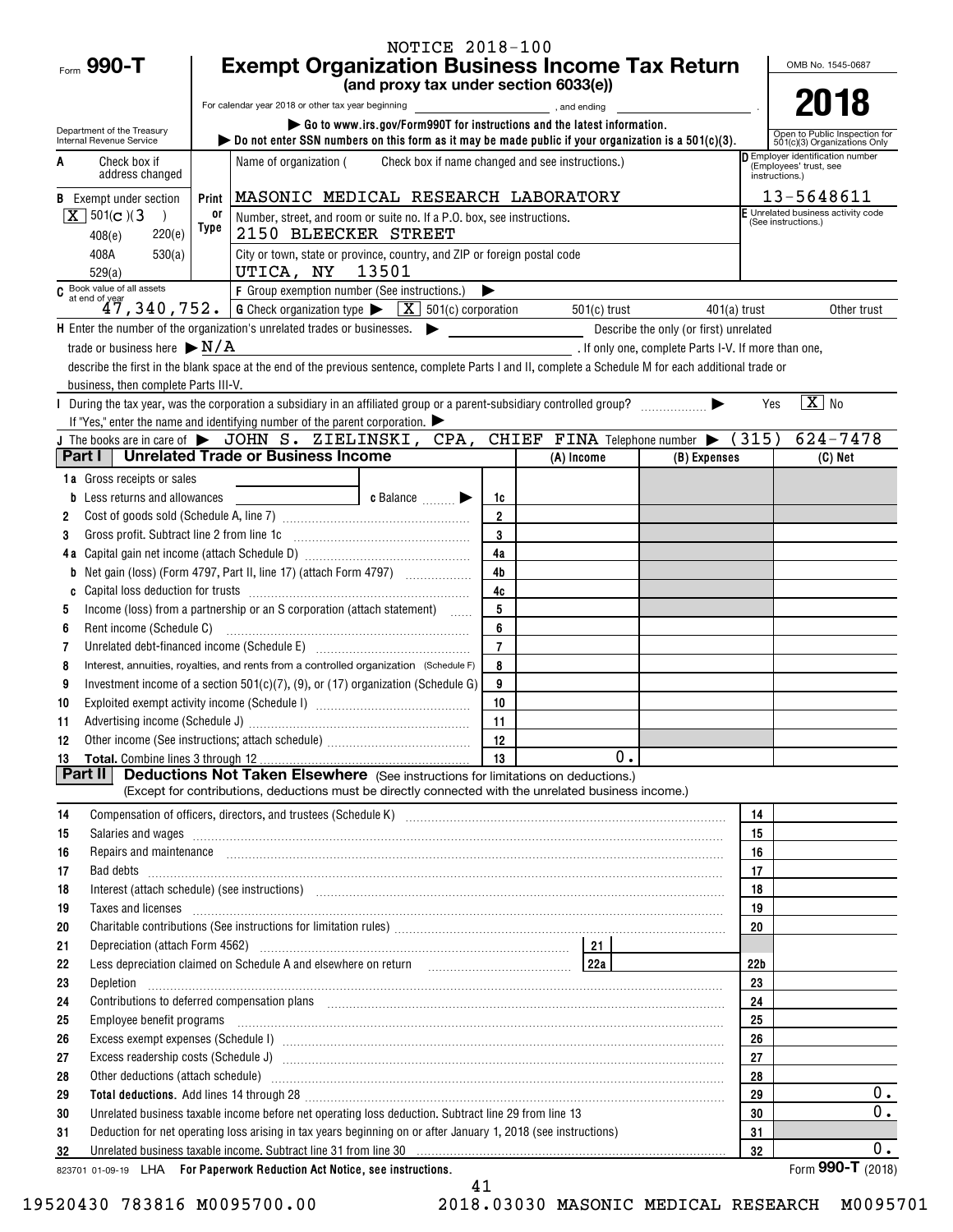NOTICE 2018-100

Form **990-T**

# Exempt Organization Business Income Tax Return

**(and proxy tax under section 6033(e))**

For calendar year 2018 or other tax year beginning , and ending .

▶ Go to www.irs.gov/Form990T for instructions and the latest information.

▶ Do not enter SSN numbers on this form as it may be made public if your organization is a 501(c)(3).

OMB No. 1545-0687

**2018**

Open to Public Inspection for 501(c)(3) Organizations Only

Department of the Treasury Internal Revenue Service

**A** Check box if address changed

**B** Exempt under section [X] 501(c)(3) | 408(e) | 220(e) | 408A | 530(a) | 529(a)

Name of organization ( Check box if name changed and see instructions.)

MASONIC MEDICAL RESEARCH LABORATORY

Number, street, and room or suite no. If a P.O. box, see instructions.

2150 BLEECKER STREET

City or town, state or province, country, and ZIP or foreign postal code

UTICA, NY 13501

**D** Employer identification number (Employees' trust, see instructions.) 13-5648611

**E** Unrelated business activity code (See instructions.)

**C** Book value of all assets at end of year 47,340,752.

**F** Group exemption number (See instructions.) ▶

**G** Check organization type ▶ [X] 501(c) corporation | 501(c) trust | 401(a) trust | Other trust

**H** Enter the number of the organization's unrelated trades or businesses. ▶ Describe the only (or first) unrelated trade or business here ▶ N/A . If only one, complete Parts I-V. If more than one, describe the first in the blank space at the end of the previous sentence, complete Parts I and II, complete a Schedule M for each additional trade or business, then complete Parts III-V.

**I** During the tax year, was the corporation a subsidiary in an affiliated group or a parent-subsidiary controlled group? ▶ Yes [X] No

If "Yes," enter the name and identifying number of the parent corporation. ▶

**J** The books are in care of ▶ JOHN S. ZIELINSKI, CPA, CHIEF FINA Telephone number ▶ (315) 624-7478

## Part I Unrelated Trade or Business Income

| | | | (A) Income | (B) Expenses | (C) Net |
|---|---|---|---|---|---|
| 1a | Gross receipts or sales | | | | |
| b | Less returns and allowances ____ c Balance ▶ | 1c | | | |
| 2 | Cost of goods sold (Schedule A, line 7) | 2 | | | |
| 3 | Gross profit. Subtract line 2 from line 1c | 3 | | | |
| 4a | Capital gain net income (attach Schedule D) | 4a | | | |
| b | Net gain (loss) (Form 4797, Part II, line 17) (attach Form 4797) | 4b | | | |
| c | Capital loss deduction for trusts | 4c | | | |
| 5 | Income (loss) from a partnership or an S corporation (attach statement) | 5 | | | |
| 6 | Rent income (Schedule C) | 6 | | | |
| 7 | Unrelated debt-financed income (Schedule E) | 7 | | | |
| 8 | Interest, annuities, royalties, and rents from a controlled organization (Schedule F) | 8 | | | |
| 9 | Investment income of a section 501(c)(7), (9), or (17) organization (Schedule G) | 9 | | | |
| 10 | Exploited exempt activity income (Schedule I) | 10 | | | |
| 11 | Advertising income (Schedule J) | 11 | | | |
| 12 | Other income (See instructions; attach schedule) | 12 | | | |
| 13 | **Total.** Combine lines 3 through 12 | 13 | 0. | | |

## Part II Deductions Not Taken Elsewhere (See instructions for limitations on deductions.)

(Except for contributions, deductions must be directly connected with the unrelated business income.)

| | | | |
|---|---|---|---|
| 14 | Compensation of officers, directors, and trustees (Schedule K) | 14 | |
| 15 | Salaries and wages | 15 | |
| 16 | Repairs and maintenance | 16 | |
| 17 | Bad debts | 17 | |
| 18 | Interest (attach schedule) (see instructions) | 18 | |
| 19 | Taxes and licenses | 19 | |
| 20 | Charitable contributions (See instructions for limitation rules) | 20 | |
| 21 | Depreciation (attach Form 4562) ____ 21 | | |
| 22 | Less depreciation claimed on Schedule A and elsewhere on return ____ 22a | 22b | |
| 23 | Depletion | 23 | |
| 24 | Contributions to deferred compensation plans | 24 | |
| 25 | Employee benefit programs | 25 | |
| 26 | Excess exempt expenses (Schedule I) | 26 | |
| 27 | Excess readership costs (Schedule J) | 27 | |
| 28 | Other deductions (attach schedule) | 28 | |
| 29 | **Total deductions.** Add lines 14 through 28 | 29 | 0. |
| 30 | Unrelated business taxable income before net operating loss deduction. Subtract line 29 from line 13 | 30 | 0. |
| 31 | Deduction for net operating loss arising in tax years beginning on or after January 1, 2018 (see instructions) | 31 | |
| 32 | Unrelated business taxable income. Subtract line 31 from line 30 | 32 | 0. |

823701 01-09-19 LHA **For Paperwork Reduction Act Notice, see instructions.** Form **990-T** (2018)

19520430 783816 M0095700.00 2018.03030 MASONIC MEDICAL RESEARCH M0095701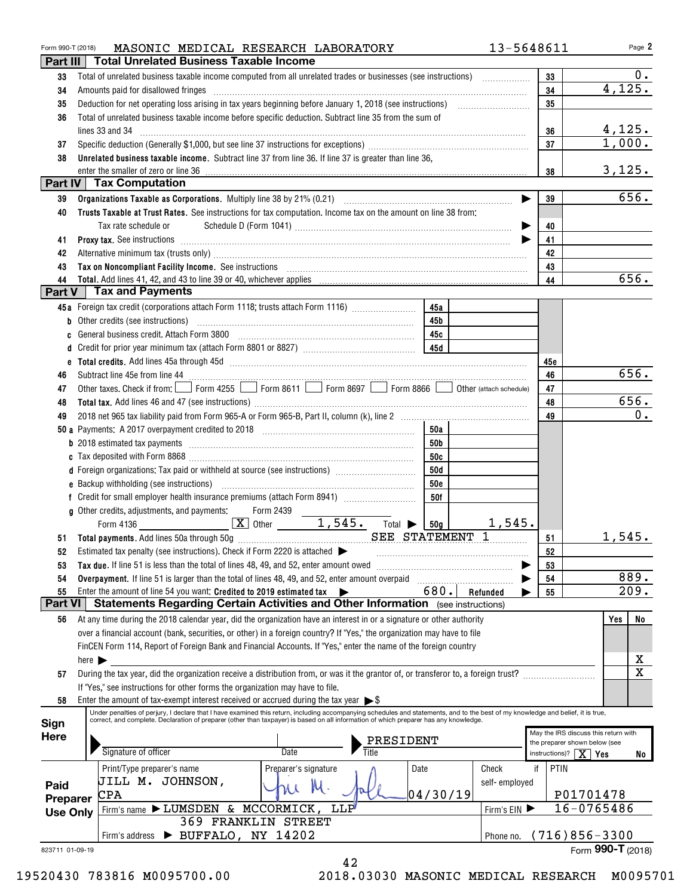Form 990-T (2018) MASONIC MEDICAL RESEARCH LABORATORY 13-5648611 Page 2

## Part III Total Unrelated Business Taxable Income

| | | | |
|---|---|---|---|
| 33 | Total of unrelated business taxable income computed from all unrelated trades or businesses (see instructions) | 33 | 0. |
| 34 | Amounts paid for disallowed fringes | 34 | 4,125. |
| 35 | Deduction for net operating loss arising in tax years beginning before January 1, 2018 (see instructions) | 35 | |
| 36 | Total of unrelated business taxable income before specific deduction. Subtract line 35 from the sum of lines 33 and 34 | 36 | 4,125. |
| 37 | Specific deduction (Generally $1,000, but see line 37 instructions for exceptions) | 37 | 1,000. |
| 38 | **Unrelated business taxable income.** Subtract line 37 from line 36. If line 37 is greater than line 36, enter the smaller of zero or line 36 | 38 | 3,125. |

## Part IV Tax Computation

| | | | |
|---|---|---|---|
| 39 | **Organizations Taxable as Corporations.** Multiply line 38 by 21% (0.21) | 39 | 656. |
| 40 | **Trusts Taxable at Trust Rates.** See instructions for tax computation. Income tax on the amount on line 38 from: Tax rate schedule or Schedule D (Form 1041) | 40 | |
| 41 | **Proxy tax.** See instructions | 41 | |
| 42 | Alternative minimum tax (trusts only) | 42 | |
| 43 | **Tax on Noncompliant Facility Income.** See instructions | 43 | |
| 44 | **Total.** Add lines 41, 42, and 43 to line 39 or 40, whichever applies | 44 | 656. |

## Part V Tax and Payments

| | | | | | |
|---|---|---|---|---|---|
| 45a | Foreign tax credit (corporations attach Form 1118; trusts attach Form 1116) | 45a | | | |
| b | Other credits (see instructions) | 45b | | | |
| c | General business credit. Attach Form 3800 | 45c | | | |
| d | Credit for prior year minimum tax (attach Form 8801 or 8827) | 45d | | | |
| e | **Total credits.** Add lines 45a through 45d | | | 45e | |
| 46 | Subtract line 45e from line 44 | | | 46 | 656. |
| 47 | Other taxes. Check if from: ☐ Form 4255 ☐ Form 8611 ☐ Form 8697 ☐ Form 8866 ☐ Other (attach schedule) | | | 47 | |
| 48 | **Total tax.** Add lines 46 and 47 (see instructions) | | | 48 | 656. |
| 49 | 2018 net 965 tax liability paid from Form 965-A or Form 965-B, Part II, column (k), line 2 | | | 49 | 0. |
| 50a | Payments: A 2017 overpayment credited to 2018 | 50a | | | |
| b | 2018 estimated tax payments | 50b | | | |
| c | Tax deposited with Form 8868 | 50c | | | |
| d | Foreign organizations: Tax paid or withheld at source (see instructions) | 50d | | | |
| e | Backup withholding (see instructions) | 50e | | | |
| f | Credit for small employer health insurance premiums (attach Form 8941) | 50f | | | |
| g | Other credits, adjustments, and payments: ☐ Form 2439 ☐ Form 4136 ☒ Other 1,545. Total ▶ | 50g | 1,545. | | |
| 51 | **Total payments.** Add lines 50a through 50g SEE STATEMENT 1 | | | 51 | 1,545. |
| 52 | Estimated tax penalty (see instructions). Check if Form 2220 is attached ▶ ☐ | | | 52 | |
| 53 | **Tax due.** If line 51 is less than the total of lines 48, 49, and 52, enter amount owed | | | 53 | |
| 54 | **Overpayment.** If line 51 is larger than the total of lines 48, 49, and 52, enter amount overpaid | | | 54 | 889. |
| 55 | Enter the amount of line 54 you want: **Credited to 2019 estimated tax** ▶ 680. Refunded ▶ | | | 55 | 209. |

## Part VI Statements Regarding Certain Activities and Other Information (see instructions)

| | | Yes | No |
|---|---|---|---|
| 56 | At any time during the 2018 calendar year, did the organization have an interest in or a signature or other authority over a financial account (bank, securities, or other) in a foreign country? If "Yes," the organization may have to file FinCEN Form 114, Report of Foreign Bank and Financial Accounts. If "Yes," enter the name of the foreign country here ▶ | | X |
| 57 | During the tax year, did the organization receive a distribution from, or was it the grantor of, or transferor to, a foreign trust? If "Yes," see instructions for other forms the organization may have to file. | | X |
| 58 | Enter the amount of tax-exempt interest received or accrued during the tax year ▶ $ | | |

**Sign Here**

Under penalties of perjury, I declare that I have examined this return, including accompanying schedules and statements, and to the best of my knowledge and belief, it is true, correct, and complete. Declaration of preparer (other than taxpayer) is based on all information of which preparer has any knowledge.

Signature of officer | Date | Title: PRESIDENT

May the IRS discuss this return with the preparer shown below (see instructions)? ☒ Yes ☐ No

**Paid Preparer Use Only**

| Print/Type preparer's name | Preparer's signature | Date | Check if self-employed | PTIN |
|---|---|---|---|---|
| JILL M. JOHNSON, CPA | Jill M. Johnson | 04/30/19 | ☐ | P01701478 |

Firm's name ▶ LUMSDEN & MCCORMICK, LLP — Firm's EIN ▶ 16-0765486

Firm's address ▶ 369 FRANKLIN STREET, BUFFALO, NY 14202 — Phone no. (716)856-3300

823711 01-09-19 Form **990-T** (2018)

19520430 783816 M0095700.00 2018.03030 MASONIC MEDICAL RESEARCH M0095701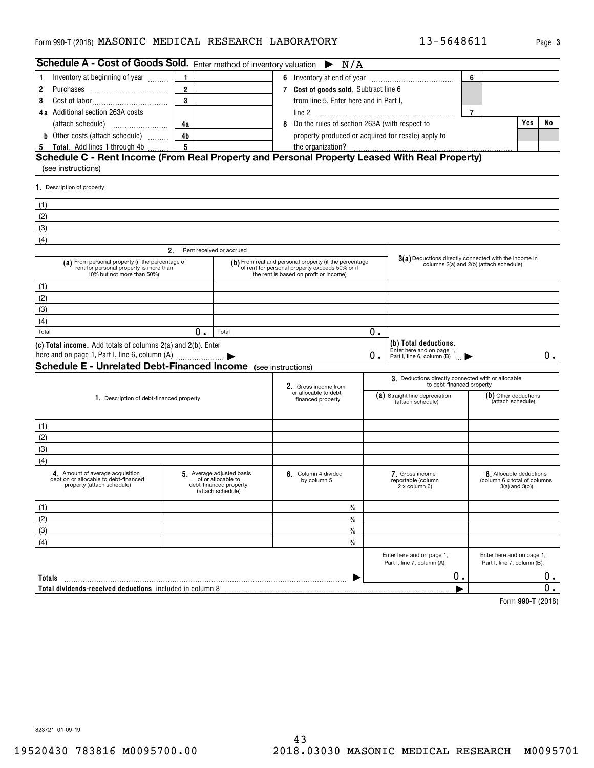Form 990-T (2018) MASONIC MEDICAL RESEARCH LABORATORY 13-5648611 Page 3

## Schedule A - Cost of Goods Sold. Enter method of inventory valuation ▶ N/A

| | | | | | | |
|---|---|---|---|---|---|---|
| 1 Inventory at beginning of year | 1 | | 6 Inventory at end of year | 6 | | |
| 2 Purchases | 2 | | 7 Cost of goods sold. Subtract line 6 from line 5. Enter here and in Part I, line 2 | 7 | | |
| 3 Cost of labor | 3 | | | | | |
| 4a Additional section 263A costs (attach schedule) | 4a | | 8 Do the rules of section 263A (with respect to property produced or acquired for resale) apply to the organization? | | Yes | No |
| b Other costs (attach schedule) | 4b | | | | | |
| 5 Total. Add lines 1 through 4b | 5 | | | | | |

## Schedule C - Rent Income (From Real Property and Personal Property Leased With Real Property)

(see instructions)

1. Description of property

(1)
(2)
(3)
(4)

| 2. Rent received or accrued | | 3(a) Deductions directly connected with the income in columns 2(a) and 2(b) (attach schedule) |
|---|---|---|
| (a) From personal property (if the percentage of rent for personal property is more than 10% but not more than 50%) | (b) From real and personal property (if the percentage of rent for personal property exceeds 50% or if the rent is based on profit or income) | |
| (1) | | |
| (2) | | |
| (3) | | |
| (4) | | |
| Total 0. | Total 0. | |
| (c) Total income. Add totals of columns 2(a) and 2(b). Enter here and on page 1, Part I, line 6, column (A) ▶ | 0. | (b) Total deductions. Enter here and on page 1, Part I, line 6, column (B) ▶ 0. |

## Schedule E - Unrelated Debt-Financed Income (see instructions)

| 1. Description of debt-financed property | 2. Gross income from or allocable to debt-financed property | 3. Deductions directly connected with or allocable to debt-financed property: (a) Straight line depreciation (attach schedule) | (b) Other deductions (attach schedule) |
|---|---|---|---|
| (1) | | | |
| (2) | | | |
| (3) | | | |
| (4) | | | |

| 4. Amount of average acquisition debt on or allocable to debt-financed property (attach schedule) | 5. Average adjusted basis of or allocable to debt-financed property (attach schedule) | 6. Column 4 divided by column 5 | 7. Gross income reportable (column 2 x column 6) | 8. Allocable deductions (column 6 x total of columns 3(a) and 3(b)) |
|---|---|---|---|---|
| (1) | | % | | |
| (2) | | % | | |
| (3) | | % | | |
| (4) | | % | | |
| | | | Enter here and on page 1, Part I, line 7, column (A). | Enter here and on page 1, Part I, line 7, column (B). |
| Totals ▶ | | | 0. | 0. |
| Total dividends-received deductions included in column 8 ▶ | | | | 0. |

Form 990-T (2018)

823721 01-09-19

19520430 783816 M0095700.00 2018.03030 MASONIC MEDICAL RESEARCH M0095701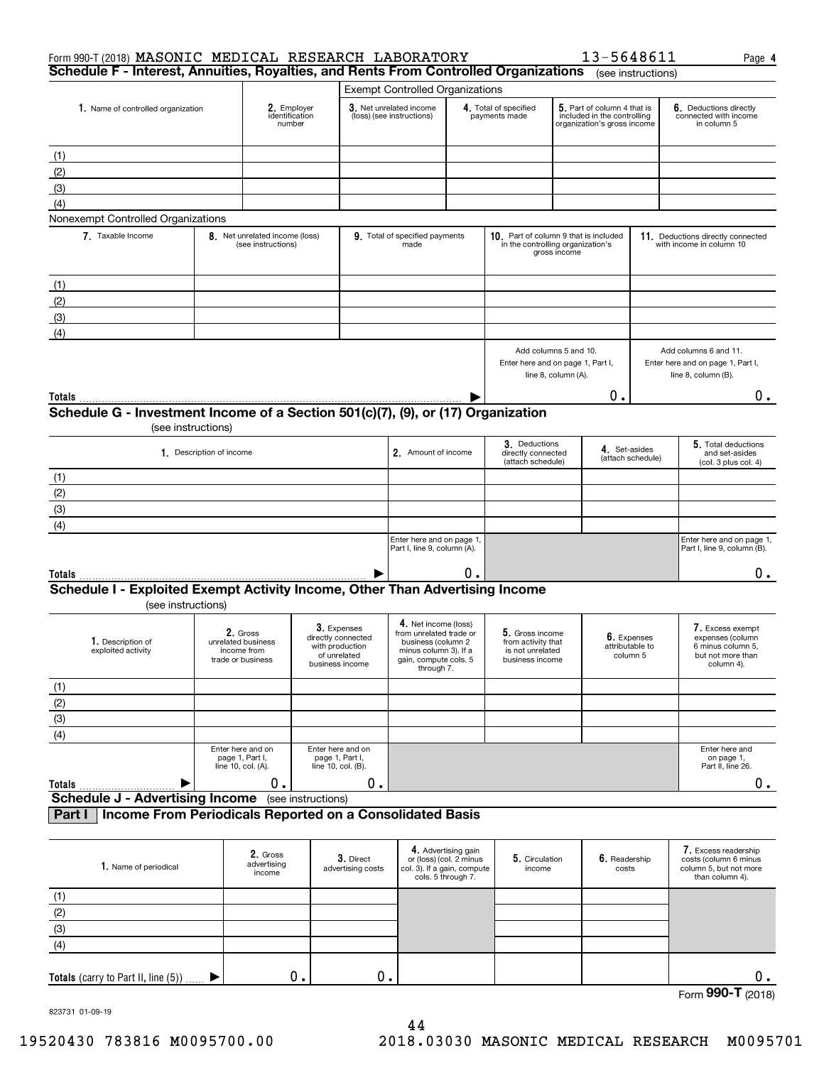Form 990-T (2018) MASONIC MEDICAL RESEARCH LABORATORY 13-5648611 Page 4

## Schedule F - Interest, Annuities, Royalties, and Rents From Controlled Organizations (see instructions)

| 1. Name of controlled organization | 2. Employer identification number | Exempt Controlled Organizations | | | |
|---|---|---|---|---|---|
| | | 3. Net unrelated income (loss) (see instructions) | 4. Total of specified payments made | 5. Part of column 4 that is included in the controlling organization's gross income | 6. Deductions directly connected with income in column 5 |
| (1) | | | | | |
| (2) | | | | | |
| (3) | | | | | |
| (4) | | | | | |

Nonexempt Controlled Organizations

| 7. Taxable Income | 8. Net unrelated income (loss) (see instructions) | 9. Total of specified payments made | 10. Part of column 9 that is included in the controlling organization's gross income | 11. Deductions directly connected with income in column 10 |
|---|---|---|---|---|
| (1) | | | | |
| (2) | | | | |
| (3) | | | | |
| (4) | | | | |
| | | | Add columns 5 and 10. Enter here and on page 1, Part I, line 8, column (A). | Add columns 6 and 11. Enter here and on page 1, Part I, line 8, column (B). |
| **Totals** | | ▶ | 0. | 0. |

## Schedule G - Investment Income of a Section 501(c)(7), (9), or (17) Organization

(see instructions)

| 1. Description of income | 2. Amount of income | 3. Deductions directly connected (attach schedule) | 4. Set-asides (attach schedule) | 5. Total deductions and set-asides (col. 3 plus col. 4) |
|---|---|---|---|---|
| (1) | | | | |
| (2) | | | | |
| (3) | | | | |
| (4) | | | | |
| | Enter here and on page 1, Part I, line 9, column (A). | | | Enter here and on page 1, Part I, line 9, column (B). |
| **Totals** ▶ | 0. | | | 0. |

## Schedule I - Exploited Exempt Activity Income, Other Than Advertising Income

(see instructions)

| 1. Description of exploited activity | 2. Gross unrelated business income from trade or business | 3. Expenses directly connected with production of unrelated business income | 4. Net income (loss) from unrelated trade or business (column 2 minus column 3). If a gain, compute cols. 5 through 7. | 5. Gross income from activity that is not unrelated business income | 6. Expenses attributable to column 5 | 7. Excess exempt expenses (column 6 minus column 5, but not more than column 4). |
|---|---|---|---|---|---|---|
| (1) | | | | | | |
| (2) | | | | | | |
| (3) | | | | | | |
| (4) | | | | | | |
| | Enter here and on page 1, Part I, line 10, col. (A). | Enter here and on page 1, Part I, line 10, col. (B). | | | | Enter here and on page 1, Part II, line 26. |
| **Totals** ▶ | 0. | 0. | | | | 0. |

## Schedule J - Advertising Income (see instructions)

### Part I Income From Periodicals Reported on a Consolidated Basis

| 1. Name of periodical | 2. Gross advertising income | 3. Direct advertising costs | 4. Advertising gain or (loss) (col. 2 minus col. 3). If a gain, compute cols. 5 through 7. | 5. Circulation income | 6. Readership costs | 7. Excess readership costs (column 6 minus column 5, but not more than column 4). |
|---|---|---|---|---|---|---|
| (1) | | | | | | |
| (2) | | | | | | |
| (3) | | | | | | |
| (4) | | | | | | |
| **Totals** (carry to Part II, line (5)) ▶ | 0. | 0. | | | | 0. |

Form **990-T** (2018)

823731 01-09-19

19520430 783816 M0095700.00 2018.03030 MASONIC MEDICAL RESEARCH M0095701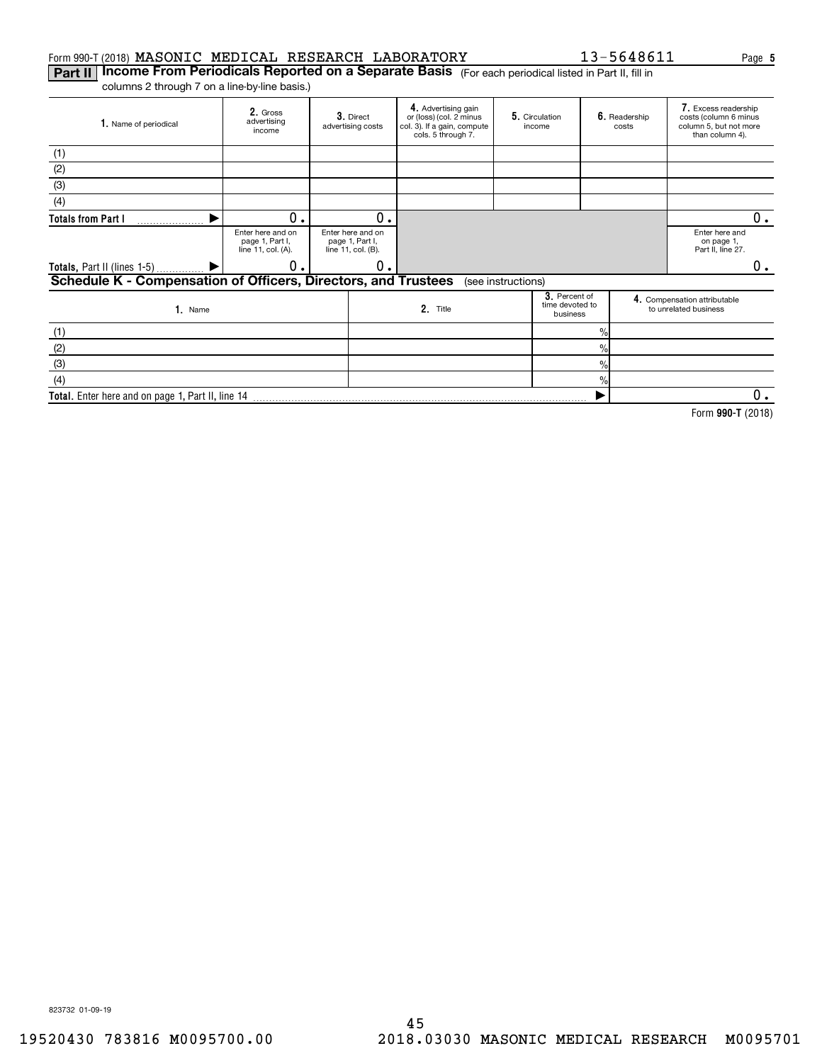Form 990-T (2018) MASONIC MEDICAL RESEARCH LABORATORY 13-5648611 Page **5**

**Part II** **Income From Periodicals Reported on a Separate Basis** (For each periodical listed in Part II, fill in columns 2 through 7 on a line-by-line basis.)

| 1. Name of periodical | 2. Gross advertising income | 3. Direct advertising costs | 4. Advertising gain or (loss) (col. 2 minus col. 3). If a gain, compute cols. 5 through 7. | 5. Circulation income | 6. Readership costs | 7. Excess readership costs (column 6 minus column 5, but not more than column 4). |
|---|---|---|---|---|---|---|
| (1) | | | | | | |
| (2) | | | | | | |
| (3) | | | | | | |
| (4) | | | | | | |
| **Totals from Part I** ▶ | 0. | 0. | | | | 0. |
| | Enter here and on page 1, Part I, line 11, col. (A). | Enter here and on page 1, Part I, line 11, col. (B). | | | | Enter here and on page 1, Part II, line 27. |
| **Totals,** Part II (lines 1-5) ▶ | 0. | 0. | | | | 0. |

**Schedule K - Compensation of Officers, Directors, and Trustees** (see instructions)

| 1. Name | 2. Title | 3. Percent of time devoted to business | 4. Compensation attributable to unrelated business |
|---|---|---|---|
| (1) | | % | |
| (2) | | % | |
| (3) | | % | |
| (4) | | % | |
| **Total.** Enter here and on page 1, Part II, line 14 | | ▶ | 0. |

Form **990-T** (2018)

823732 01-09-19

19520430 783816 M0095700.00 2018.03030 MASONIC MEDICAL RESEARCH M0095701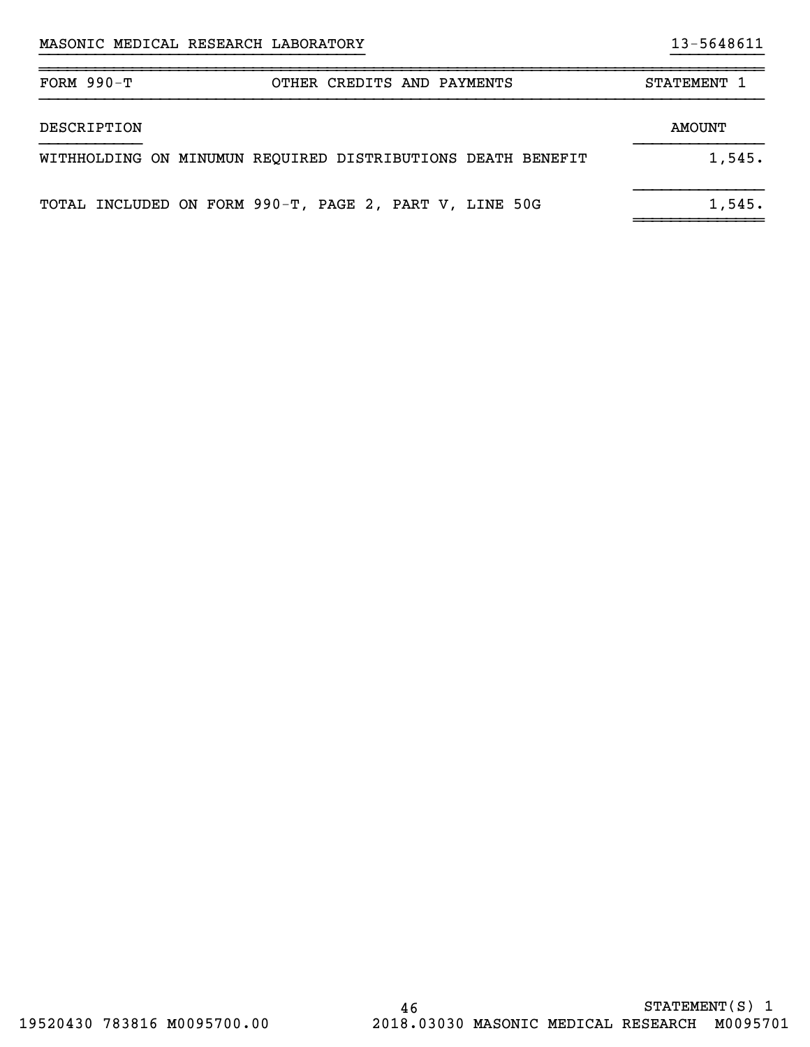MASONIC MEDICAL RESEARCH LABORATORY 13-5648611

| FORM 990-T | OTHER CREDITS AND PAYMENTS | STATEMENT 1 |
|---|---|---|

| DESCRIPTION | AMOUNT |
|---|---|
| WITHHOLDING ON MINUMUN REQUIRED DISTRIBUTIONS DEATH BENEFIT | 1,545. |
| TOTAL INCLUDED ON FORM 990-T, PAGE 2, PART V, LINE 50G | 1,545. |

STATEMENT(S) 1

19520430 783816 M0095700.00 2018.03030 MASONIC MEDICAL RESEARCH M0095701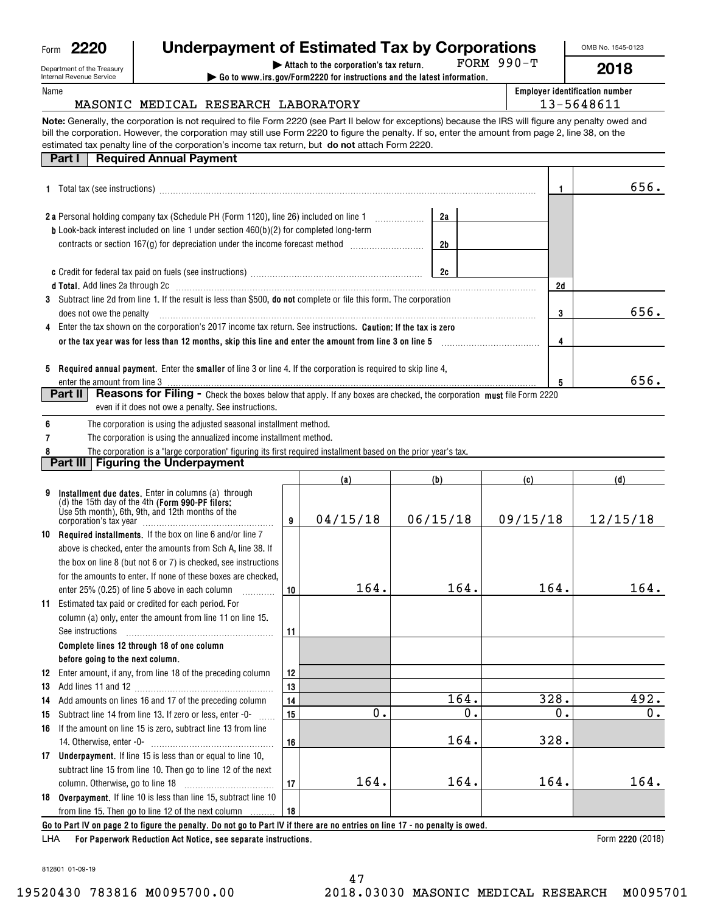Form **2220**

Department of the Treasury
Internal Revenue Service

# Underpayment of Estimated Tax by Corporations

▶ Attach to the corporation's tax return. FORM 990-T

▶ Go to www.irs.gov/Form2220 for instructions and the latest information.

OMB No. 1545-0123

**2018**

Name: MASONIC MEDICAL RESEARCH LABORATORY

Employer identification number: 13-5648611

**Note:** Generally, the corporation is not required to file Form 2220 (see Part II below for exceptions) because the IRS will figure any penalty owed and bill the corporation. However, the corporation may still use Form 2220 to figure the penalty. If so, enter the amount from page 2, line 38, on the estimated tax penalty line of the corporation's income tax return, but **do not** attach Form 2220.

## Part I Required Annual Payment

| | | | |
|---|---|---|---|
| **1** | Total tax (see instructions) | 1 | 656. |
| **2a** | Personal holding company tax (Schedule PH (Form 1120), line 26) included on line 1 — 2a | | |
| **b** | Look-back interest included on line 1 under section 460(b)(2) for completed long-term contracts or section 167(g) for depreciation under the income forecast method — 2b | | |
| **c** | Credit for federal tax paid on fuels (see instructions) — 2c | | |
| **d** | **Total.** Add lines 2a through 2c | 2d | |
| **3** | Subtract line 2d from line 1. If the result is less than $500, **do not** complete or file this form. The corporation does not owe the penalty | 3 | 656. |
| **4** | Enter the tax shown on the corporation's 2017 income tax return. See instructions. **Caution: If the tax is zero or the tax year was for less than 12 months, skip this line and enter the amount from line 3 on line 5** | 4 | |
| **5** | **Required annual payment.** Enter the **smaller** of line 3 or line 4. If the corporation is required to skip line 4, enter the amount from line 3 | 5 | 656. |

## Part II Reasons for Filing - Check the boxes below that apply. If any boxes are checked, the corporation **must** file Form 2220 even if it does not owe a penalty. See instructions.

**6** The corporation is using the adjusted seasonal installment method.

**7** The corporation is using the annualized income installment method.

**8** The corporation is a "large corporation" figuring its first required installment based on the prior year's tax.

## Part III Figuring the Underpayment

| | | | (a) | (b) | (c) | (d) |
|---|---|---|---|---|---|---|
| **9** | **Installment due dates.** Enter in columns (a) through (d) the 15th day of the 4th **(Form 990-PF filers:** Use 5th month), 6th, 9th, and 12th months of the corporation's tax year | 9 | 04/15/18 | 06/15/18 | 09/15/18 | 12/15/18 |
| **10** | **Required installments.** If the box on line 6 and/or line 7 above is checked, enter the amounts from Sch A, line 38. If the box on line 8 (but not 6 or 7) is checked, see instructions for the amounts to enter. If none of these boxes are checked, enter 25% (0.25) of line 5 above in each column | 10 | 164. | 164. | 164. | 164. |
| **11** | Estimated tax paid or credited for each period. For column (a) only, enter the amount from line 11 on line 15. See instructions | 11 | | | | |
| | **Complete lines 12 through 18 of one column before going to the next column.** | | | | | |
| **12** | Enter amount, if any, from line 18 of the preceding column | 12 | | | | |
| **13** | Add lines 11 and 12 | 13 | | | | |
| **14** | Add amounts on lines 16 and 17 of the preceding column | 14 | | 164. | 328. | 492. |
| **15** | Subtract line 14 from line 13. If zero or less, enter -0- | 15 | 0. | 0. | 0. | 0. |
| **16** | If the amount on line 15 is zero, subtract line 13 from line 14. Otherwise, enter -0- | 16 | | 164. | 328. | |
| **17** | **Underpayment.** If line 15 is less than or equal to line 10, subtract line 15 from line 10. Then go to line 12 of the next column. Otherwise, go to line 18 | 17 | 164. | 164. | 164. | 164. |
| **18** | **Overpayment.** If line 10 is less than line 15, subtract line 10 from line 15. Then go to line 12 of the next column | 18 | | | | |

**Go to Part IV on page 2 to figure the penalty. Do not go to Part IV if there are no entries on line 17 - no penalty is owed.**

LHA **For Paperwork Reduction Act Notice, see separate instructions.** Form **2220** (2018)

812801 01-09-19

19520430 783816 M0095700.00 2018.03030 MASONIC MEDICAL RESEARCH M0095701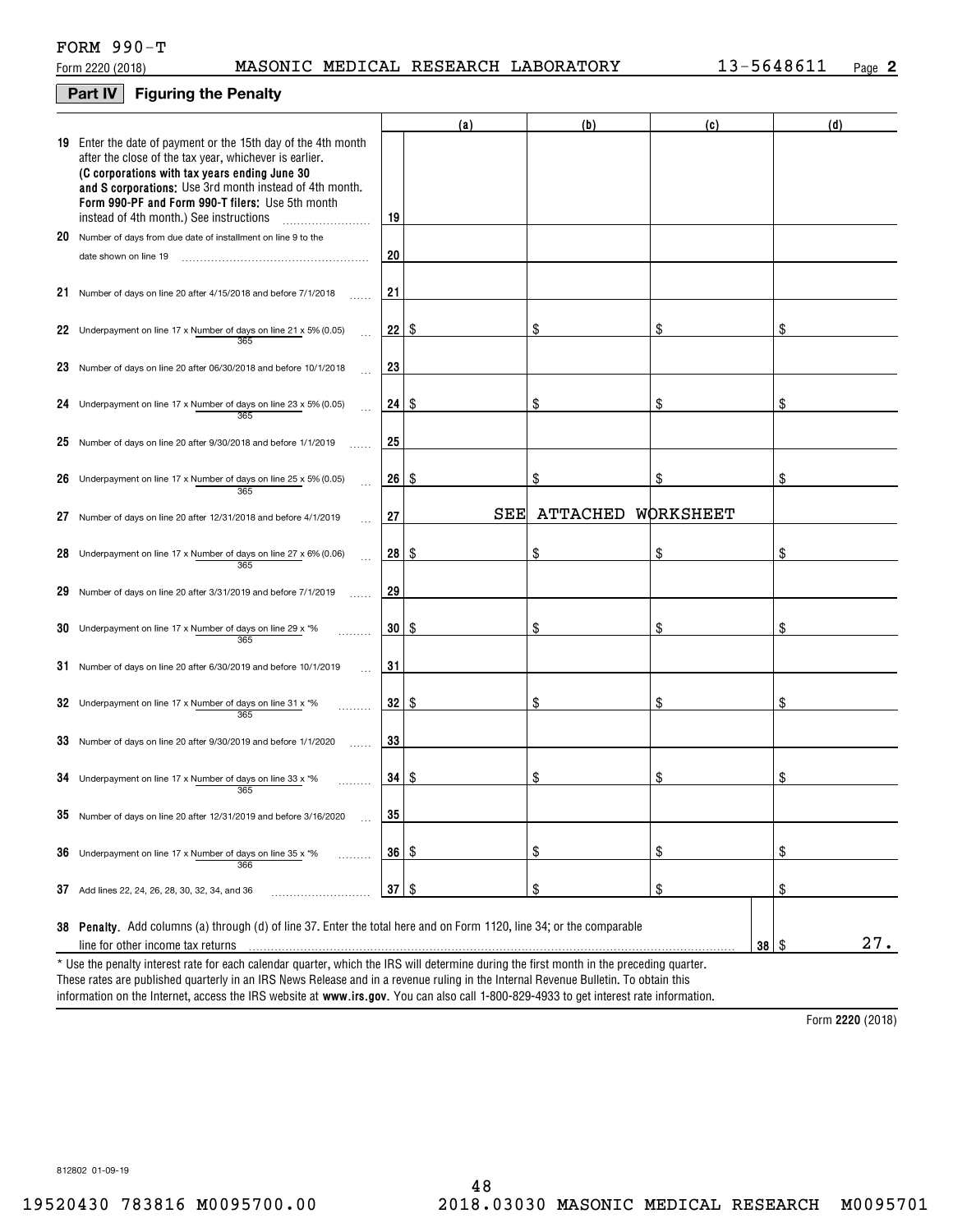FORM 990-T

Form 2220 (2018) MASONIC MEDICAL RESEARCH LABORATORY 13-5648611 Page **2**

## Part IV Figuring the Penalty

| | | | (a) | (b) | (c) | (d) |
|---|---|---|---|---|---|---|
| **19** | Enter the date of payment or the 15th day of the 4th month after the close of the tax year, whichever is earlier. **(C corporations with tax years ending June 30 and S corporations:** Use 3rd month instead of 4th month. **Form 990-PF and Form 990-T filers:** Use 5th month instead of 4th month.) See instructions | 19 | | | | |
| **20** | Number of days from due date of installment on line 9 to the date shown on line 19 | 20 | | | | |
| **21** | Number of days on line 20 after 4/15/2018 and before 7/1/2018 | 21 | | | | |
| **22** | Underpayment on line 17 x (Number of days on line 21 / 365) x 5% (0.05) | 22 | $ | $ | $ | $ |
| **23** | Number of days on line 20 after 06/30/2018 and before 10/1/2018 | 23 | | | | |
| **24** | Underpayment on line 17 x (Number of days on line 23 / 365) x 5% (0.05) | 24 | $ | $ | $ | $ |
| **25** | Number of days on line 20 after 9/30/2018 and before 1/1/2019 | 25 | | | | |
| **26** | Underpayment on line 17 x (Number of days on line 25 / 365) x 5% (0.05) | 26 | $ | $ | $ | $ |
| **27** | Number of days on line 20 after 12/31/2018 and before 4/1/2019 | 27 | SEE | ATTACHED | WORKSHEET | |
| **28** | Underpayment on line 17 x (Number of days on line 27 / 365) x 6% (0.06) | 28 | $ | $ | $ | $ |
| **29** | Number of days on line 20 after 3/31/2019 and before 7/1/2019 | 29 | | | | |
| **30** | Underpayment on line 17 x (Number of days on line 29 / 365) x *% | 30 | $ | $ | $ | $ |
| **31** | Number of days on line 20 after 6/30/2019 and before 10/1/2019 | 31 | | | | |
| **32** | Underpayment on line 17 x (Number of days on line 31 / 365) x *% | 32 | $ | $ | $ | $ |
| **33** | Number of days on line 20 after 9/30/2019 and before 1/1/2020 | 33 | | | | |
| **34** | Underpayment on line 17 x (Number of days on line 33 / 365) x *% | 34 | $ | $ | $ | $ |
| **35** | Number of days on line 20 after 12/31/2019 and before 3/16/2020 | 35 | | | | |
| **36** | Underpayment on line 17 x (Number of days on line 35 / 366) x *% | 36 | $ | $ | $ | $ |
| **37** | Add lines 22, 24, 26, 28, 30, 32, 34, and 36 | 37 | $ | $ | $ | $ |

**38 Penalty.** Add columns (a) through (d) of line 37. Enter the total here and on Form 1120, line 34; or the comparable line for other income tax returns ..... **38** $ 27.

\* Use the penalty interest rate for each calendar quarter, which the IRS will determine during the first month in the preceding quarter. These rates are published quarterly in an IRS News Release and in a revenue ruling in the Internal Revenue Bulletin. To obtain this information on the Internet, access the IRS website at **www.irs.gov**. You can also call 1-800-829-4933 to get interest rate information.

Form **2220** (2018)

812802 01-09-19

19520430 783816 M0095700.00 2018.03030 MASONIC MEDICAL RESEARCH M0095701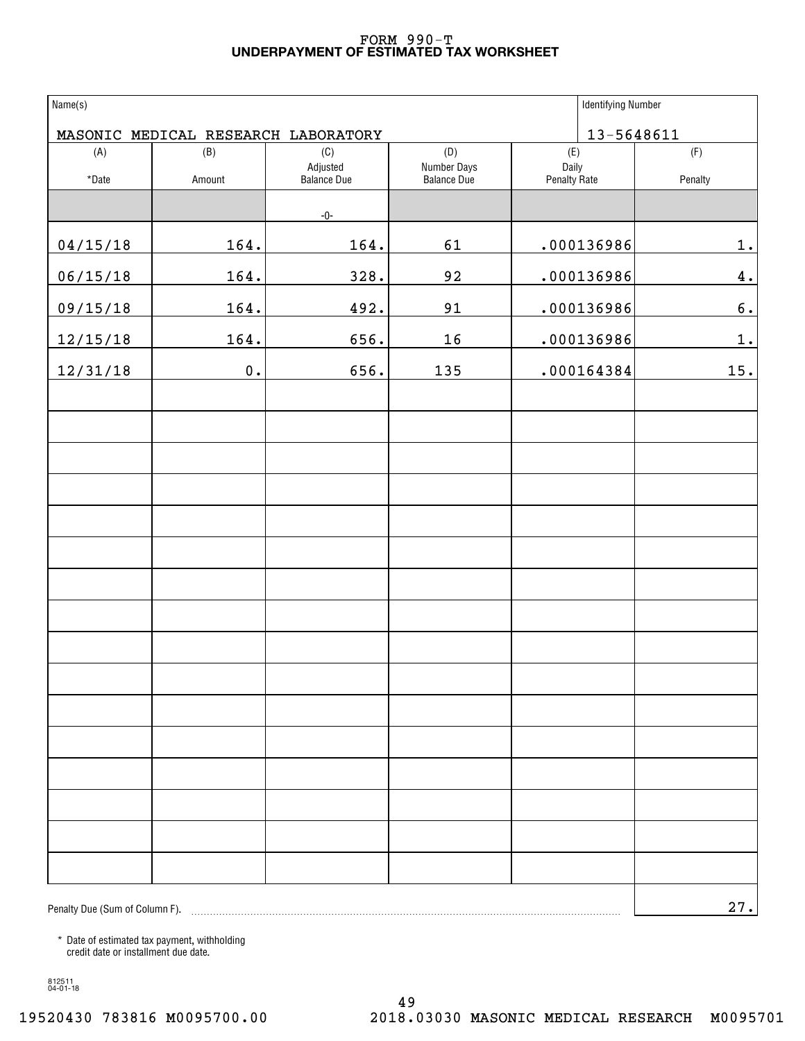# FORM 990-T
## UNDERPAYMENT OF ESTIMATED TAX WORKSHEET

| Name(s) | Identifying Number |
|---|---|
| MASONIC MEDICAL RESEARCH LABORATORY | 13-5648611 |

| (A) *Date | (B) Amount | (C) Adjusted Balance Due | (D) Number Days Balance Due | (E) Daily Penalty Rate | (F) Penalty |
|---|---|---|---|---|---|
| | | -0- | | | |
| 04/15/18 | 164. | 164. | 61 | .000136986 | 1. |
| 06/15/18 | 164. | 328. | 92 | .000136986 | 4. |
| 09/15/18 | 164. | 492. | 91 | .000136986 | 6. |
| 12/15/18 | 164. | 656. | 16 | .000136986 | 1. |
| 12/31/18 | 0. | 656. | 135 | .000164384 | 15. |

Penalty Due (Sum of Column F). ........ 27.

\* Date of estimated tax payment, withholding credit date or installment due date.

812511
04-01-18

19520430 783816 M0095700.00 2018.03030 MASONIC MEDICAL RESEARCH M0095701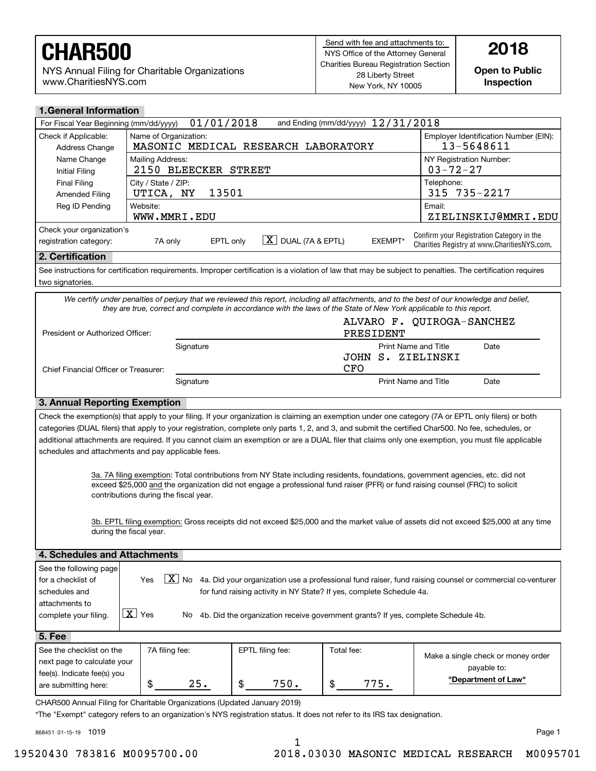# CHAR500

NYS Annual Filing for Charitable Organizations
www.CharitiesNYS.com

Send with fee and attachments to:
NYS Office of the Attorney General
Charities Bureau Registration Section
28 Liberty Street
New York, NY 10005

**2018**

**Open to Public Inspection**

## 1. General Information

For Fiscal Year Beginning (mm/dd/yyyy) 01/01/2018 and Ending (mm/dd/yyyy) 12/31/2018

| Check if Applicable: | Name of Organization: | Employer Identification Number (EIN): |
|---|---|---|
| Address Change | MASONIC MEDICAL RESEARCH LABORATORY | 13-5648611 |
| Name Change | Mailing Address: | NY Registration Number: |
| Initial Filing | 2150 BLEECKER STREET | 03-72-27 |
| Final Filing | City / State / ZIP: | Telephone: |
| Amended Filing | UTICA, NY 13501 | 315 735-2217 |
| Reg ID Pending | Website: | Email: |
| | WWW.MMRI.EDU | ZIELINSKIJ@MMRI.EDU |

Check your organization's registration category: 7A only EPTL only [X] DUAL (7A & EPTL) EXEMPT*

Confirm your Registration Category in the Charities Registry at www.CharitiesNYS.com.

## 2. Certification

See instructions for certification requirements. Improper certification is a violation of law that may be subject to penalties. The certification requires two signatories.

*We certify under penalties of perjury that we reviewed this report, including all attachments, and to the best of our knowledge and belief, they are true, correct and complete in accordance with the laws of the State of New York applicable to this report.*

| | Signature | Print Name and Title | Date |
|---|---|---|---|
| President or Authorized Officer: | | ALVARO F. QUIROGA-SANCHEZ PRESIDENT | |
| Chief Financial Officer or Treasurer: | | JOHN S. ZIELINSKI CFO | |

## 3. Annual Reporting Exemption

Check the exemption(s) that apply to your filing. If your organization is claiming an exemption under one category (7A or EPTL only filers) or both categories (DUAL filers) that apply to your registration, complete only parts 1, 2, and 3, and submit the certified Char500. No fee, schedules, or additional attachments are required. If you cannot claim an exemption or are a DUAL filer that claims only one exemption, you must file applicable schedules and attachments and pay applicable fees.

3a. 7A filing exemption: Total contributions from NY State including residents, foundations, government agencies, etc. did not exceed $25,000 and the organization did not engage a professional fund raiser (PFR) or fund raising counsel (FRC) to solicit contributions during the fiscal year.

3b. EPTL filing exemption: Gross receipts did not exceed $25,000 and the market value of assets did not exceed $25,000 at any time during the fiscal year.

## 4. Schedules and Attachments

See the following page for a checklist of schedules and attachments to complete your filing.

Yes [X] No 4a. Did your organization use a professional fund raiser, fund raising counsel or commercial co-venturer for fund raising activity in NY State? If yes, complete Schedule 4a.

[X] Yes No 4b. Did the organization receive government grants? If yes, complete Schedule 4b.

## 5. Fee

| See the checklist on the next page to calculate your fee(s). Indicate fee(s) you are submitting here: | 7A filing fee: | EPTL filing fee: | Total fee: | Make a single check or money order payable to: |
|---|---|---|---|---|
| | $ 25. | $ 750. | $ 775. | **"Department of Law"** |

CHAR500 Annual Filing for Charitable Organizations (Updated January 2019)

*The "Exempt" category refers to an organization's NYS registration status. It does not refer to its IRS tax designation.

868451 01-15-19 1019

19520430 783816 M0095700.00 2018.03030 MASONIC MEDICAL RESEARCH M0095701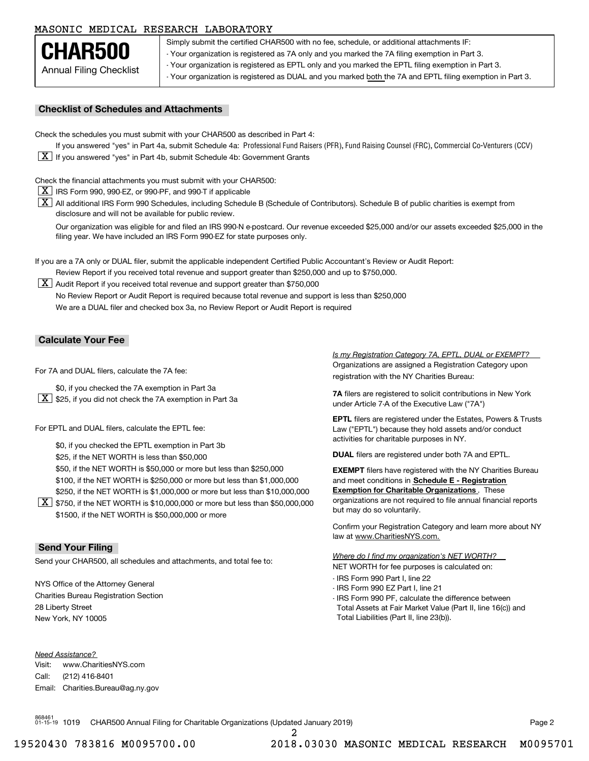MASONIC MEDICAL RESEARCH LABORATORY

# CHAR500

Annual Filing Checklist

Simply submit the certified CHAR500 with no fee, schedule, or additional attachments IF:
- Your organization is registered as 7A only and you marked the 7A filing exemption in Part 3.
- Your organization is registered as EPTL only and you marked the EPTL filing exemption in Part 3.
- Your organization is registered as DUAL and you marked both the 7A and EPTL filing exemption in Part 3.

## Checklist of Schedules and Attachments

Check the schedules you must submit with your CHAR500 as described in Part 4:

- [ ] If you answered "yes" in Part 4a, submit Schedule 4a: Professional Fund Raisers (PFR), Fund Raising Counsel (FRC), Commercial Co-Venturers (CCV)
- [X] If you answered "yes" in Part 4b, submit Schedule 4b: Government Grants

Check the financial attachments you must submit with your CHAR500:

- [X] IRS Form 990, 990-EZ, or 990-PF, and 990-T if applicable
- [X] All additional IRS Form 990 Schedules, including Schedule B (Schedule of Contributors). Schedule B of public charities is exempt from disclosure and will not be available for public review.
- [ ] Our organization was eligible for and filed an IRS 990-N e-postcard. Our revenue exceeded $25,000 and/or our assets exceeded $25,000 in the filing year. We have included an IRS Form 990-EZ for state purposes only.

If you are a 7A only or DUAL filer, submit the applicable independent Certified Public Accountant's Review or Audit Report:

- [ ] Review Report if you received total revenue and support greater than $250,000 and up to $750,000.
- [X] Audit Report if you received total revenue and support greater than $750,000
- [ ] No Review Report or Audit Report is required because total revenue and support is less than $250,000
- [ ] We are a DUAL filer and checked box 3a, no Review Report or Audit Report is required

## Calculate Your Fee

For 7A and DUAL filers, calculate the 7A fee:

- [ ] $0, if you checked the 7A exemption in Part 3a
- [X] $25, if you did not check the 7A exemption in Part 3a

For EPTL and DUAL filers, calculate the EPTL fee:

- [ ] $0, if you checked the EPTL exemption in Part 3b
- [ ] $25, if the NET WORTH is less than $50,000
- [ ] $50, if the NET WORTH is $50,000 or more but less than $250,000
- [ ] $100, if the NET WORTH is $250,000 or more but less than $1,000,000
- [ ] $250, if the NET WORTH is $1,000,000 or more but less than $10,000,000
- [X] $750, if the NET WORTH is $10,000,000 or more but less than $50,000,000
- [ ] $1500, if the NET WORTH is $50,000,000 or more

*Is my Registration Category 7A, EPTL, DUAL or EXEMPT?*

Organizations are assigned a Registration Category upon registration with the NY Charities Bureau:

**7A** filers are registered to solicit contributions in New York under Article 7-A of the Executive Law ("7A")

**EPTL** filers are registered under the Estates, Powers & Trusts Law ("EPTL") because they hold assets and/or conduct activities for charitable purposes in NY.

**DUAL** filers are registered under both 7A and EPTL.

**EXEMPT** filers have registered with the NY Charities Bureau and meet conditions in **Schedule E - Registration Exemption for Charitable Organizations**. These organizations are not required to file annual financial reports but may do so voluntarily.

Confirm your Registration Category and learn more about NY law at www.CharitiesNYS.com.

*Where do I find my organization's NET WORTH?*

NET WORTH for fee purposes is calculated on:
- IRS Form 990 Part I, line 22
- IRS Form 990 EZ Part I, line 21
- IRS Form 990 PF, calculate the difference between Total Assets at Fair Market Value (Part II, line 16(c)) and Total Liabilities (Part II, line 23(b)).

## Send Your Filing

Send your CHAR500, all schedules and attachments, and total fee to:

NYS Office of the Attorney General
Charities Bureau Registration Section
28 Liberty Street
New York, NY 10005

*Need Assistance?*

Visit: www.CharitiesNYS.com
Call: (212) 416-8401
Email: Charities.Bureau@ag.ny.gov

868461 01-15-19 1019 CHAR500 Annual Filing for Charitable Organizations (Updated January 2019)

19520430 783816 M0095700.00 2018.03030 MASONIC MEDICAL RESEARCH M0095701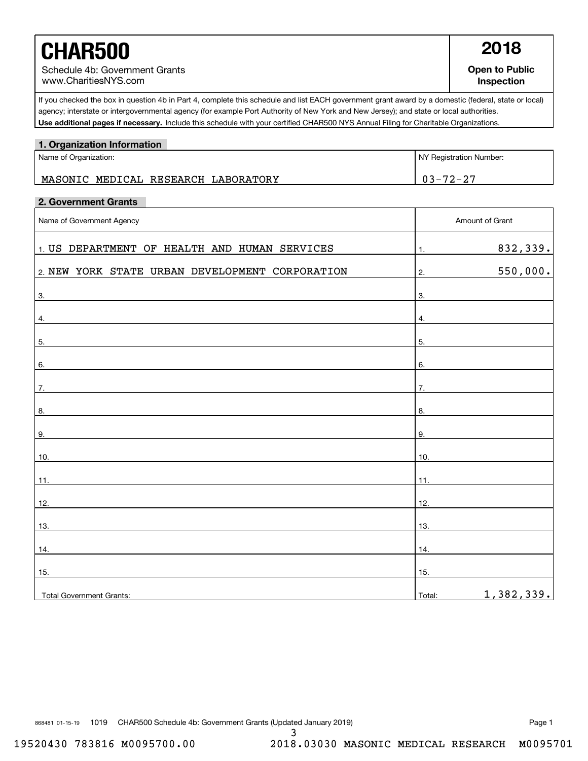# CHAR500

Schedule 4b: Government Grants
www.CharitiesNYS.com

**2018**

**Open to Public Inspection**

If you checked the box in question 4b in Part 4, complete this schedule and list EACH government grant award by a domestic (federal, state or local) agency; interstate or intergovernmental agency (for example Port Authority of New York and New Jersey); and state or local authorities. **Use additional pages if necessary.** Include this schedule with your certified CHAR500 NYS Annual Filing for Charitable Organizations.

## 1. Organization Information

| Name of Organization: | NY Registration Number: |
|---|---|
| MASONIC MEDICAL RESEARCH LABORATORY | 03-72-27 |

## 2. Government Grants

| Name of Government Agency | Amount of Grant |
|---|---|
| 1. US DEPARTMENT OF HEALTH AND HUMAN SERVICES | 1. 832,339. |
| 2. NEW YORK STATE URBAN DEVELOPMENT CORPORATION | 2. 550,000. |
| 3. | 3. |
| 4. | 4. |
| 5. | 5. |
| 6. | 6. |
| 7. | 7. |
| 8. | 8. |
| 9. | 9. |
| 10. | 10. |
| 11. | 11. |
| 12. | 12. |
| 13. | 13. |
| 14. | 14. |
| 15. | 15. |
| Total Government Grants: | Total: 1,382,339. |

868481 01-15-19 1019 CHAR500 Schedule 4b: Government Grants (Updated January 2019)

19520430 783816 M0095700.00 2018.03030 MASONIC MEDICAL RESEARCH M0095701